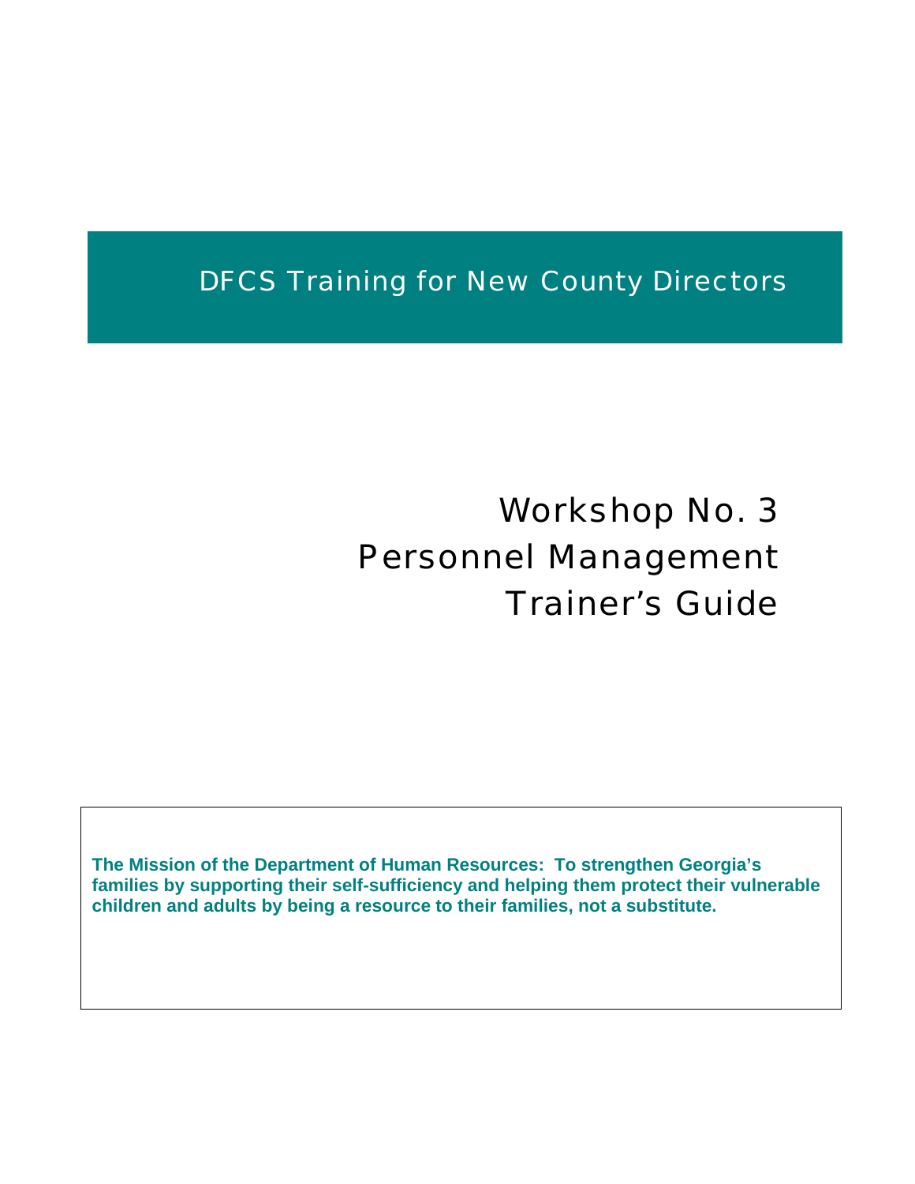# DFCS Training for New County Directors

# Workshop No. 3
# Personnel Management
# Trainer's Guide

**The Mission of the Department of Human Resources: To strengthen Georgia's families by supporting their self-sufficiency and helping them protect their vulnerable children and adults by being a resource to their families, not a substitute.**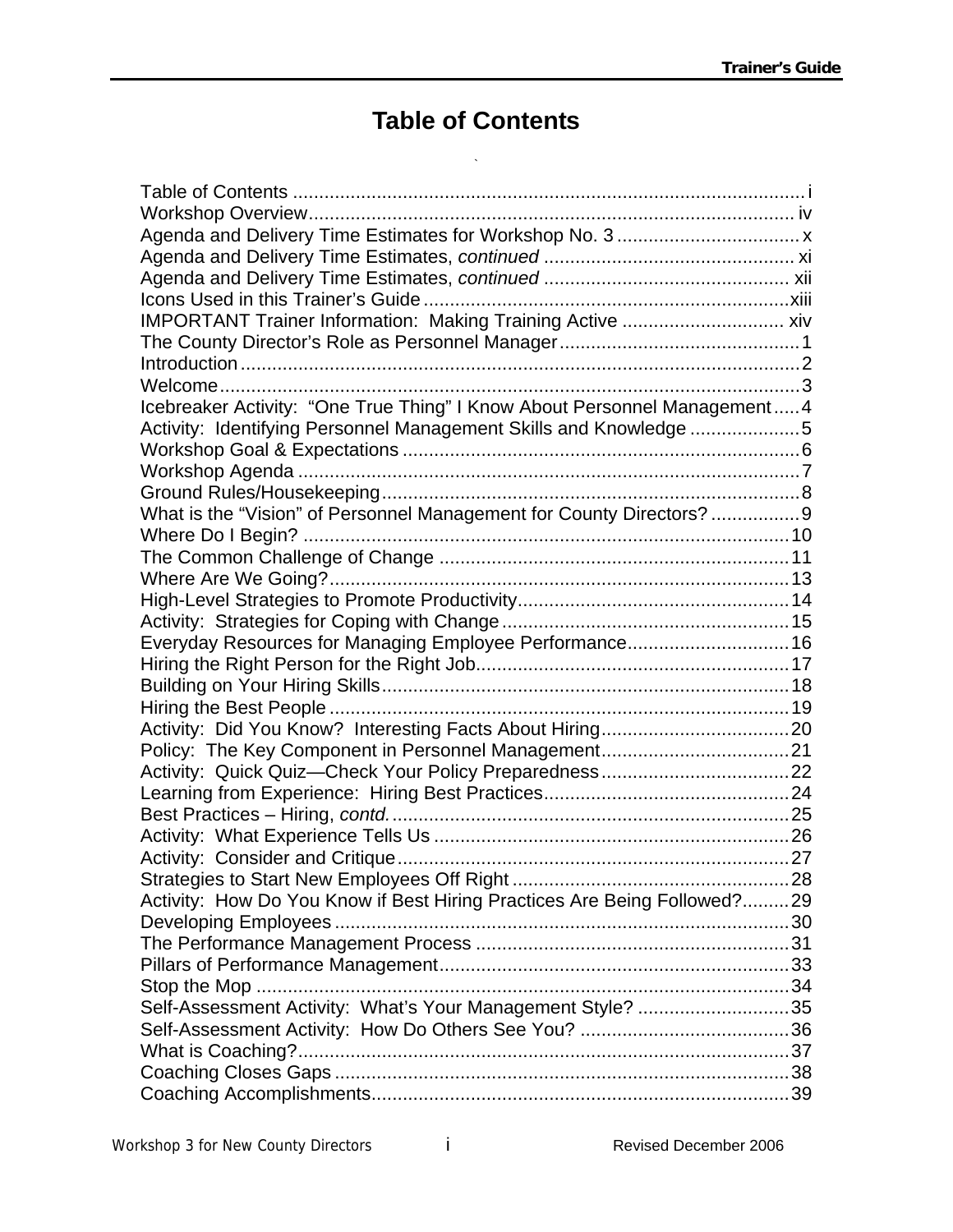# Table of Contents

Table of Contents ................................................................................................ i
Workshop Overview............................................................................................ iv
Agenda and Delivery Time Estimates for Workshop No. 3 ................................... x
Agenda and Delivery Time Estimates, *continued* ............................................... xi
Agenda and Delivery Time Estimates, *continued* ............................................... xii
Icons Used in this Trainer's Guide ......................................................................xiii
IMPORTANT Trainer Information: Making Training Active ............................... xiv
The County Director's Role as Personnel Manager..............................................1
Introduction ...........................................................................................................2
Welcome...............................................................................................................3
Icebreaker Activity: "One True Thing" I Know About Personnel Management.....4
Activity: Identifying Personnel Management Skills and Knowledge .....................5
Workshop Goal & Expectations ...........................................................................6
Workshop Agenda ...............................................................................................7
Ground Rules/Housekeeping...............................................................................8
What is the "Vision" of Personnel Management for County Directors? .................9
Where Do I Begin? .............................................................................................10
The Common Challenge of Change ..................................................................11
Where Are We Going?........................................................................................13
High-Level Strategies to Promote Productivity....................................................14
Activity: Strategies for Coping with Change.......................................................15
Everyday Resources for Managing Employee Performance...............................16
Hiring the Right Person for the Right Job............................................................17
Building on Your Hiring Skills..............................................................................18
Hiring the Best People ........................................................................................19
Activity: Did You Know? Interesting Facts About Hiring....................................20
Policy: The Key Component in Personnel Management....................................21
Activity: Quick Quiz—Check Your Policy Preparedness....................................22
Learning from Experience: Hiring Best Practices...............................................24
Best Practices – Hiring, *contd.* ............................................................................25
Activity: What Experience Tells Us ....................................................................26
Activity: Consider and Critique...........................................................................27
Strategies to Start New Employees Off Right .....................................................28
Activity: How Do You Know if Best Hiring Practices Are Being Followed?.........29
Developing Employees .......................................................................................30
The Performance Management Process ............................................................31
Pillars of Performance Management..................................................................33
Stop the Mop ......................................................................................................34
Self-Assessment Activity: What's Your Management Style? .............................35
Self-Assessment Activity: How Do Others See You? ........................................36
What is Coaching?..............................................................................................37
Coaching Closes Gaps .......................................................................................38
Coaching Accomplishments................................................................................39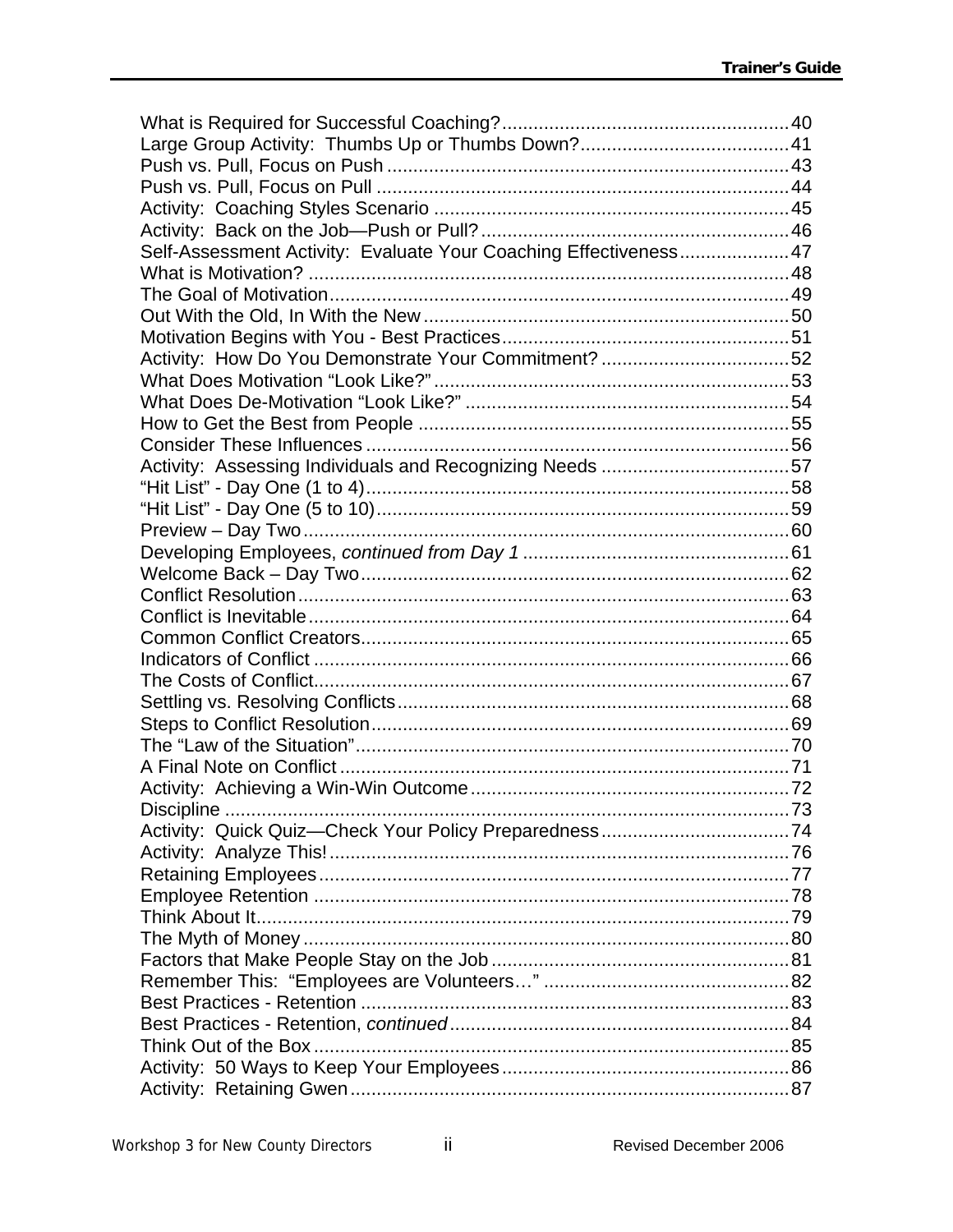What is Required for Successful Coaching? ..... 40
Large Group Activity: Thumbs Up or Thumbs Down? ..... 41
Push vs. Pull, Focus on Push ..... 43
Push vs. Pull, Focus on Pull ..... 44
Activity: Coaching Styles Scenario ..... 45
Activity: Back on the Job—Push or Pull? ..... 46
Self-Assessment Activity: Evaluate Your Coaching Effectiveness ..... 47
What is Motivation? ..... 48
The Goal of Motivation ..... 49
Out With the Old, In With the New ..... 50
Motivation Begins with You - Best Practices ..... 51
Activity: How Do You Demonstrate Your Commitment? ..... 52
What Does Motivation “Look Like?” ..... 53
What Does De-Motivation “Look Like?” ..... 54
How to Get the Best from People ..... 55
Consider These Influences ..... 56
Activity: Assessing Individuals and Recognizing Needs ..... 57
“Hit List” - Day One (1 to 4) ..... 58
“Hit List” - Day One (5 to 10) ..... 59
Preview – Day Two ..... 60
Developing Employees, *continued from Day 1* ..... 61
Welcome Back – Day Two ..... 62
Conflict Resolution ..... 63
Conflict is Inevitable ..... 64
Common Conflict Creators ..... 65
Indicators of Conflict ..... 66
The Costs of Conflict ..... 67
Settling vs. Resolving Conflicts ..... 68
Steps to Conflict Resolution ..... 69
The “Law of the Situation” ..... 70
A Final Note on Conflict ..... 71
Activity: Achieving a Win-Win Outcome ..... 72
Discipline ..... 73
Activity: Quick Quiz—Check Your Policy Preparedness ..... 74
Activity: Analyze This! ..... 76
Retaining Employees ..... 77
Employee Retention ..... 78
Think About It ..... 79
The Myth of Money ..... 80
Factors that Make People Stay on the Job ..... 81
Remember This: “Employees are Volunteers…” ..... 82
Best Practices - Retention ..... 83
Best Practices - Retention, *continued* ..... 84
Think Out of the Box ..... 85
Activity: 50 Ways to Keep Your Employees ..... 86
Activity: Retaining Gwen ..... 87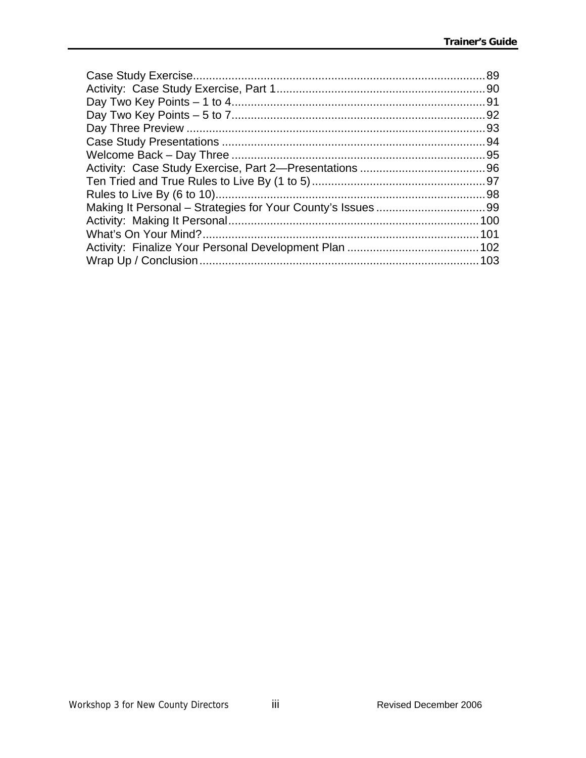Case Study Exercise........................................................................................89
Activity: Case Study Exercise, Part 1..............................................................90
Day Two Key Points – 1 to 4............................................................................91
Day Two Key Points – 5 to 7............................................................................92
Day Three Preview ..........................................................................................93
Case Study Presentations ...............................................................................94
Welcome Back – Day Three ............................................................................95
Activity: Case Study Exercise, Part 2—Presentations .....................................96
Ten Tried and True Rules to Live By (1 to 5) ....................................................97
Rules to Live By (6 to 10).................................................................................98
Making It Personal – Strategies for Your County's Issues ................................99
Activity: Making It Personal............................................................................100
What's On Your Mind?....................................................................................101
Activity: Finalize Your Personal Development Plan ........................................102
Wrap Up / Conclusion.....................................................................................103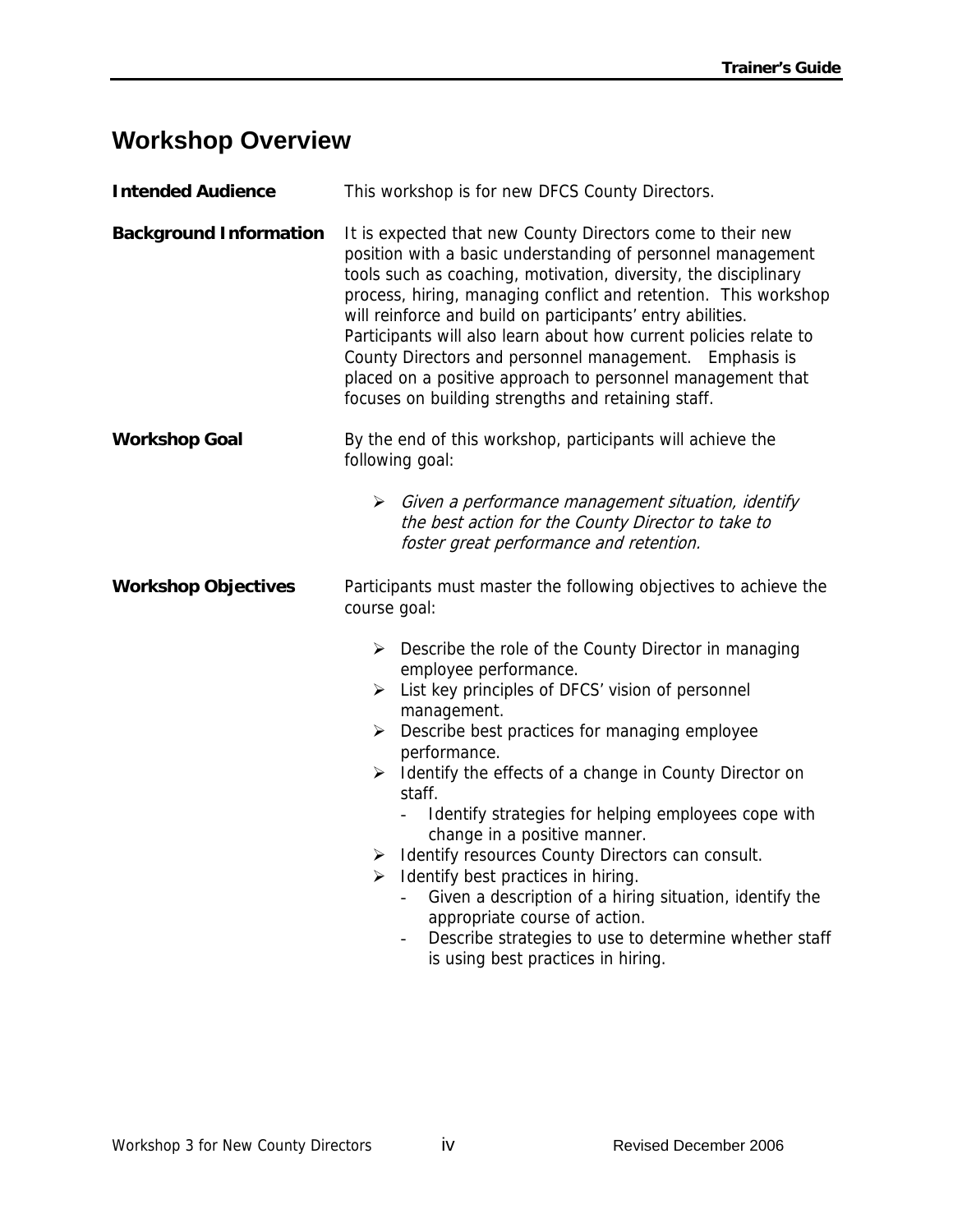# Workshop Overview

**Intended Audience**

This workshop is for new DFCS County Directors.

**Background Information**

It is expected that new County Directors come to their new position with a basic understanding of personnel management tools such as coaching, motivation, diversity, the disciplinary process, hiring, managing conflict and retention. This workshop will reinforce and build on participants' entry abilities. Participants will also learn about how current policies relate to County Directors and personnel management. Emphasis is placed on a positive approach to personnel management that focuses on building strengths and retaining staff.

**Workshop Goal**

By the end of this workshop, participants will achieve the following goal:

- *Given a performance management situation, identify the best action for the County Director to take to foster great performance and retention.*

**Workshop Objectives**

Participants must master the following objectives to achieve the course goal:

- Describe the role of the County Director in managing employee performance.
- List key principles of DFCS' vision of personnel management.
- Describe best practices for managing employee performance.
- Identify the effects of a change in County Director on staff.
  - Identify strategies for helping employees cope with change in a positive manner.
- Identify resources County Directors can consult.
- Identify best practices in hiring.
  - Given a description of a hiring situation, identify the appropriate course of action.
  - Describe strategies to use to determine whether staff is using best practices in hiring.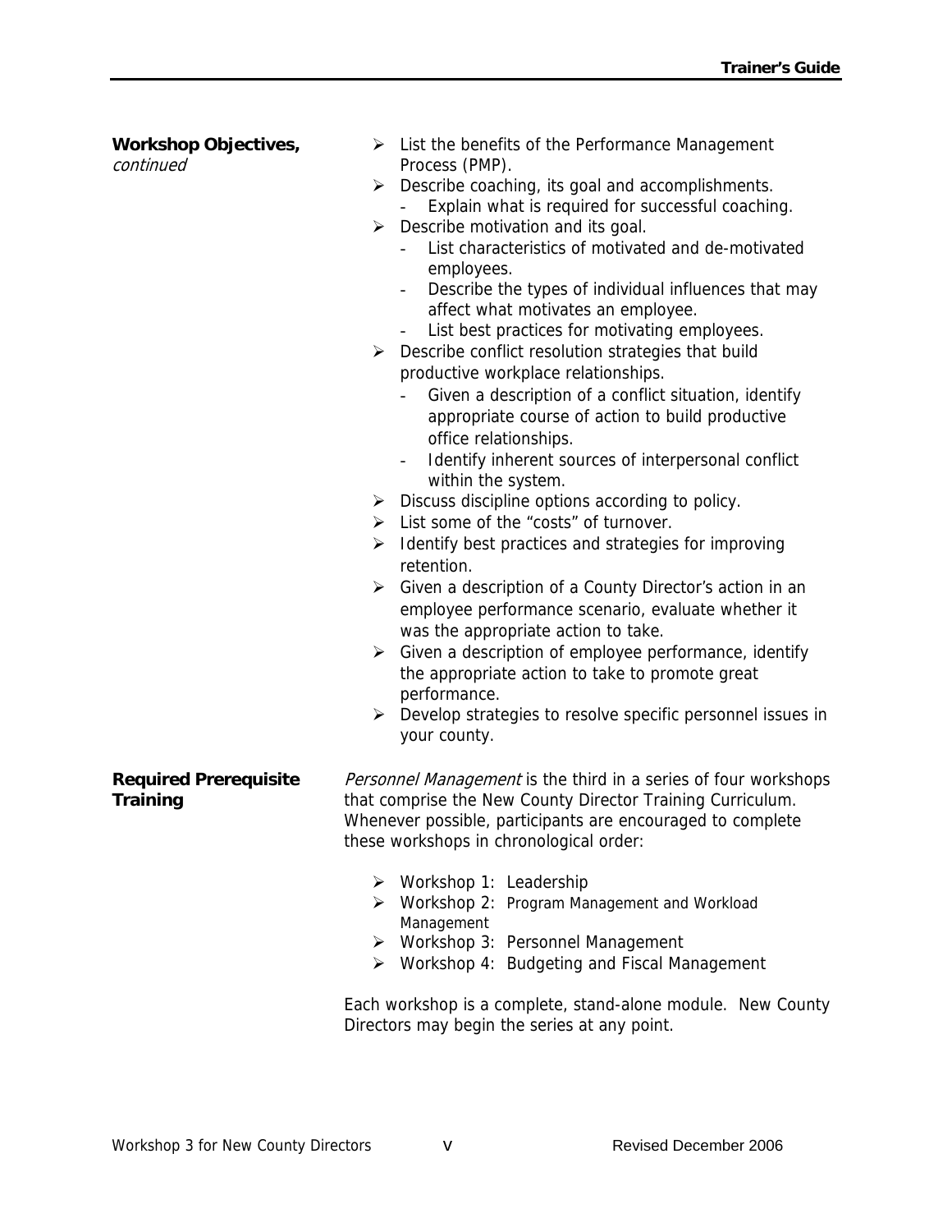**Workshop Objectives,** *continued*

- List the benefits of the Performance Management Process (PMP).
- Describe coaching, its goal and accomplishments.
  - Explain what is required for successful coaching.
- Describe motivation and its goal.
  - List characteristics of motivated and de-motivated employees.
  - Describe the types of individual influences that may affect what motivates an employee.
  - List best practices for motivating employees.
- Describe conflict resolution strategies that build productive workplace relationships.
  - Given a description of a conflict situation, identify appropriate course of action to build productive office relationships.
  - Identify inherent sources of interpersonal conflict within the system.
- Discuss discipline options according to policy.
- List some of the "costs" of turnover.
- Identify best practices and strategies for improving retention.
- Given a description of a County Director's action in an employee performance scenario, evaluate whether it was the appropriate action to take.
- Given a description of employee performance, identify the appropriate action to take to promote great performance.
- Develop strategies to resolve specific personnel issues in your county.

**Required Prerequisite Training**

*Personnel Management* is the third in a series of four workshops that comprise the New County Director Training Curriculum. Whenever possible, participants are encouraged to complete these workshops in chronological order:

- Workshop 1: Leadership
- Workshop 2: Program Management and Workload Management
- Workshop 3: Personnel Management
- Workshop 4: Budgeting and Fiscal Management

Each workshop is a complete, stand-alone module. New County Directors may begin the series at any point.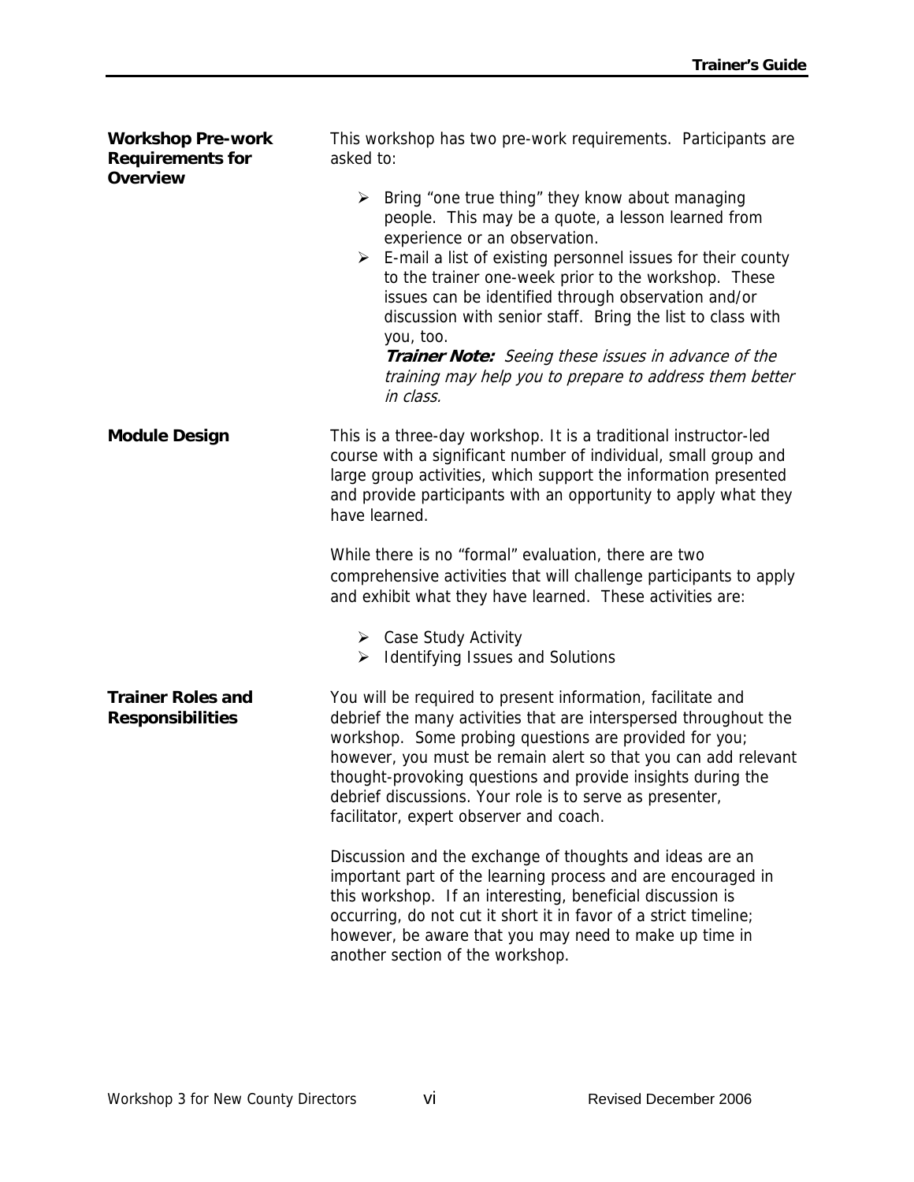## Workshop Pre-work Requirements for Overview

This workshop has two pre-work requirements. Participants are asked to:

- Bring "one true thing" they know about managing people. This may be a quote, a lesson learned from experience or an observation.
- E-mail a list of existing personnel issues for their county to the trainer one-week prior to the workshop. These issues can be identified through observation and/or discussion with senior staff. Bring the list to class with you, too.

  ***Trainer Note:*** *Seeing these issues in advance of the training may help you to prepare to address them better in class.*

## Module Design

This is a three-day workshop. It is a traditional instructor-led course with a significant number of individual, small group and large group activities, which support the information presented and provide participants with an opportunity to apply what they have learned.

While there is no "formal" evaluation, there are two comprehensive activities that will challenge participants to apply and exhibit what they have learned. These activities are:

- Case Study Activity
- Identifying Issues and Solutions

## Trainer Roles and Responsibilities

You will be required to present information, facilitate and debrief the many activities that are interspersed throughout the workshop. Some probing questions are provided for you; however, you must be remain alert so that you can add relevant thought-provoking questions and provide insights during the debrief discussions. Your role is to serve as presenter, facilitator, expert observer and coach.

Discussion and the exchange of thoughts and ideas are an important part of the learning process and are encouraged in this workshop. If an interesting, beneficial discussion is occurring, do not cut it short it in favor of a strict timeline; however, be aware that you may need to make up time in another section of the workshop.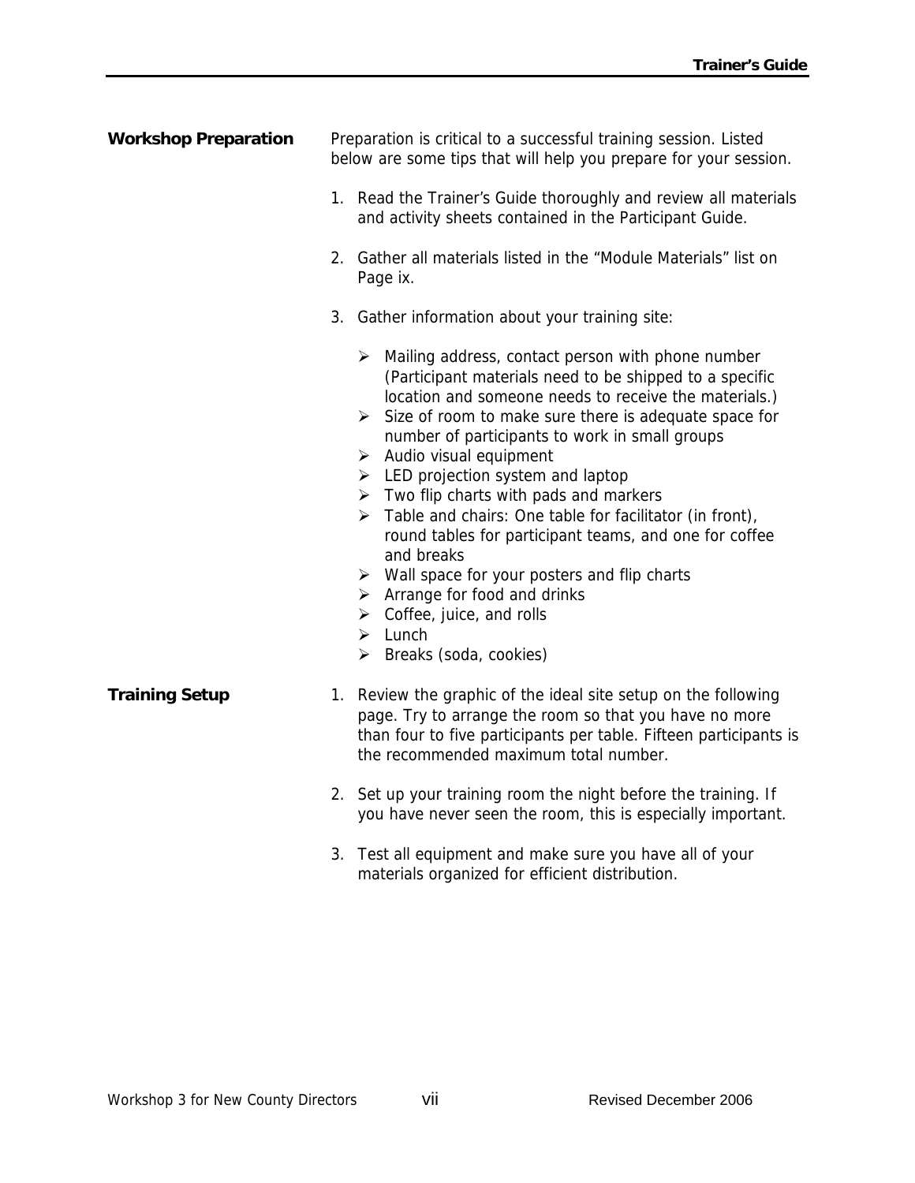## Workshop Preparation

Preparation is critical to a successful training session. Listed below are some tips that will help you prepare for your session.

1. Read the Trainer's Guide thoroughly and review all materials and activity sheets contained in the Participant Guide.

2. Gather all materials listed in the "Module Materials" list on Page ix.

3. Gather information about your training site:

   - Mailing address, contact person with phone number (Participant materials need to be shipped to a specific location and someone needs to receive the materials.)
   - Size of room to make sure there is adequate space for number of participants to work in small groups
   - Audio visual equipment
   - LED projection system and laptop
   - Two flip charts with pads and markers
   - Table and chairs: One table for facilitator (in front), round tables for participant teams, and one for coffee and breaks
   - Wall space for your posters and flip charts
   - Arrange for food and drinks
   - Coffee, juice, and rolls
   - Lunch
   - Breaks (soda, cookies)

## Training Setup

1. Review the graphic of the ideal site setup on the following page. Try to arrange the room so that you have no more than four to five participants per table. Fifteen participants is the recommended maximum total number.

2. Set up your training room the night before the training. If you have never seen the room, this is especially important.

3. Test all equipment and make sure you have all of your materials organized for efficient distribution.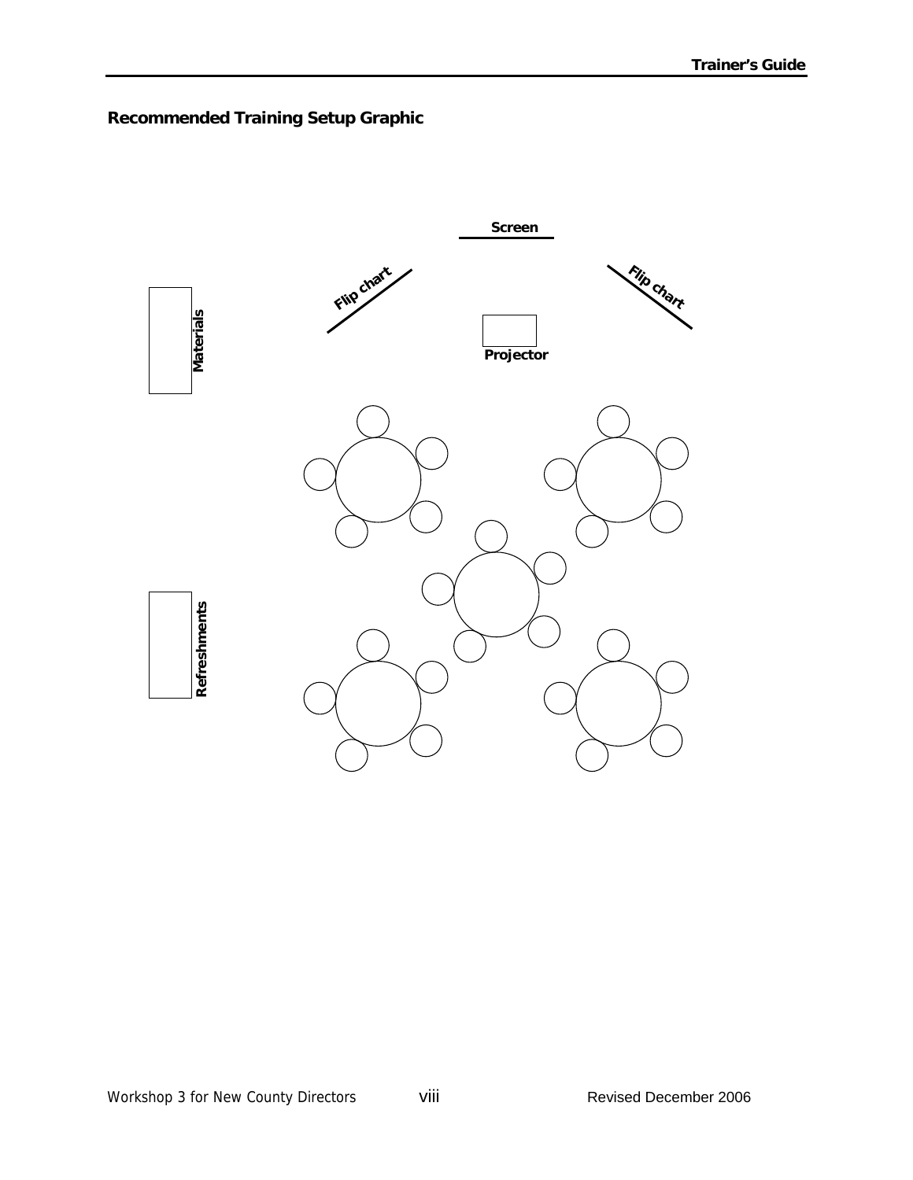## Recommended Training Setup Graphic

Screen

Flip chart

Flip chart

Materials

Projector

Refreshments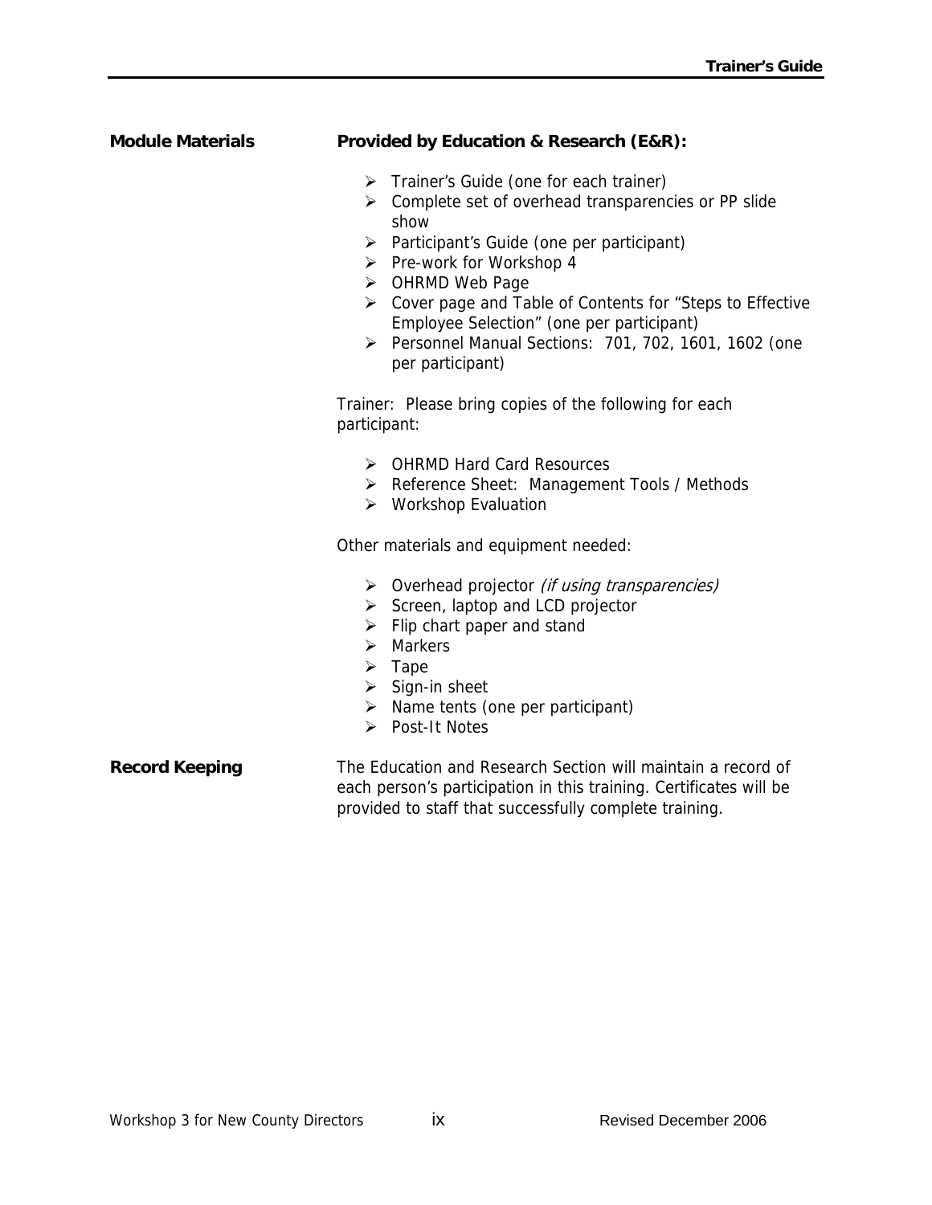**Module Materials**

**Provided by Education & Research (E&R):**

- Trainer's Guide (one for each trainer)
- Complete set of overhead transparencies or PP slide show
- Participant's Guide (one per participant)
- Pre-work for Workshop 4
- OHRMD Web Page
- Cover page and Table of Contents for "Steps to Effective Employee Selection" (one per participant)
- Personnel Manual Sections: 701, 702, 1601, 1602 (one per participant)

Trainer: Please bring copies of the following for each participant:

- OHRMD Hard Card Resources
- Reference Sheet: Management Tools / Methods
- Workshop Evaluation

Other materials and equipment needed:

- Overhead projector *(if using transparencies)*
- Screen, laptop and LCD projector
- Flip chart paper and stand
- Markers
- Tape
- Sign-in sheet
- Name tents (one per participant)
- Post-It Notes

**Record Keeping**

The Education and Research Section will maintain a record of each person's participation in this training. Certificates will be provided to staff that successfully complete training.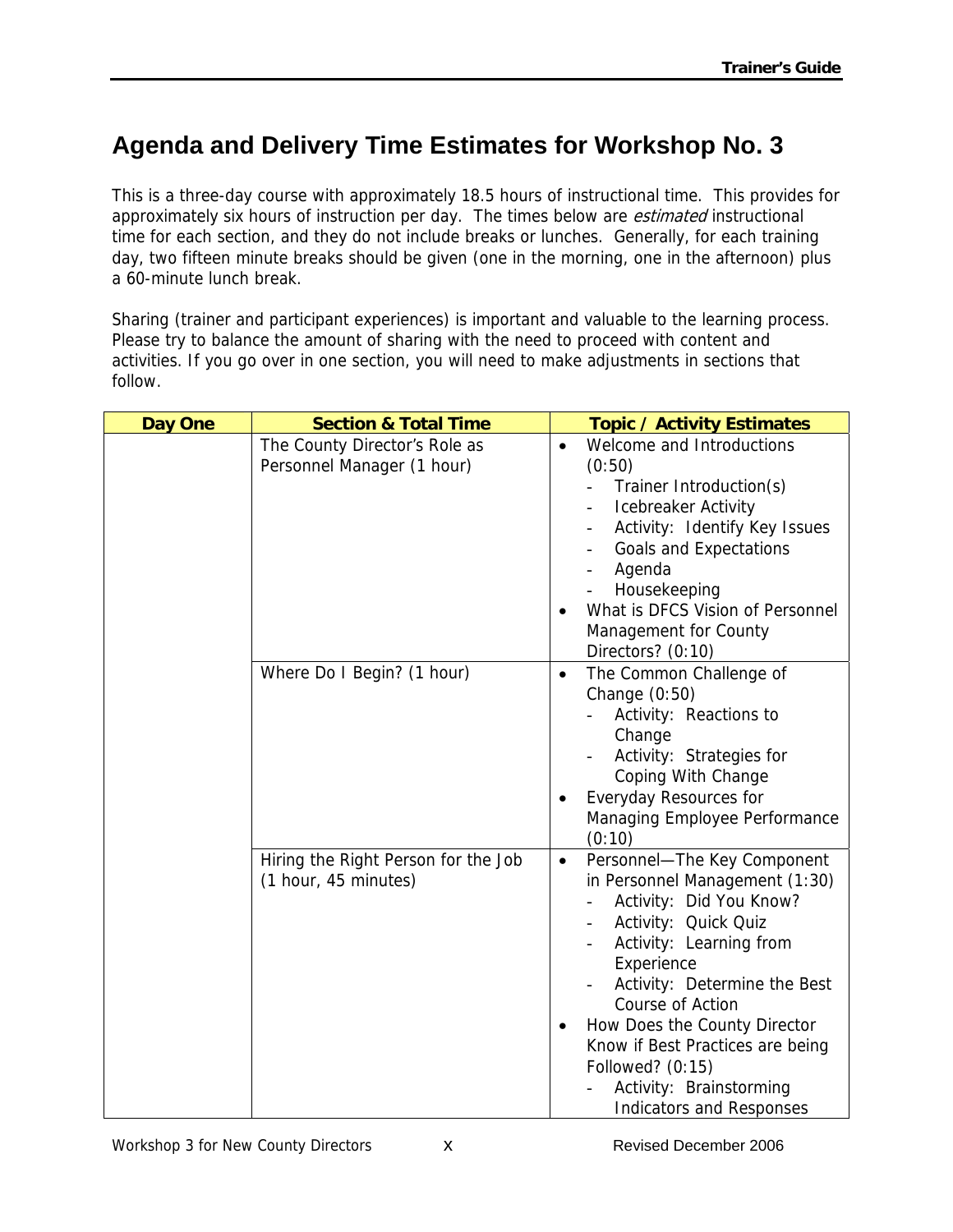# Agenda and Delivery Time Estimates for Workshop No. 3

This is a three-day course with approximately 18.5 hours of instructional time. This provides for approximately six hours of instruction per day. The times below are *estimated* instructional time for each section, and they do not include breaks or lunches. Generally, for each training day, two fifteen minute breaks should be given (one in the morning, one in the afternoon) plus a 60-minute lunch break.

Sharing (trainer and participant experiences) is important and valuable to the learning process. Please try to balance the amount of sharing with the need to proceed with content and activities. If you go over in one section, you will need to make adjustments in sections that follow.

| Day One | Section & Total Time | Topic / Activity Estimates |
|---|---|---|
| | The County Director's Role as Personnel Manager (1 hour) | • Welcome and Introductions (0:50)<br>- Trainer Introduction(s)<br>- Icebreaker Activity<br>- Activity: Identify Key Issues<br>- Goals and Expectations<br>- Agenda<br>- Housekeeping<br>• What is DFCS Vision of Personnel Management for County Directors? (0:10) |
| | Where Do I Begin? (1 hour) | • The Common Challenge of Change (0:50)<br>- Activity: Reactions to Change<br>- Activity: Strategies for Coping With Change<br>• Everyday Resources for Managing Employee Performance (0:10) |
| | Hiring the Right Person for the Job (1 hour, 45 minutes) | • Personnel—The Key Component in Personnel Management (1:30)<br>- Activity: Did You Know?<br>- Activity: Quick Quiz<br>- Activity: Learning from Experience<br>- Activity: Determine the Best Course of Action<br>• How Does the County Director Know if Best Practices are being Followed? (0:15)<br>- Activity: Brainstorming Indicators and Responses |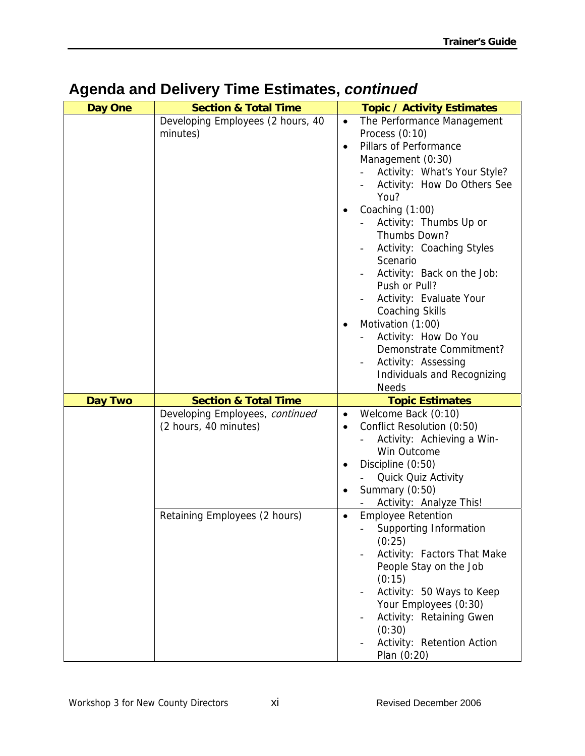## Agenda and Delivery Time Estimates, *continued*

| Day One | Section & Total Time | Topic / Activity Estimates |
|---|---|---|
| | Developing Employees (2 hours, 40 minutes) | • The Performance Management Process (0:10)<br>• Pillars of Performance Management (0:30)<br>- Activity: What's Your Style?<br>- Activity: How Do Others See You?<br>• Coaching (1:00)<br>- Activity: Thumbs Up or Thumbs Down?<br>- Activity: Coaching Styles Scenario<br>- Activity: Back on the Job: Push or Pull?<br>- Activity: Evaluate Your Coaching Skills<br>• Motivation (1:00)<br>- Activity: How Do You Demonstrate Commitment?<br>- Activity: Assessing Individuals and Recognizing Needs |
| **Day Two** | **Section & Total Time** | **Topic Estimates** |
| | Developing Employees, *continued* (2 hours, 40 minutes) | • Welcome Back (0:10)<br>• Conflict Resolution (0:50)<br>- Activity: Achieving a Win-Win Outcome<br>• Discipline (0:50)<br>- Quick Quiz Activity<br>• Summary (0:50)<br>- Activity: Analyze This! |
| | Retaining Employees (2 hours) | • Employee Retention<br>- Supporting Information (0:25)<br>- Activity: Factors That Make People Stay on the Job (0:15)<br>- Activity: 50 Ways to Keep Your Employees (0:30)<br>- Activity: Retaining Gwen (0:30)<br>- Activity: Retention Action Plan (0:20) |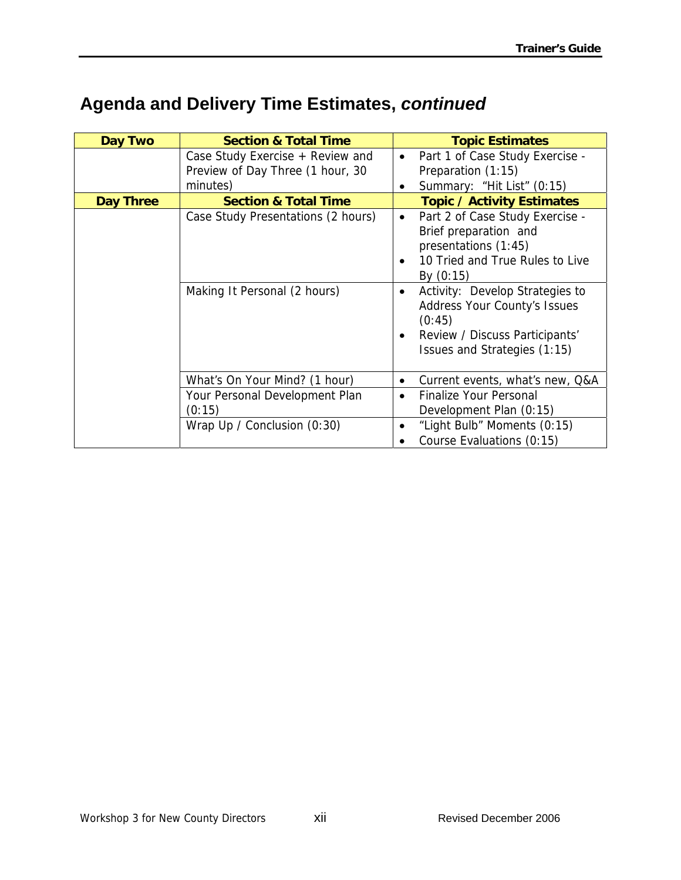# Agenda and Delivery Time Estimates, *continued*

| Day Two | Section & Total Time | Topic Estimates |
|---|---|---|
| | Case Study Exercise + Review and Preview of Day Three (1 hour, 30 minutes) | • Part 1 of Case Study Exercise - Preparation (1:15)<br>• Summary: "Hit List" (0:15) |
| **Day Three** | **Section & Total Time** | **Topic / Activity Estimates** |
| | Case Study Presentations (2 hours) | • Part 2 of Case Study Exercise - Brief preparation and presentations (1:45)<br>• 10 Tried and True Rules to Live By (0:15) |
| | Making It Personal (2 hours) | • Activity: Develop Strategies to Address Your County's Issues (0:45)<br>• Review / Discuss Participants' Issues and Strategies (1:15) |
| | What's On Your Mind? (1 hour) | • Current events, what's new, Q&A |
| | Your Personal Development Plan (0:15) | • Finalize Your Personal Development Plan (0:15) |
| | Wrap Up / Conclusion (0:30) | • "Light Bulb" Moments (0:15)<br>• Course Evaluations (0:15) |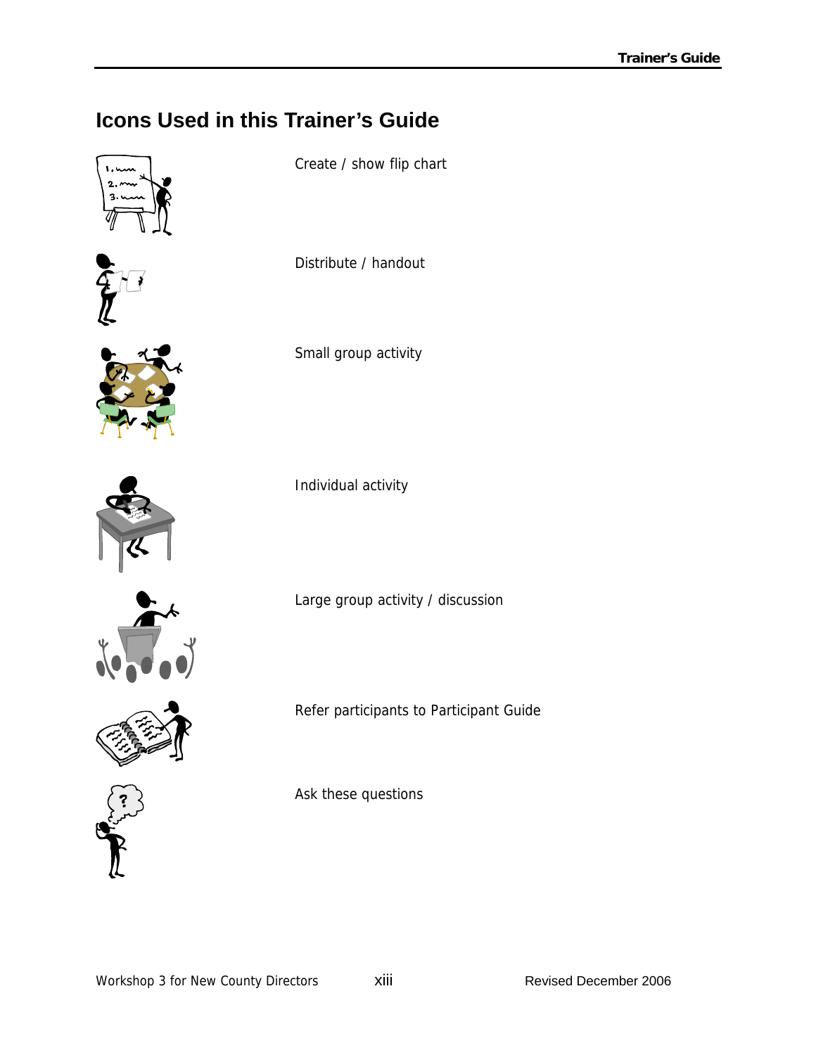## Icons Used in this Trainer's Guide

Create / show flip chart

Distribute / handout

Small group activity

Individual activity

Large group activity / discussion

Refer participants to Participant Guide

Ask these questions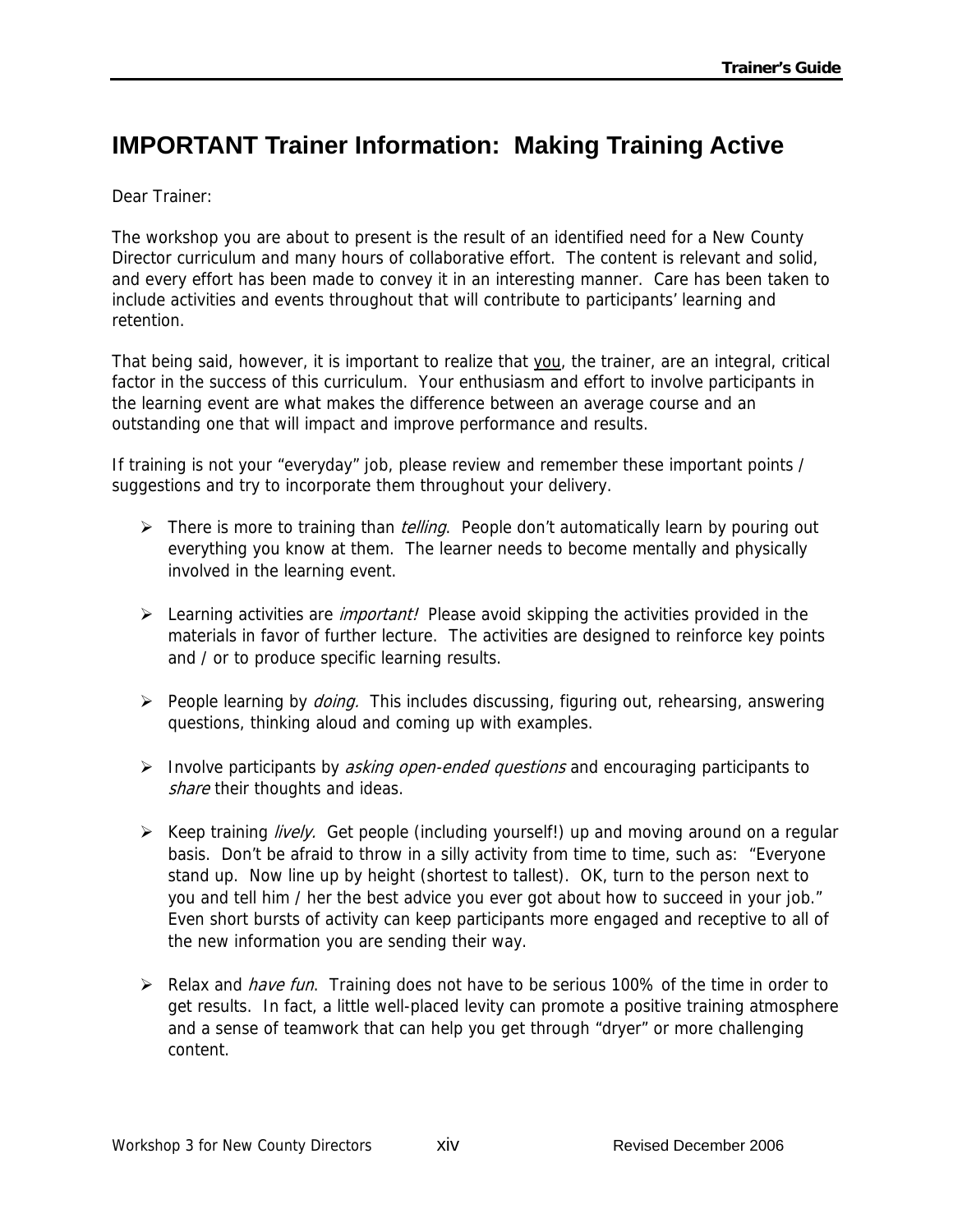# IMPORTANT Trainer Information: Making Training Active

Dear Trainer:

The workshop you are about to present is the result of an identified need for a New County Director curriculum and many hours of collaborative effort. The content is relevant and solid, and every effort has been made to convey it in an interesting manner. Care has been taken to include activities and events throughout that will contribute to participants' learning and retention.

That being said, however, it is important to realize that <u>you</u>, the trainer, are an integral, critical factor in the success of this curriculum. Your enthusiasm and effort to involve participants in the learning event are what makes the difference between an average course and an outstanding one that will impact and improve performance and results.

If training is not your "everyday" job, please review and remember these important points / suggestions and try to incorporate them throughout your delivery.

- There is more to training than *telling*. People don't automatically learn by pouring out everything you know at them. The learner needs to become mentally and physically involved in the learning event.
- Learning activities are *important!* Please avoid skipping the activities provided in the materials in favor of further lecture. The activities are designed to reinforce key points and / or to produce specific learning results.
- People learning by *doing.* This includes discussing, figuring out, rehearsing, answering questions, thinking aloud and coming up with examples.
- Involve participants by *asking open-ended questions* and encouraging participants to *share* their thoughts and ideas.
- Keep training *lively.* Get people (including yourself!) up and moving around on a regular basis. Don't be afraid to throw in a silly activity from time to time, such as: "Everyone stand up. Now line up by height (shortest to tallest). OK, turn to the person next to you and tell him / her the best advice you ever got about how to succeed in your job." Even short bursts of activity can keep participants more engaged and receptive to all of the new information you are sending their way.
- Relax and *have fun*. Training does not have to be serious 100% of the time in order to get results. In fact, a little well-placed levity can promote a positive training atmosphere and a sense of teamwork that can help you get through "dryer" or more challenging content.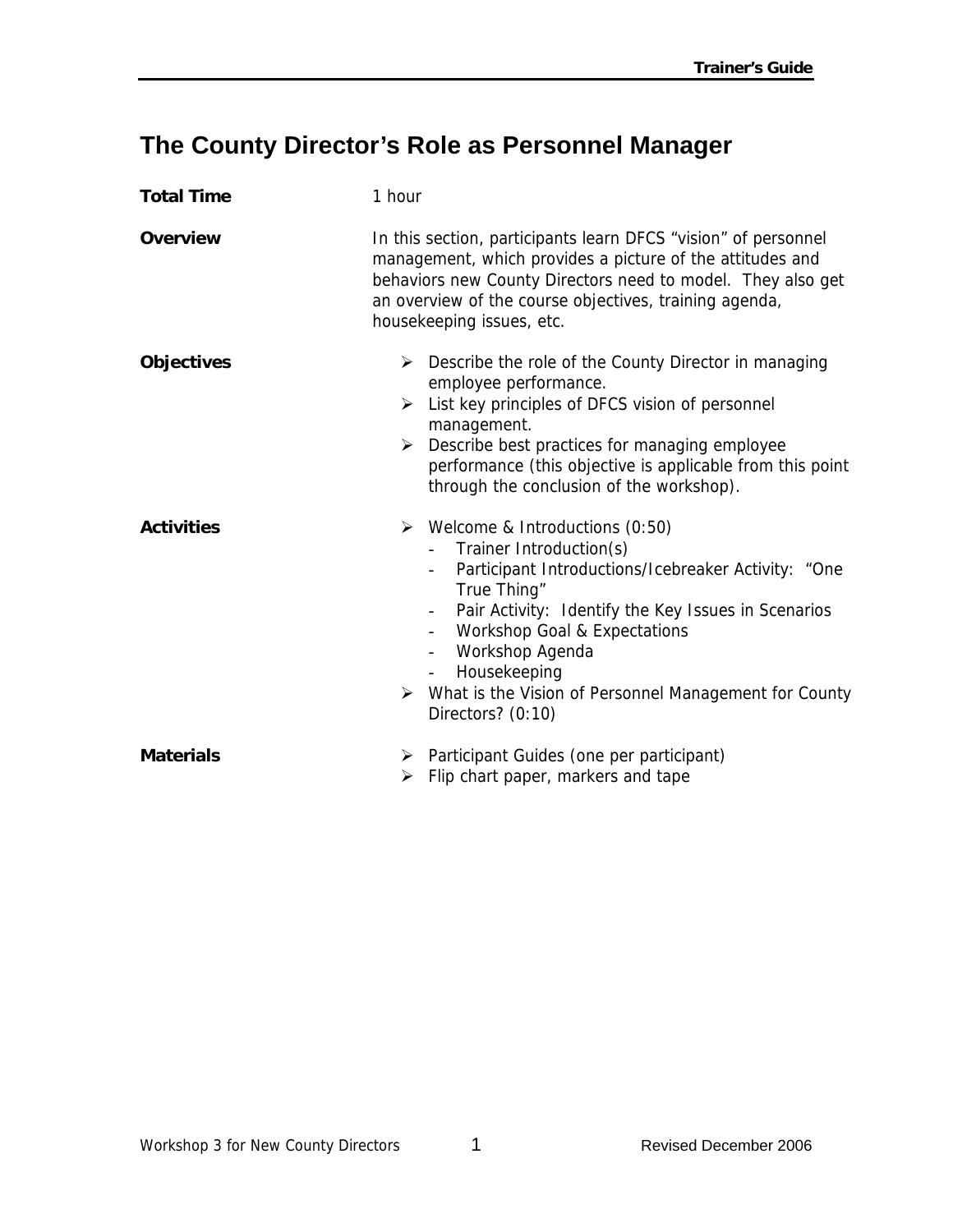# The County Director's Role as Personnel Manager

**Total Time**

1 hour

**Overview**

In this section, participants learn DFCS "vision" of personnel management, which provides a picture of the attitudes and behaviors new County Directors need to model. They also get an overview of the course objectives, training agenda, housekeeping issues, etc.

**Objectives**

- Describe the role of the County Director in managing employee performance.
- List key principles of DFCS vision of personnel management.
- Describe best practices for managing employee performance (this objective is applicable from this point through the conclusion of the workshop).

**Activities**

- Welcome & Introductions (0:50)
  - Trainer Introduction(s)
  - Participant Introductions/Icebreaker Activity: "One True Thing"
  - Pair Activity: Identify the Key Issues in Scenarios
  - Workshop Goal & Expectations
  - Workshop Agenda
  - Housekeeping
- What is the Vision of Personnel Management for County Directors? (0:10)

**Materials**

- Participant Guides (one per participant)
- Flip chart paper, markers and tape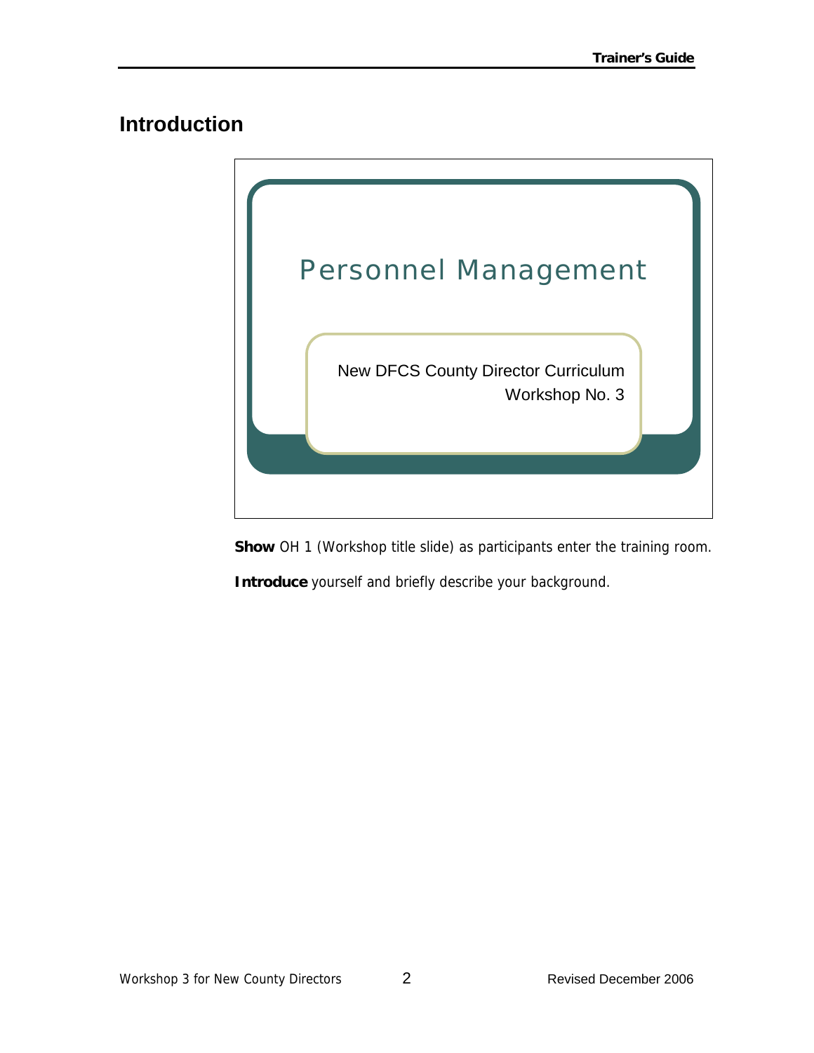## Introduction

Personnel Management

New DFCS County Director Curriculum
Workshop No. 3

**Show** OH 1 (Workshop title slide) as participants enter the training room.

**Introduce** yourself and briefly describe your background.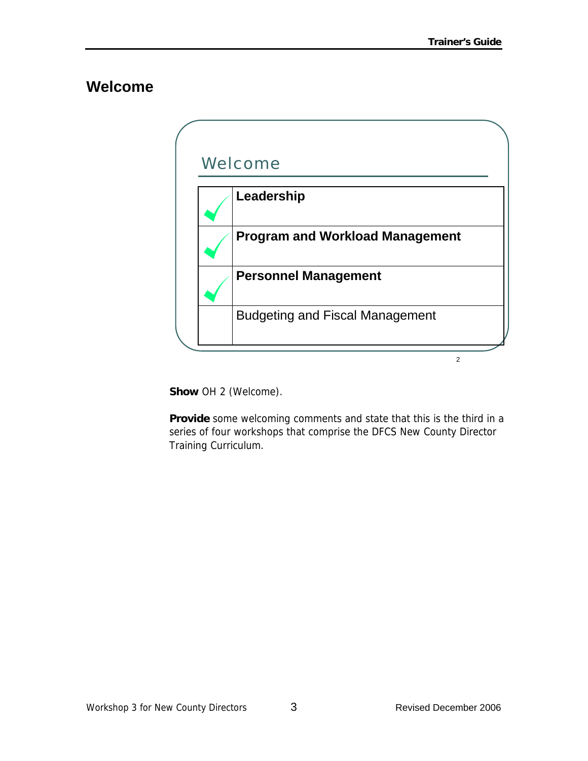## Welcome

### Welcome

| | |
|---|---|
| ✓ | **Leadership** |
| ✓ | **Program and Workload Management** |
| ✓ | **Personnel Management** |
| | Budgeting and Fiscal Management |

2

**Show** OH 2 (Welcome).

**Provide** some welcoming comments and state that this is the third in a series of four workshops that comprise the DFCS New County Director Training Curriculum.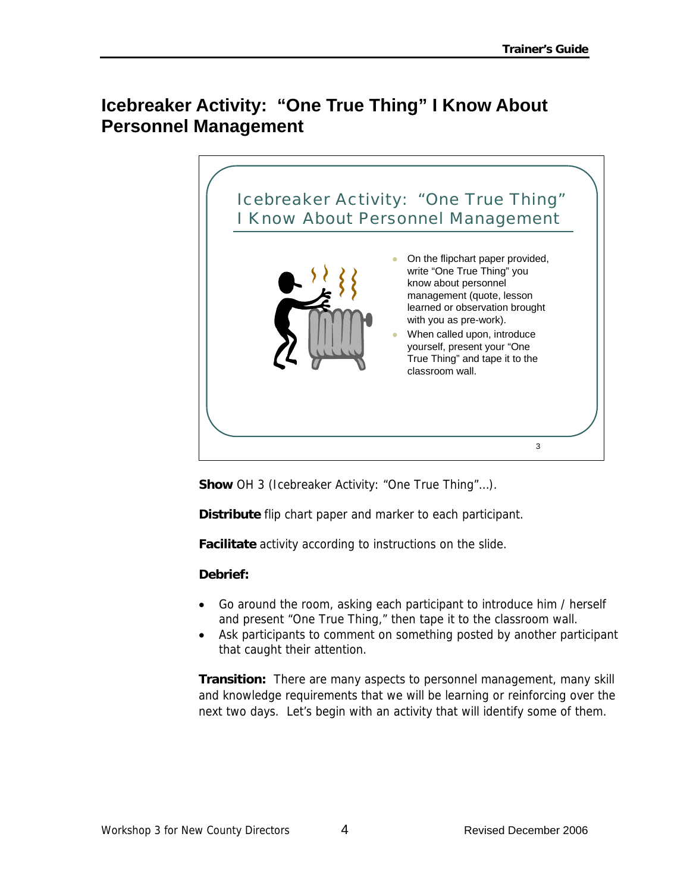# Icebreaker Activity: "One True Thing" I Know About Personnel Management

Icebreaker Activity: "One True Thing" I Know About Personnel Management

- On the flipchart paper provided, write "One True Thing" you know about personnel management (quote, lesson learned or observation brought with you as pre-work).
- When called upon, introduce yourself, present your "One True Thing" and tape it to the classroom wall.

**Show** OH 3 (Icebreaker Activity: "One True Thing"…).

**Distribute** flip chart paper and marker to each participant.

**Facilitate** activity according to instructions on the slide.

**Debrief:**

- Go around the room, asking each participant to introduce him / herself and present "One True Thing," then tape it to the classroom wall.
- Ask participants to comment on something posted by another participant that caught their attention.

**Transition:** There are many aspects to personnel management, many skill and knowledge requirements that we will be learning or reinforcing over the next two days. Let's begin with an activity that will identify some of them.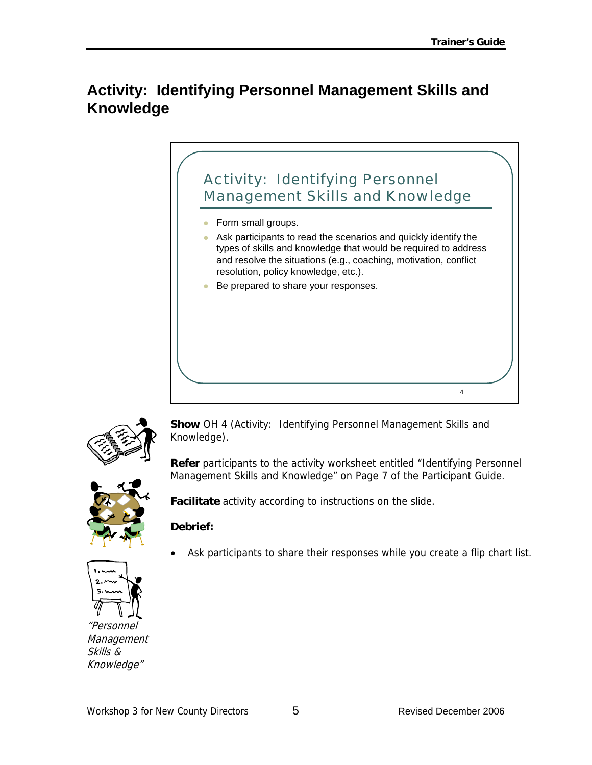# Activity: Identifying Personnel Management Skills and Knowledge

Activity: Identifying Personnel Management Skills and Knowledge

- Form small groups.
- Ask participants to read the scenarios and quickly identify the types of skills and knowledge that would be required to address and resolve the situations (e.g., coaching, motivation, conflict resolution, policy knowledge, etc.).
- Be prepared to share your responses.

**Show** OH 4 (Activity: Identifying Personnel Management Skills and Knowledge).

**Refer** participants to the activity worksheet entitled "Identifying Personnel Management Skills and Knowledge" on Page 7 of the Participant Guide.

**Facilitate** activity according to instructions on the slide.

**Debrief:**

- Ask participants to share their responses while you create a flip chart list.

*"Personnel Management Skills & Knowledge"*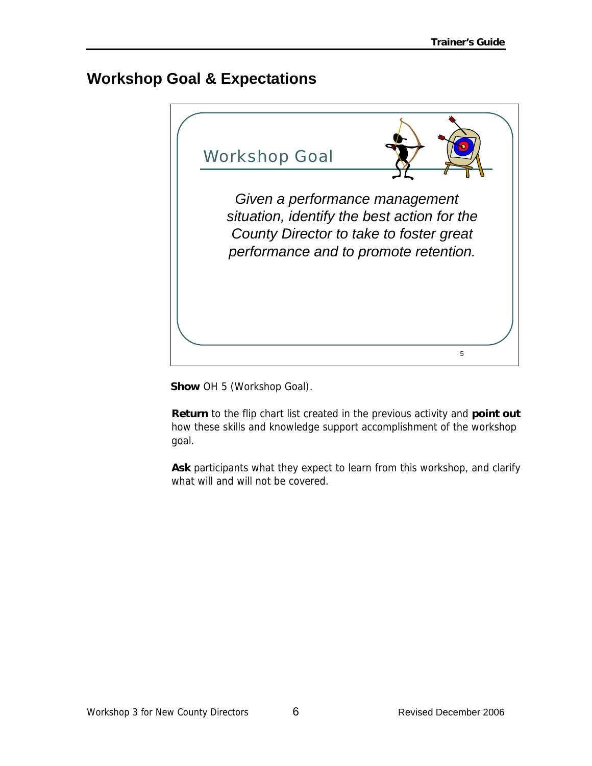## Workshop Goal & Expectations

Workshop Goal

*Given a performance management situation, identify the best action for the County Director to take to foster great performance and to promote retention.*

**Show** OH 5 (Workshop Goal).

**Return** to the flip chart list created in the previous activity and **point out** how these skills and knowledge support accomplishment of the workshop goal.

**Ask** participants what they expect to learn from this workshop, and clarify what will and will not be covered.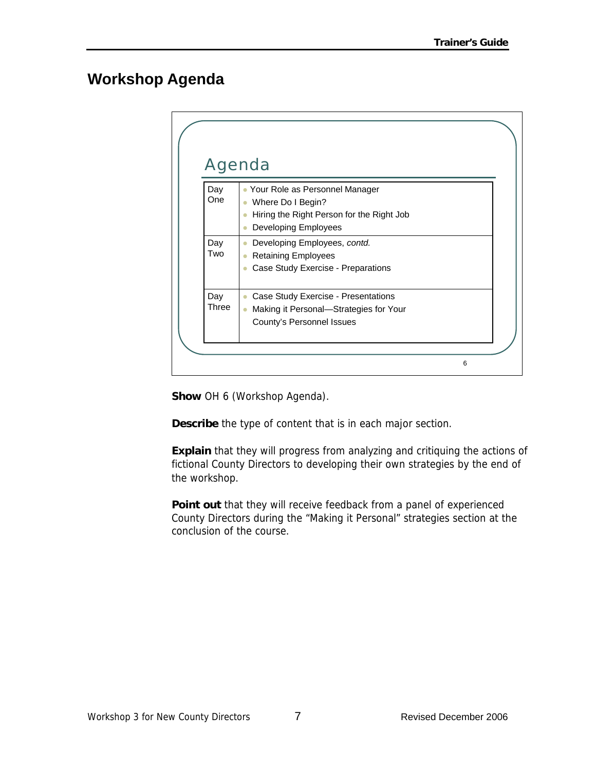## Workshop Agenda

### Agenda

| Day | Topics |
|---|---|
| Day One | • Your Role as Personnel Manager<br>• Where Do I Begin?<br>• Hiring the Right Person for the Right Job<br>• Developing Employees |
| Day Two | • Developing Employees, *contd.*<br>• Retaining Employees<br>• Case Study Exercise - Preparations |
| Day Three | • Case Study Exercise - Presentations<br>• Making it Personal—Strategies for Your County's Personnel Issues |

6

**Show** OH 6 (Workshop Agenda).

**Describe** the type of content that is in each major section.

**Explain** that they will progress from analyzing and critiquing the actions of fictional County Directors to developing their own strategies by the end of the workshop.

**Point out** that they will receive feedback from a panel of experienced County Directors during the "Making it Personal" strategies section at the conclusion of the course.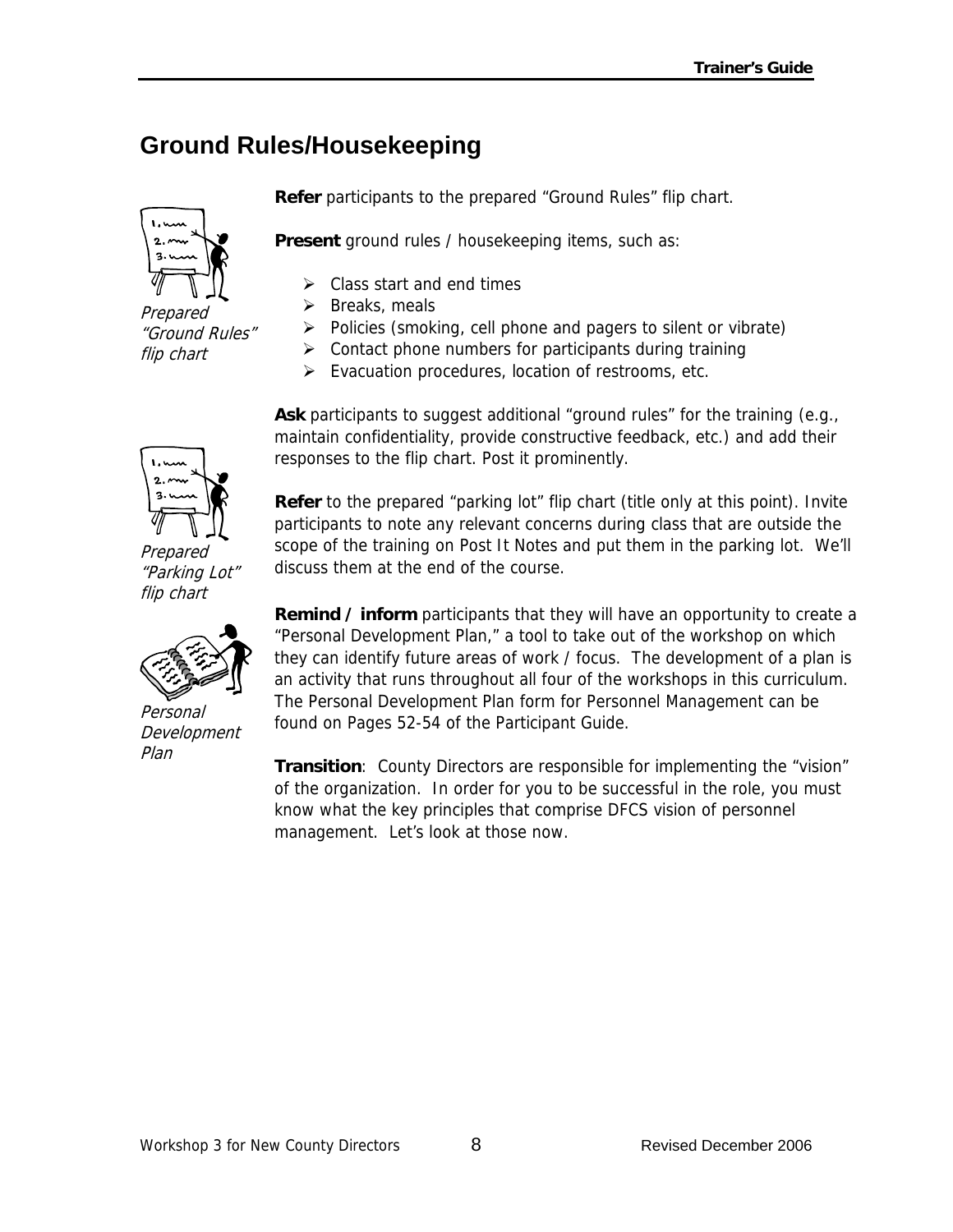## Ground Rules/Housekeeping

*Prepared "Ground Rules" flip chart*

**Refer** participants to the prepared "Ground Rules" flip chart.

**Present** ground rules / housekeeping items, such as:

- Class start and end times
- Breaks, meals
- Policies (smoking, cell phone and pagers to silent or vibrate)
- Contact phone numbers for participants during training
- Evacuation procedures, location of restrooms, etc.

**Ask** participants to suggest additional "ground rules" for the training (e.g., maintain confidentiality, provide constructive feedback, etc.) and add their responses to the flip chart. Post it prominently.

*Prepared "Parking Lot" flip chart*

**Refer** to the prepared "parking lot" flip chart (title only at this point). Invite participants to note any relevant concerns during class that are outside the scope of the training on Post It Notes and put them in the parking lot. We'll discuss them at the end of the course.

*Personal Development Plan*

**Remind / inform** participants that they will have an opportunity to create a "Personal Development Plan," a tool to take out of the workshop on which they can identify future areas of work / focus. The development of a plan is an activity that runs throughout all four of the workshops in this curriculum. The Personal Development Plan form for Personnel Management can be found on Pages 52-54 of the Participant Guide.

**Transition**: County Directors are responsible for implementing the "vision" of the organization. In order for you to be successful in the role, you must know what the key principles that comprise DFCS vision of personnel management. Let's look at those now.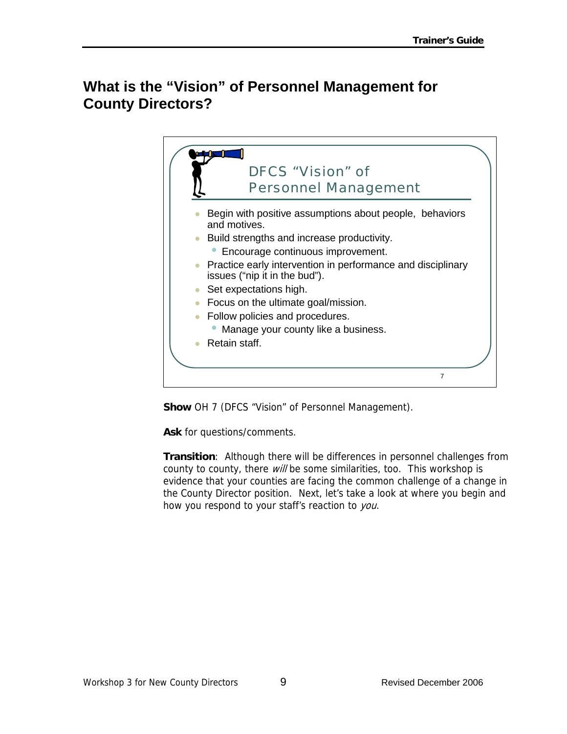## What is the "Vision" of Personnel Management for County Directors?

DFCS "Vision" of Personnel Management

- Begin with positive assumptions about people, behaviors and motives.
- Build strengths and increase productivity.
  - Encourage continuous improvement.
- Practice early intervention in performance and disciplinary issues ("nip it in the bud").
- Set expectations high.
- Focus on the ultimate goal/mission.
- Follow policies and procedures.
  - Manage your county like a business.
- Retain staff.

7

**Show** OH 7 (DFCS "Vision" of Personnel Management).

**Ask** for questions/comments.

**Transition**: Although there will be differences in personnel challenges from county to county, there *will* be some similarities, too. This workshop is evidence that your counties are facing the common challenge of a change in the County Director position. Next, let's take a look at where you begin and how you respond to your staff's reaction to *you*.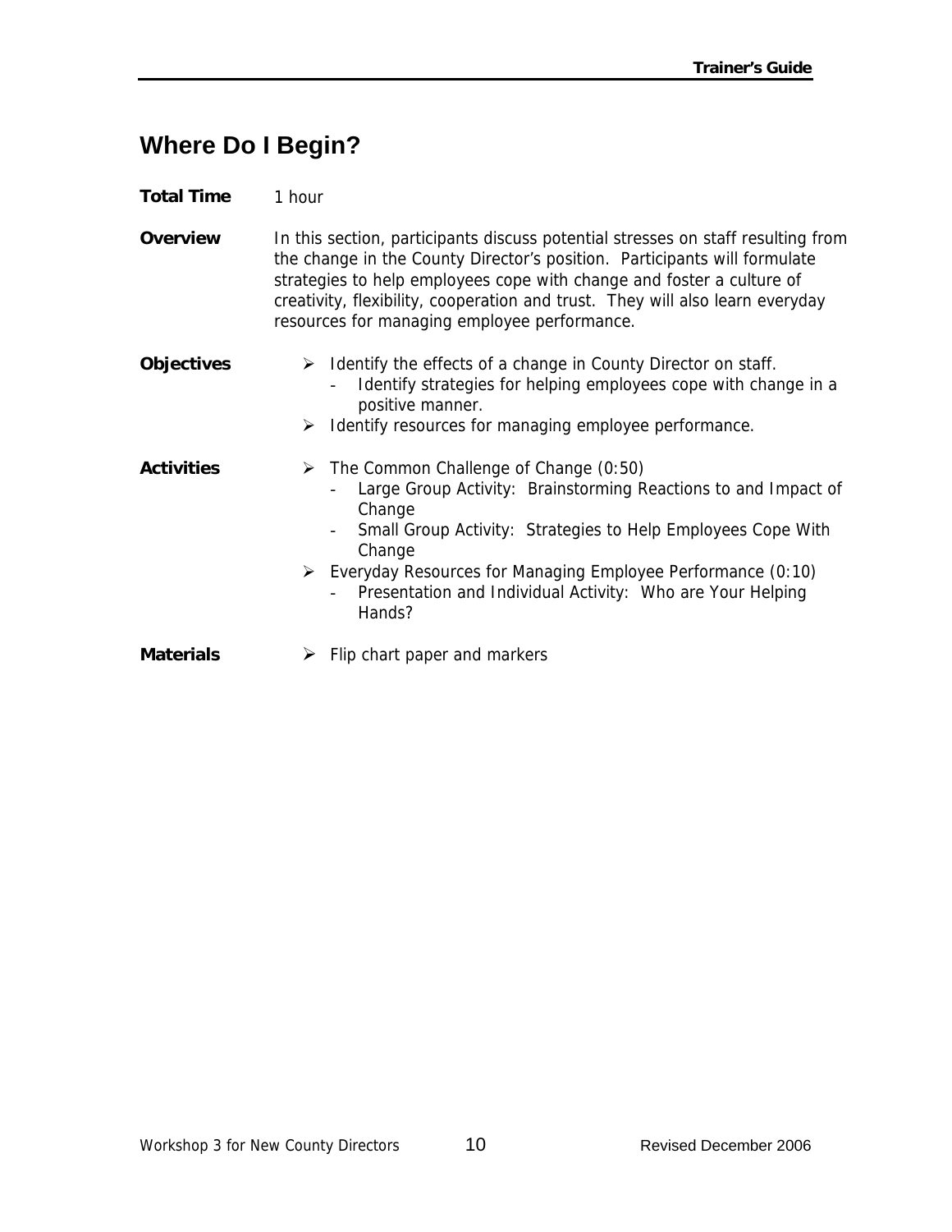# Where Do I Begin?

**Total Time** 1 hour

**Overview** In this section, participants discuss potential stresses on staff resulting from the change in the County Director's position. Participants will formulate strategies to help employees cope with change and foster a culture of creativity, flexibility, cooperation and trust. They will also learn everyday resources for managing employee performance.

**Objectives**

- Identify the effects of a change in County Director on staff.
  - Identify strategies for helping employees cope with change in a positive manner.
- Identify resources for managing employee performance.

**Activities**

- The Common Challenge of Change (0:50)
  - Large Group Activity: Brainstorming Reactions to and Impact of Change
  - Small Group Activity: Strategies to Help Employees Cope With Change
- Everyday Resources for Managing Employee Performance (0:10)
  - Presentation and Individual Activity: Who are Your Helping Hands?

**Materials**

- Flip chart paper and markers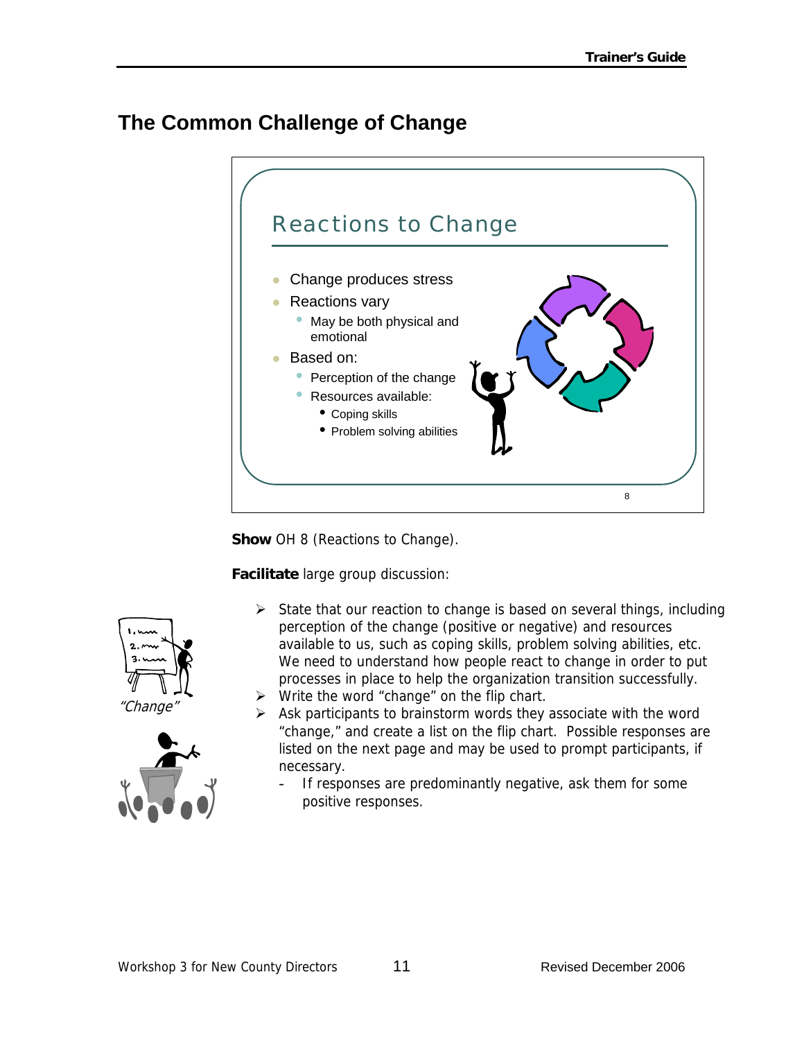## The Common Challenge of Change

Reactions to Change

- Change produces stress
- Reactions vary
  - May be both physical and emotional
- Based on:
  - Perception of the change
  - Resources available:
    - Coping skills
    - Problem solving abilities

**Show** OH 8 (Reactions to Change).

**Facilitate** large group discussion:

*"Change"*

- State that our reaction to change is based on several things, including perception of the change (positive or negative) and resources available to us, such as coping skills, problem solving abilities, etc. We need to understand how people react to change in order to put processes in place to help the organization transition successfully.
- Write the word "change" on the flip chart.
- Ask participants to brainstorm words they associate with the word "change," and create a list on the flip chart. Possible responses are listed on the next page and may be used to prompt participants, if necessary.
  - If responses are predominantly negative, ask them for some positive responses.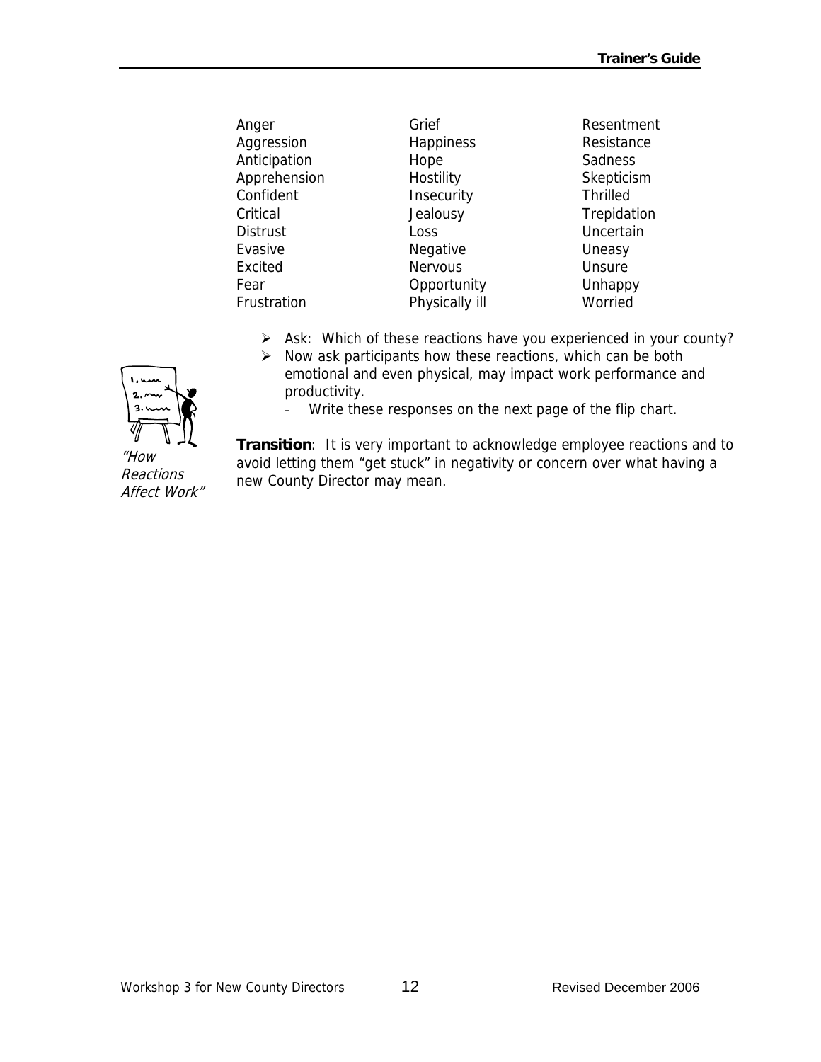| | | |
|---|---|---|
| Anger | Grief | Resentment |
| Aggression | Happiness | Resistance |
| Anticipation | Hope | Sadness |
| Apprehension | Hostility | Skepticism |
| Confident | Insecurity | Thrilled |
| Critical | Jealousy | Trepidation |
| Distrust | Loss | Uncertain |
| Evasive | Negative | Uneasy |
| Excited | Nervous | Unsure |
| Fear | Opportunity | Unhappy |
| Frustration | Physically ill | Worried |

- Ask: Which of these reactions have you experienced in your county?
- Now ask participants how these reactions, which can be both emotional and even physical, may impact work performance and productivity.
  - Write these responses on the next page of the flip chart.

*"How Reactions Affect Work"*

**Transition**: It is very important to acknowledge employee reactions and to avoid letting them "get stuck" in negativity or concern over what having a new County Director may mean.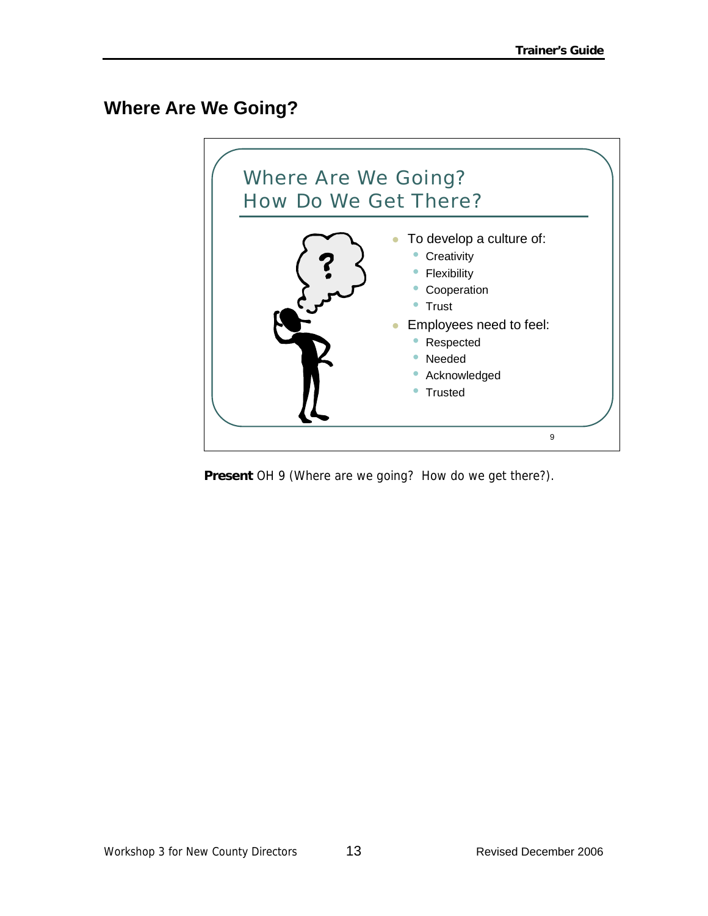## Where Are We Going?

### Where Are We Going? How Do We Get There?

- To develop a culture of:
  - Creativity
  - Flexibility
  - Cooperation
  - Trust
- Employees need to feel:
  - Respected
  - Needed
  - Acknowledged
  - Trusted

**Present** OH 9 (Where are we going? How do we get there?).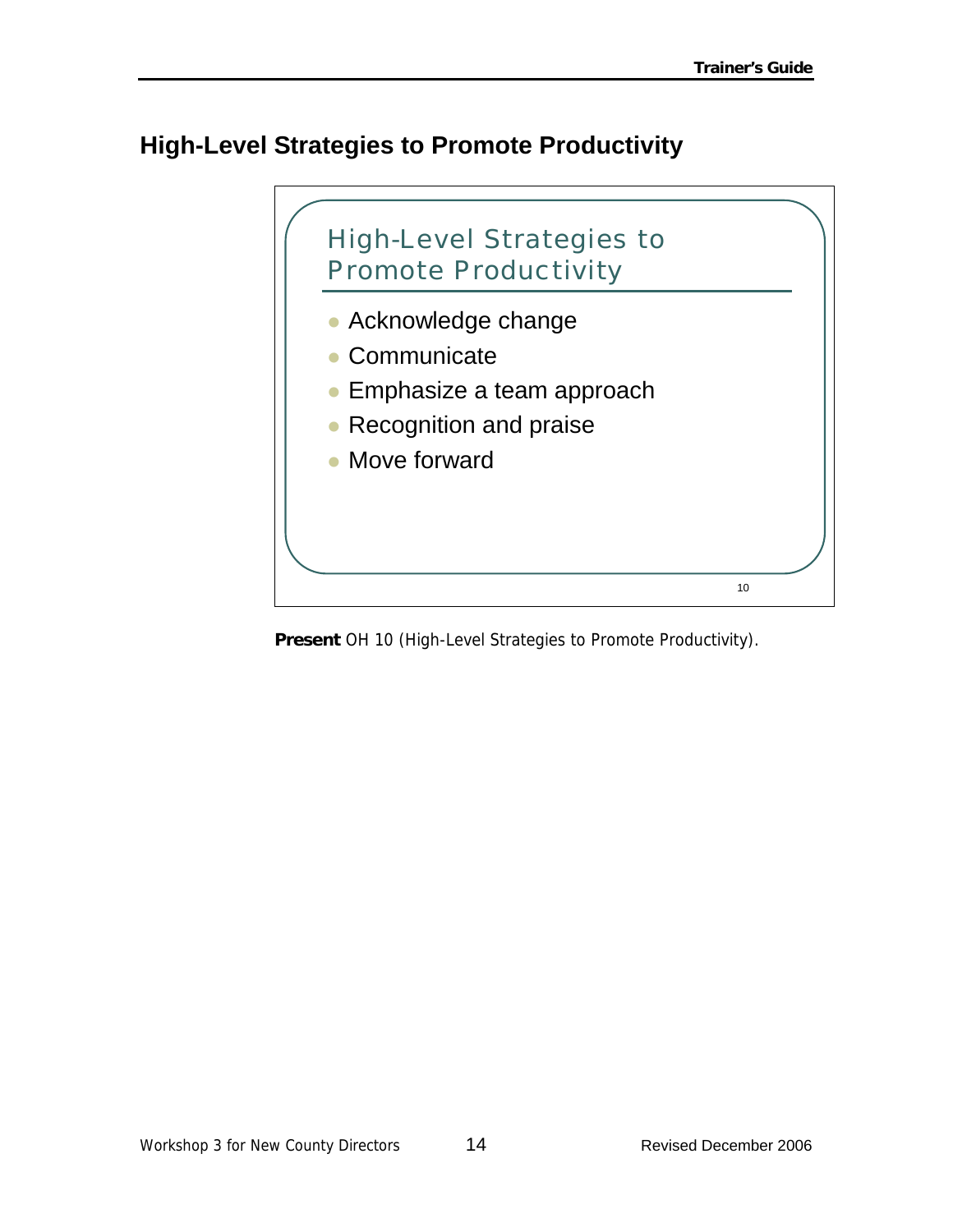## High-Level Strategies to Promote Productivity

High-Level Strategies to Promote Productivity

- Acknowledge change
- Communicate
- Emphasize a team approach
- Recognition and praise
- Move forward

10

**Present** OH 10 (High-Level Strategies to Promote Productivity).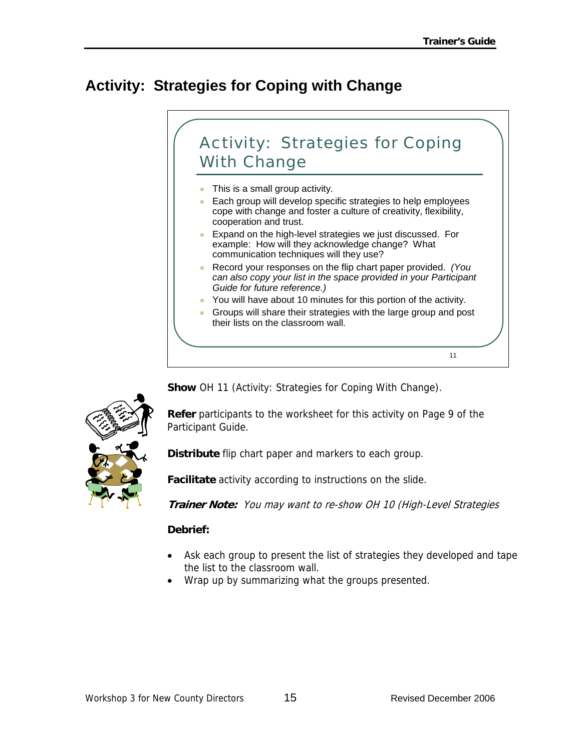# Activity: Strategies for Coping with Change

## Activity: Strategies for Coping With Change

- This is a small group activity.
- Each group will develop specific strategies to help employees cope with change and foster a culture of creativity, flexibility, cooperation and trust.
- Expand on the high-level strategies we just discussed. For example: How will they acknowledge change? What communication techniques will they use?
- Record your responses on the flip chart paper provided. *(You can also copy your list in the space provided in your Participant Guide for future reference.)*
- You will have about 10 minutes for this portion of the activity.
- Groups will share their strategies with the large group and post their lists on the classroom wall.

11

**Show** OH 11 (Activity: Strategies for Coping With Change).

**Refer** participants to the worksheet for this activity on Page 9 of the Participant Guide.

**Distribute** flip chart paper and markers to each group.

**Facilitate** activity according to instructions on the slide.

***Trainer Note:*** *You may want to re-show OH 10 (High-Level Strategies*

**Debrief:**

- Ask each group to present the list of strategies they developed and tape the list to the classroom wall.
- Wrap up by summarizing what the groups presented.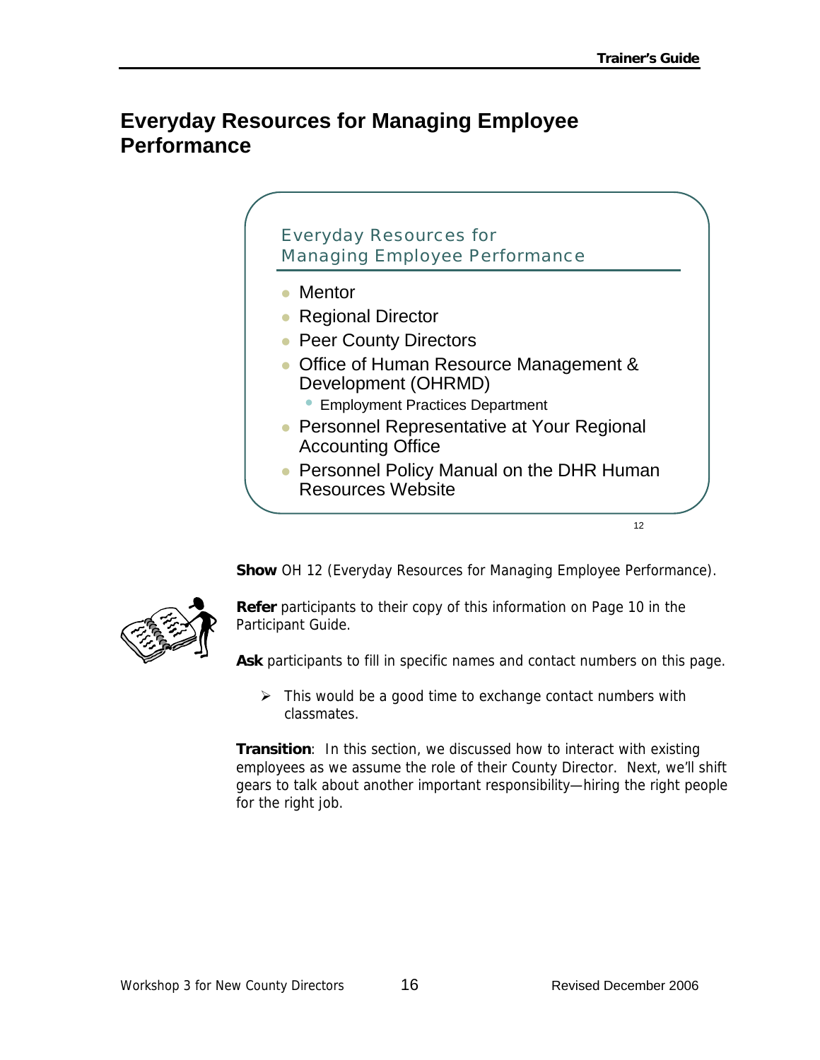# Everyday Resources for Managing Employee Performance

Everyday Resources for Managing Employee Performance

- Mentor
- Regional Director
- Peer County Directors
- Office of Human Resource Management & Development (OHRMD)
  - Employment Practices Department
- Personnel Representative at Your Regional Accounting Office
- Personnel Policy Manual on the DHR Human Resources Website

12

**Show** OH 12 (Everyday Resources for Managing Employee Performance).

**Refer** participants to their copy of this information on Page 10 in the Participant Guide.

**Ask** participants to fill in specific names and contact numbers on this page.

- This would be a good time to exchange contact numbers with classmates.

**Transition**: In this section, we discussed how to interact with existing employees as we assume the role of their County Director. Next, we'll shift gears to talk about another important responsibility—hiring the right people for the right job.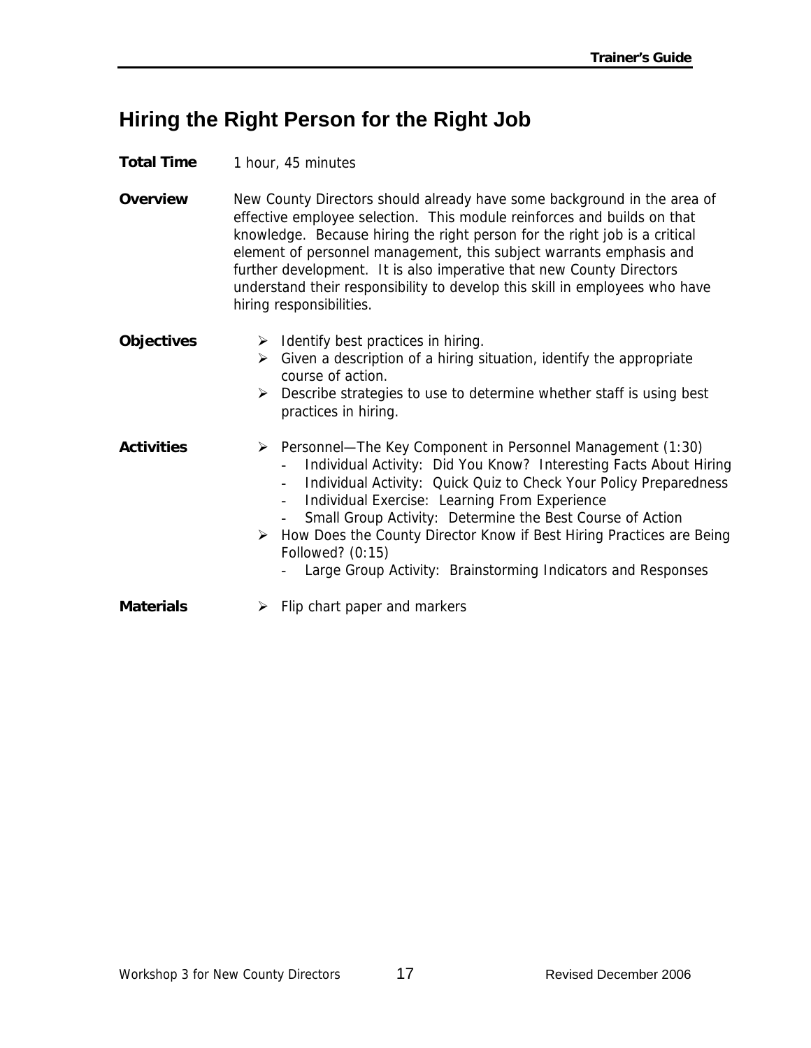# Hiring the Right Person for the Right Job

**Total Time** 1 hour, 45 minutes

**Overview** New County Directors should already have some background in the area of effective employee selection. This module reinforces and builds on that knowledge. Because hiring the right person for the right job is a critical element of personnel management, this subject warrants emphasis and further development. It is also imperative that new County Directors understand their responsibility to develop this skill in employees who have hiring responsibilities.

**Objectives**

- Identify best practices in hiring.
- Given a description of a hiring situation, identify the appropriate course of action.
- Describe strategies to use to determine whether staff is using best practices in hiring.

**Activities**

- Personnel—The Key Component in Personnel Management (1:30)
  - Individual Activity: Did You Know? Interesting Facts About Hiring
  - Individual Activity: Quick Quiz to Check Your Policy Preparedness
  - Individual Exercise: Learning From Experience
  - Small Group Activity: Determine the Best Course of Action
- How Does the County Director Know if Best Hiring Practices are Being Followed? (0:15)
  - Large Group Activity: Brainstorming Indicators and Responses

**Materials**

- Flip chart paper and markers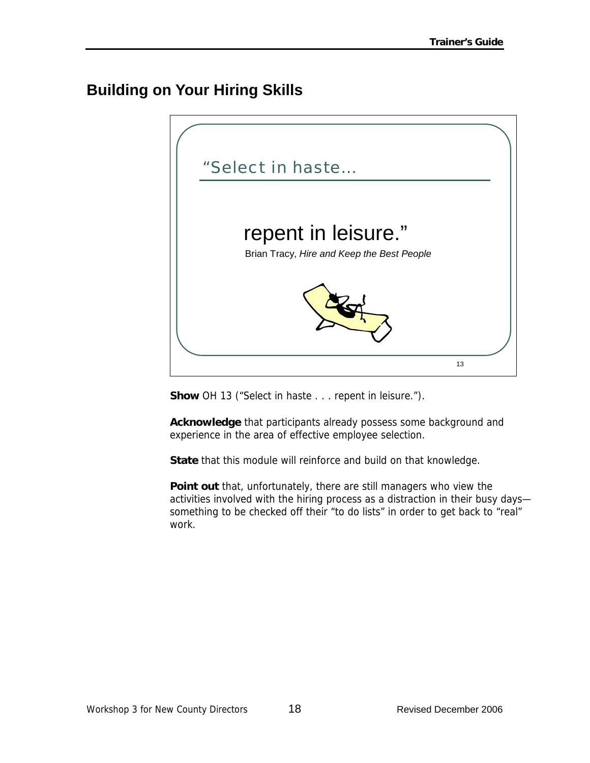## Building on Your Hiring Skills

"Select in haste…

repent in leisure."

Brian Tracy, *Hire and Keep the Best People*

13

**Show** OH 13 ("Select in haste . . . repent in leisure.").

**Acknowledge** that participants already possess some background and experience in the area of effective employee selection.

**State** that this module will reinforce and build on that knowledge.

**Point out** that, unfortunately, there are still managers who view the activities involved with the hiring process as a distraction in their busy days—something to be checked off their "to do lists" in order to get back to "real" work.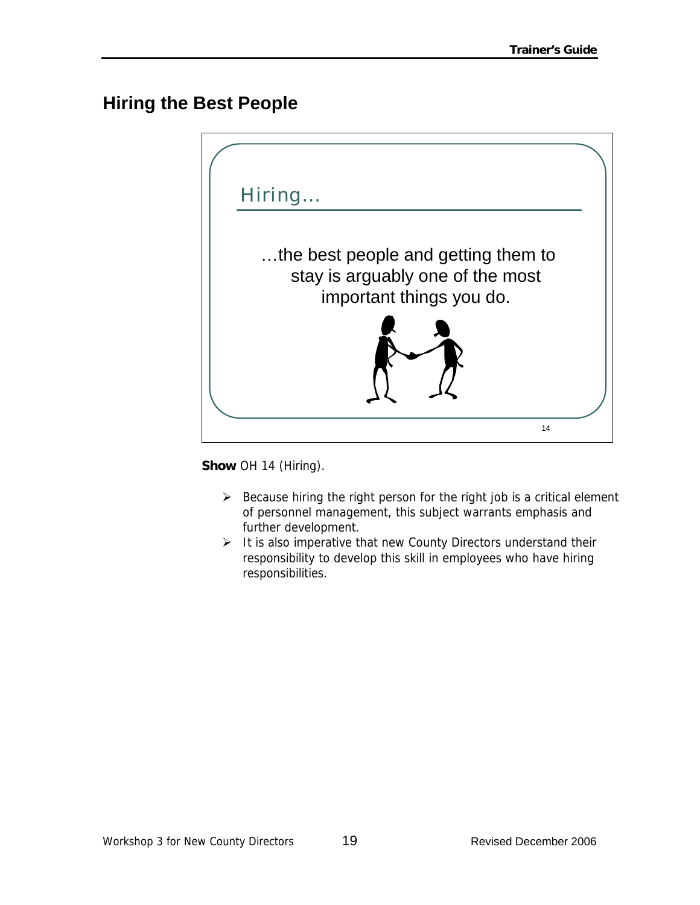## Hiring the Best People

Hiring…

…the best people and getting them to stay is arguably one of the most important things you do.

14

**Show** OH 14 (Hiring).

- Because hiring the right person for the right job is a critical element of personnel management, this subject warrants emphasis and further development.
- It is also imperative that new County Directors understand their responsibility to develop this skill in employees who have hiring responsibilities.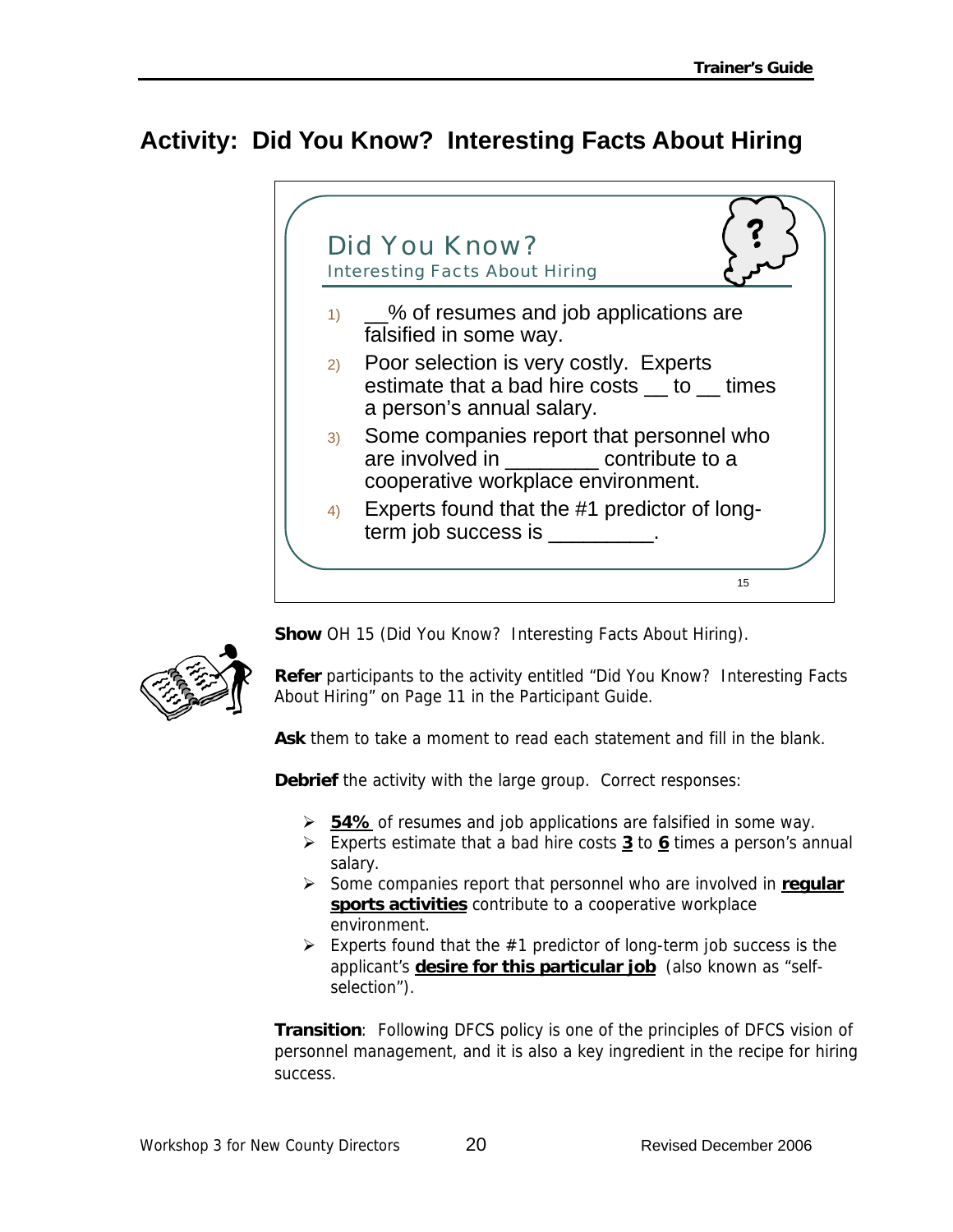## Activity: Did You Know? Interesting Facts About Hiring

Did You Know?
Interesting Facts About Hiring

1) __% of resumes and job applications are falsified in some way.
2) Poor selection is very costly. Experts estimate that a bad hire costs __ to __ times a person's annual salary.
3) Some companies report that personnel who are involved in ________ contribute to a cooperative workplace environment.
4) Experts found that the #1 predictor of long-term job success is _________.

15

**Show** OH 15 (Did You Know? Interesting Facts About Hiring).

**Refer** participants to the activity entitled "Did You Know? Interesting Facts About Hiring" on Page 11 in the Participant Guide.

**Ask** them to take a moment to read each statement and fill in the blank.

**Debrief** the activity with the large group. Correct responses:

- **54%** of resumes and job applications are falsified in some way.
- Experts estimate that a bad hire costs **3** to **6** times a person's annual salary.
- Some companies report that personnel who are involved in **regular sports activities** contribute to a cooperative workplace environment.
- Experts found that the #1 predictor of long-term job success is the applicant's **desire for this particular job** (also known as "self-selection").

**Transition**: Following DFCS policy is one of the principles of DFCS vision of personnel management, and it is also a key ingredient in the recipe for hiring success.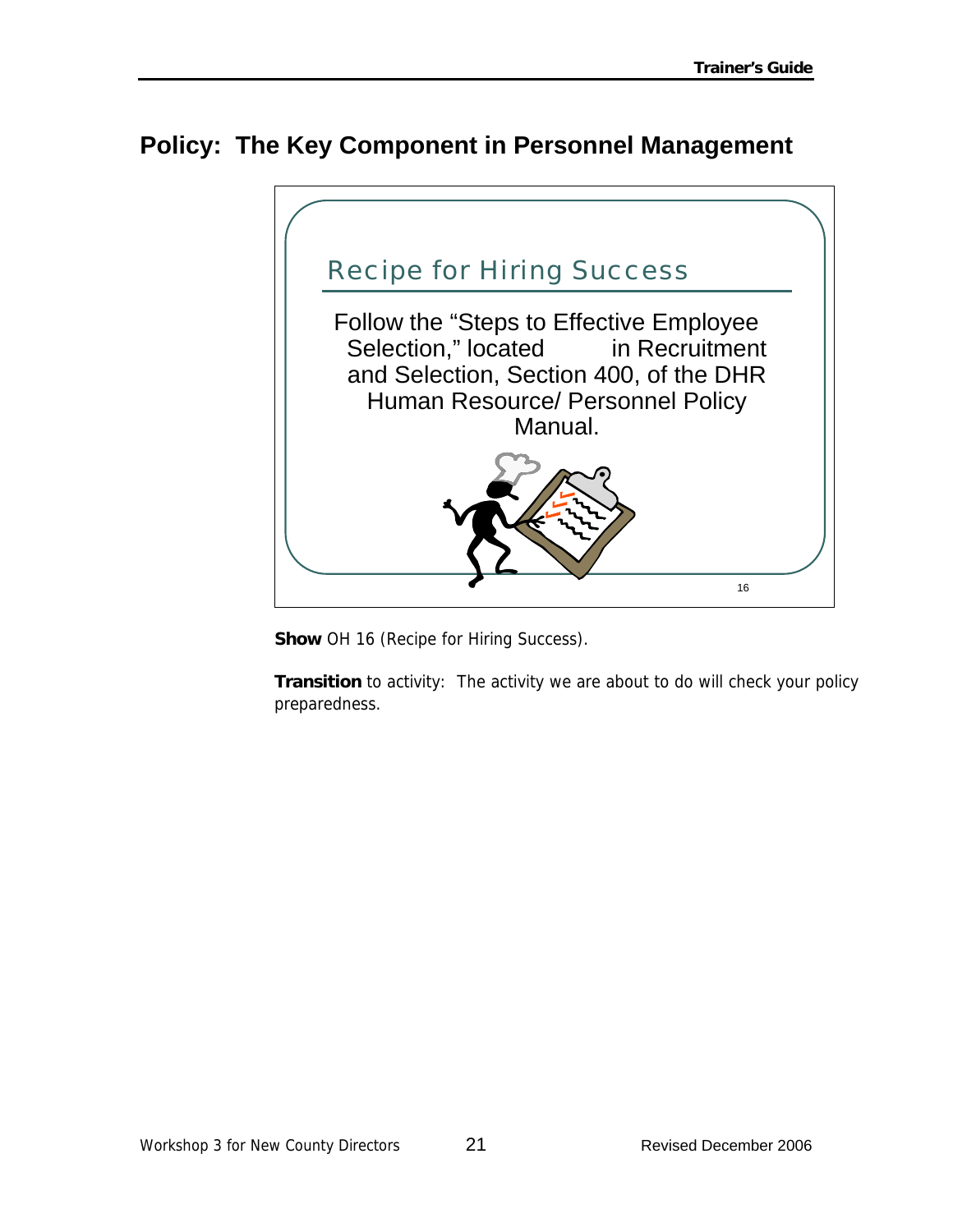## Policy: The Key Component in Personnel Management

Recipe for Hiring Success

Follow the "Steps to Effective Employee Selection," located in Recruitment and Selection, Section 400, of the DHR Human Resource/ Personnel Policy Manual.

16

**Show** OH 16 (Recipe for Hiring Success).

**Transition** to activity: The activity we are about to do will check your policy preparedness.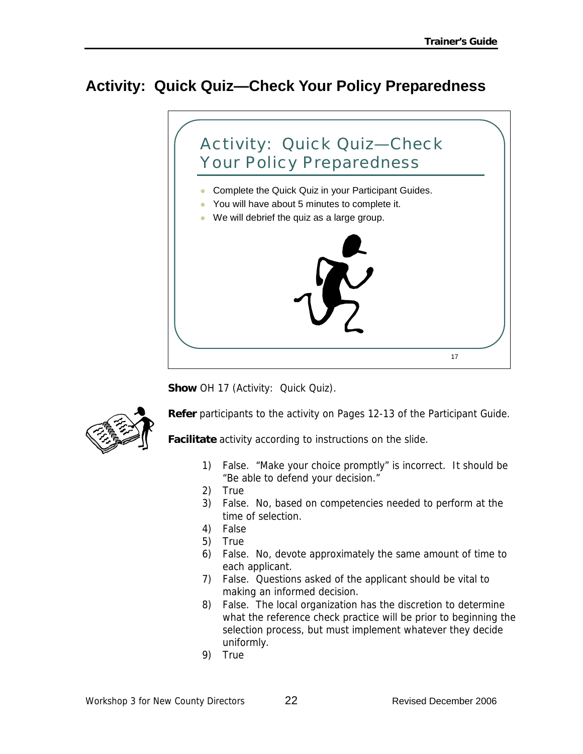# Activity: Quick Quiz—Check Your Policy Preparedness

## Activity: Quick Quiz—Check Your Policy Preparedness

- Complete the Quick Quiz in your Participant Guides.
- You will have about 5 minutes to complete it.
- We will debrief the quiz as a large group.

17

**Show** OH 17 (Activity: Quick Quiz).

**Refer** participants to the activity on Pages 12-13 of the Participant Guide.

**Facilitate** activity according to instructions on the slide.

1) False. "Make your choice promptly" is incorrect. It should be "Be able to defend your decision."
2) True
3) False. No, based on competencies needed to perform at the time of selection.
4) False
5) True
6) False. No, devote approximately the same amount of time to each applicant.
7) False. Questions asked of the applicant should be vital to making an informed decision.
8) False. The local organization has the discretion to determine what the reference check practice will be prior to beginning the selection process, but must implement whatever they decide uniformly.
9) True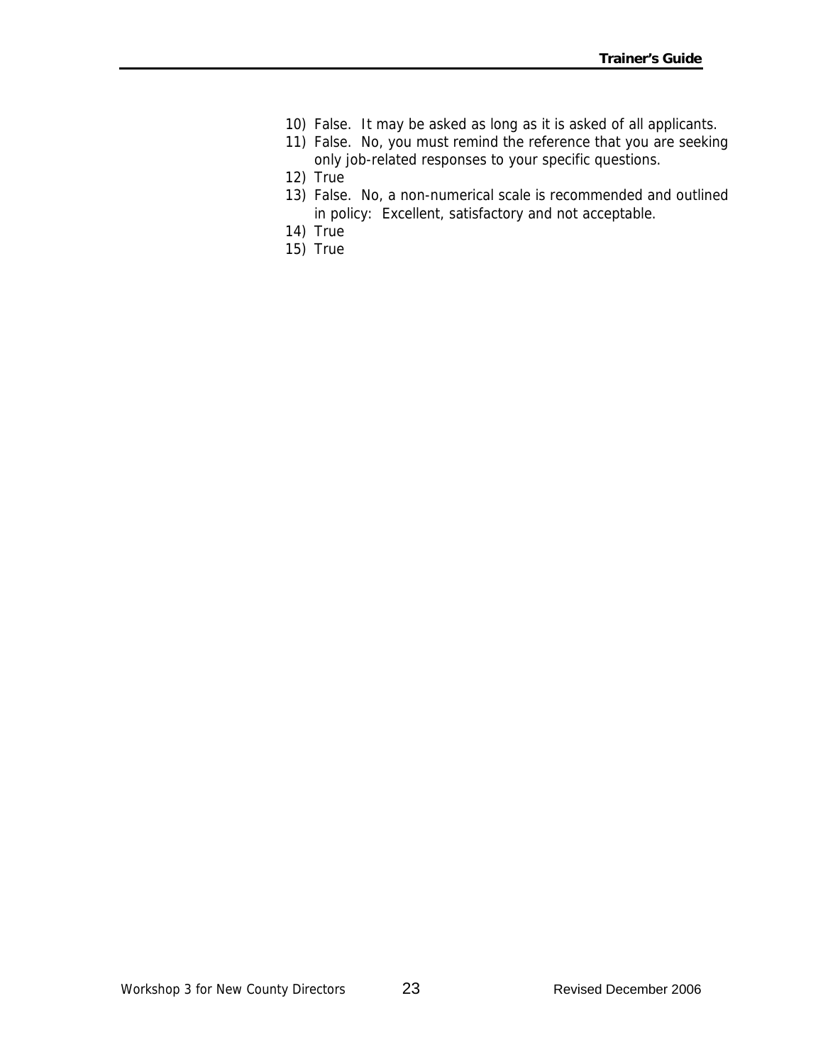10) False. It may be asked as long as it is asked of all applicants.
11) False. No, you must remind the reference that you are seeking only job-related responses to your specific questions.
12) True
13) False. No, a non-numerical scale is recommended and outlined in policy: Excellent, satisfactory and not acceptable.
14) True
15) True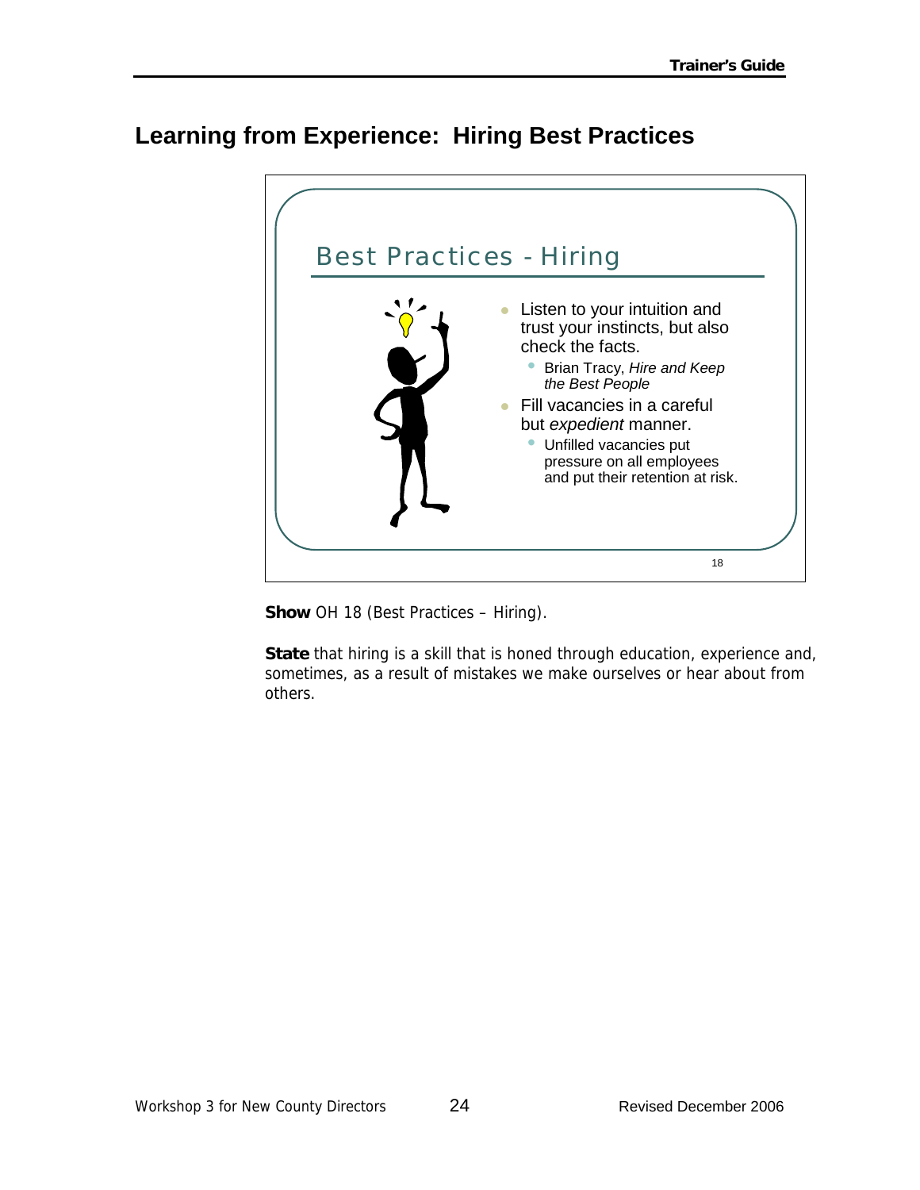## Learning from Experience: Hiring Best Practices

Best Practices - Hiring

- Listen to your intuition and trust your instincts, but also check the facts.
  - Brian Tracy, *Hire and Keep the Best People*
- Fill vacancies in a careful but *expedient* manner.
  - Unfilled vacancies put pressure on all employees and put their retention at risk.

18

**Show** OH 18 (Best Practices – Hiring).

**State** that hiring is a skill that is honed through education, experience and, sometimes, as a result of mistakes we make ourselves or hear about from others.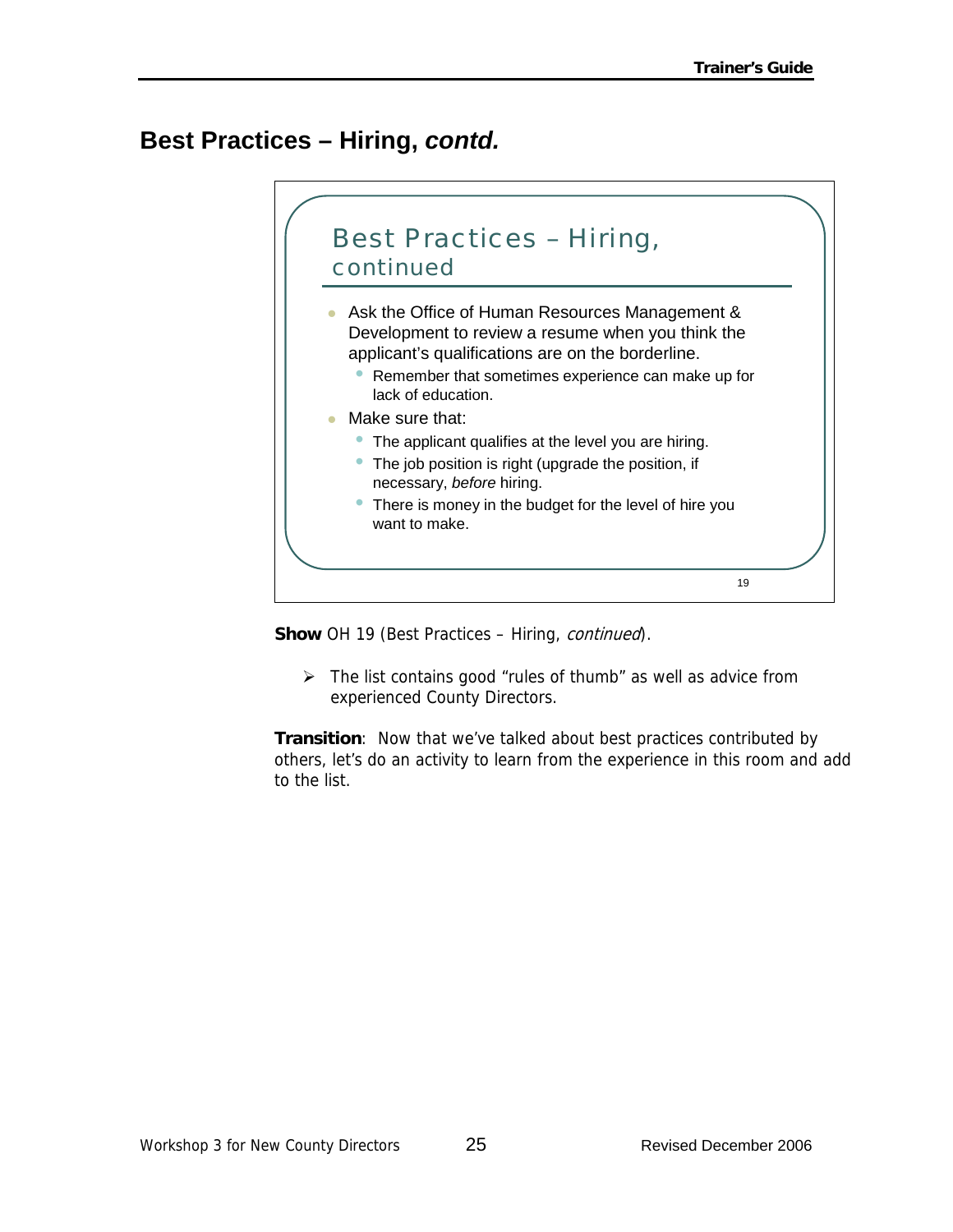## Best Practices – Hiring, *contd.*

Best Practices – Hiring, continued

- Ask the Office of Human Resources Management & Development to review a resume when you think the applicant's qualifications are on the borderline.
  - Remember that sometimes experience can make up for lack of education.
- Make sure that:
  - The applicant qualifies at the level you are hiring.
  - The job position is right (upgrade the position, if necessary, *before* hiring.
  - There is money in the budget for the level of hire you want to make.

19

**Show** OH 19 (Best Practices – Hiring, *continued*).

- The list contains good "rules of thumb" as well as advice from experienced County Directors.

**Transition**: Now that we've talked about best practices contributed by others, let's do an activity to learn from the experience in this room and add to the list.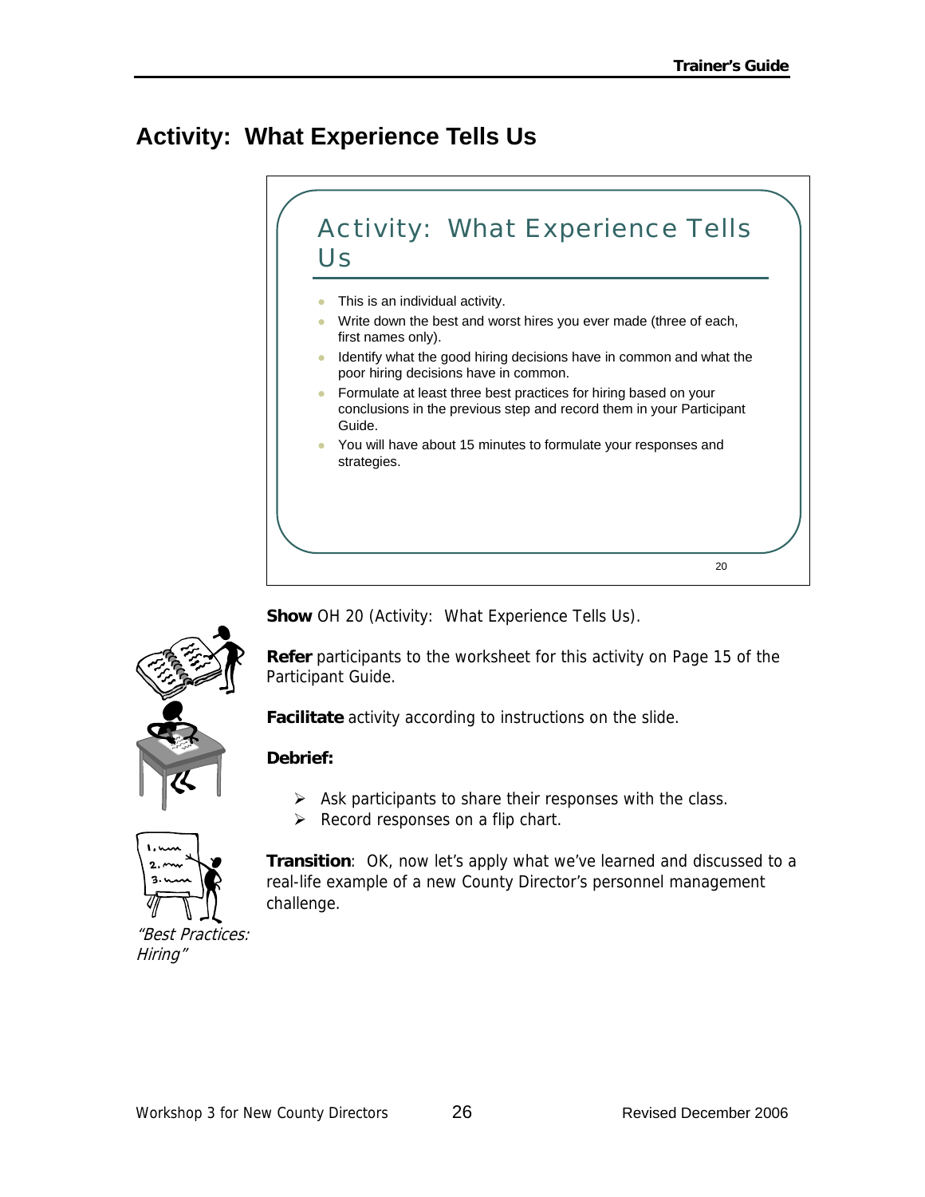## Activity: What Experience Tells Us

Activity: What Experience Tells Us

- This is an individual activity.
- Write down the best and worst hires you ever made (three of each, first names only).
- Identify what the good hiring decisions have in common and what the poor hiring decisions have in common.
- Formulate at least three best practices for hiring based on your conclusions in the previous step and record them in your Participant Guide.
- You will have about 15 minutes to formulate your responses and strategies.

20

**Show** OH 20 (Activity: What Experience Tells Us).

**Refer** participants to the worksheet for this activity on Page 15 of the Participant Guide.

**Facilitate** activity according to instructions on the slide.

**Debrief:**

- Ask participants to share their responses with the class.
- Record responses on a flip chart.

**Transition**: OK, now let's apply what we've learned and discussed to a real-life example of a new County Director's personnel management challenge.

*"Best Practices: Hiring"*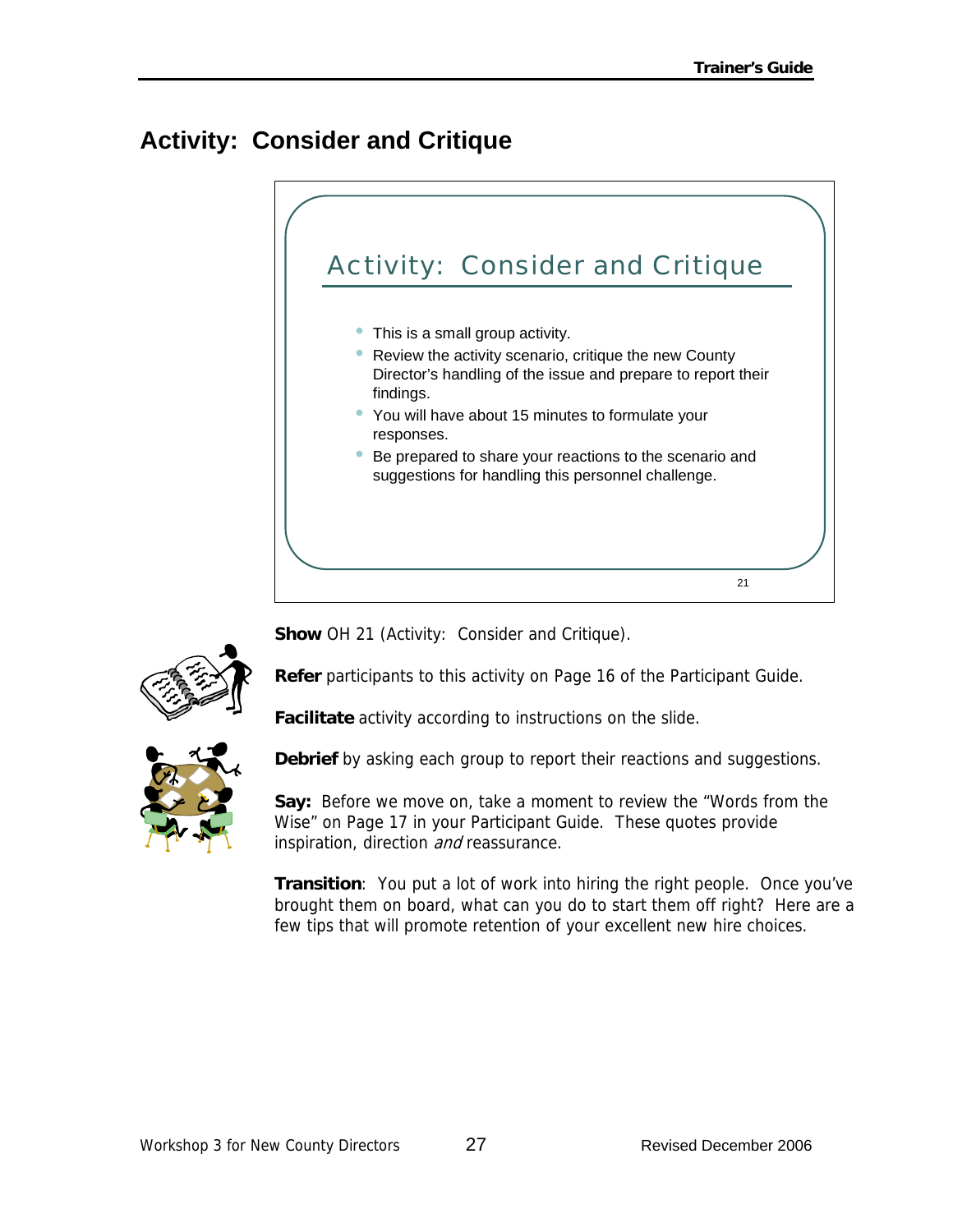## Activity: Consider and Critique

### Activity: Consider and Critique

- This is a small group activity.
- Review the activity scenario, critique the new County Director's handling of the issue and prepare to report their findings.
- You will have about 15 minutes to formulate your responses.
- Be prepared to share your reactions to the scenario and suggestions for handling this personnel challenge.

21

**Show** OH 21 (Activity: Consider and Critique).

**Refer** participants to this activity on Page 16 of the Participant Guide.

**Facilitate** activity according to instructions on the slide.

**Debrief** by asking each group to report their reactions and suggestions.

**Say:** Before we move on, take a moment to review the "Words from the Wise" on Page 17 in your Participant Guide. These quotes provide inspiration, direction *and* reassurance.

**Transition**: You put a lot of work into hiring the right people. Once you've brought them on board, what can you do to start them off right? Here are a few tips that will promote retention of your excellent new hire choices.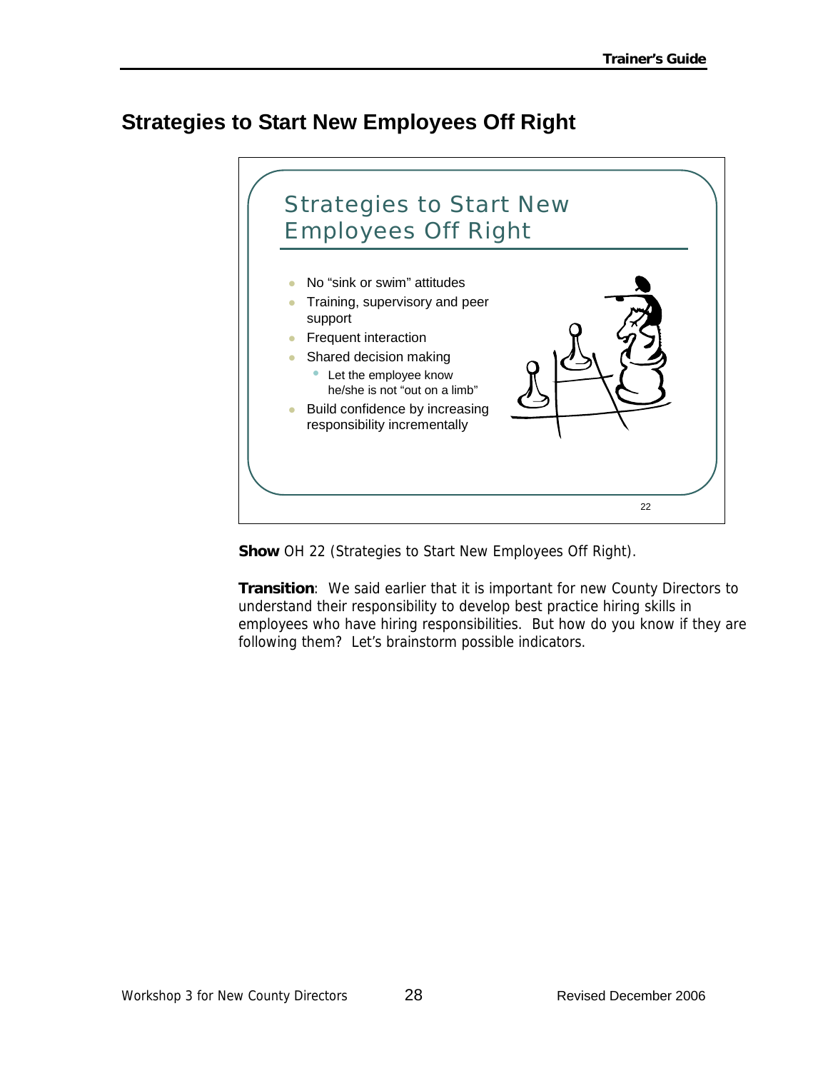## Strategies to Start New Employees Off Right

### Strategies to Start New Employees Off Right

- No "sink or swim" attitudes
- Training, supervisory and peer support
- Frequent interaction
- Shared decision making
  - Let the employee know he/she is not "out on a limb"
- Build confidence by increasing responsibility incrementally

22

**Show** OH 22 (Strategies to Start New Employees Off Right).

**Transition**: We said earlier that it is important for new County Directors to understand their responsibility to develop best practice hiring skills in employees who have hiring responsibilities. But how do you know if they are following them? Let's brainstorm possible indicators.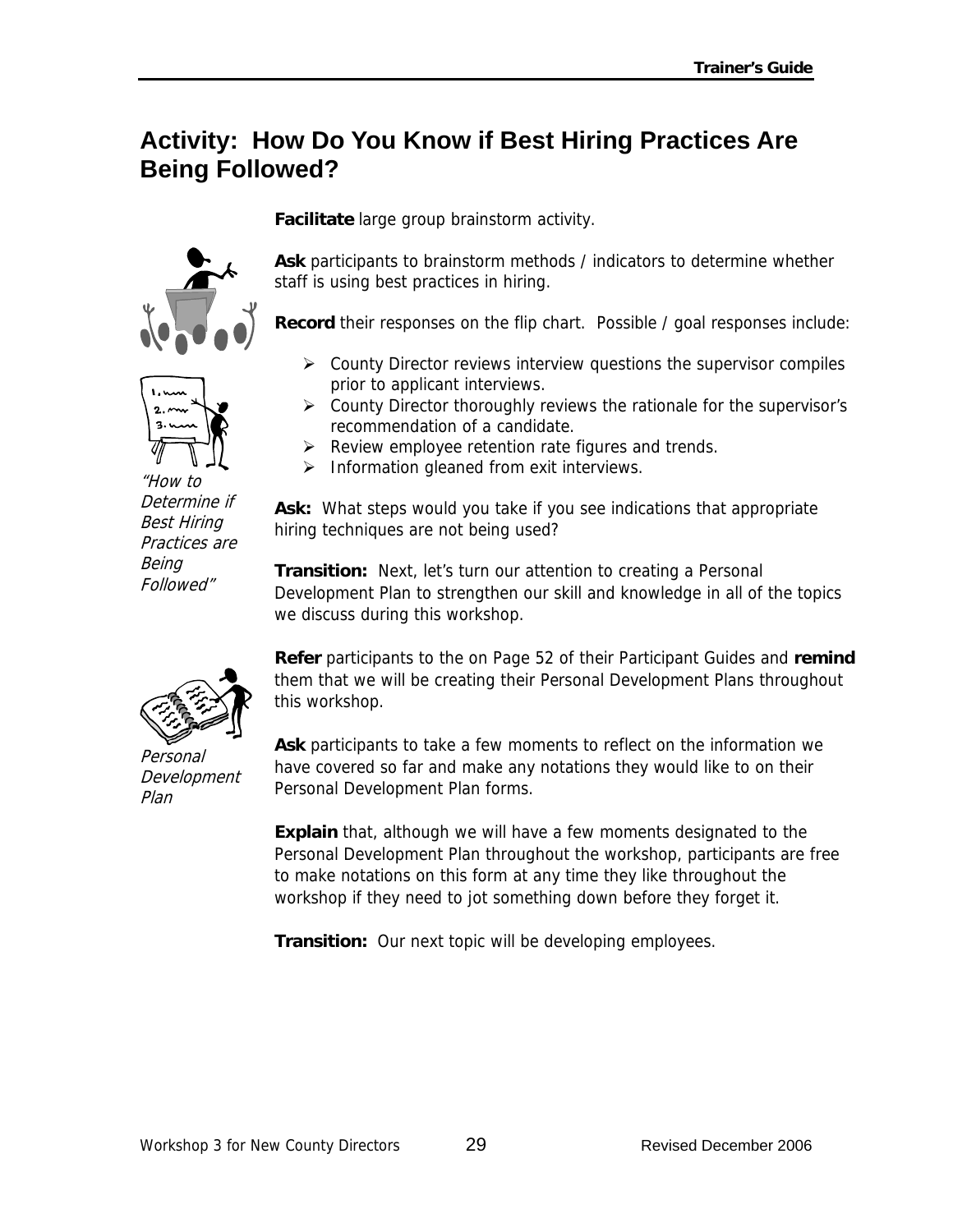# Activity: How Do You Know if Best Hiring Practices Are Being Followed?

**Facilitate** large group brainstorm activity.

**Ask** participants to brainstorm methods / indicators to determine whether staff is using best practices in hiring.

*"How to Determine if Best Hiring Practices are Being Followed"*

**Record** their responses on the flip chart. Possible / goal responses include:

- County Director reviews interview questions the supervisor compiles prior to applicant interviews.
- County Director thoroughly reviews the rationale for the supervisor's recommendation of a candidate.
- Review employee retention rate figures and trends.
- Information gleaned from exit interviews.

**Ask:** What steps would you take if you see indications that appropriate hiring techniques are not being used?

**Transition:** Next, let's turn our attention to creating a Personal Development Plan to strengthen our skill and knowledge in all of the topics we discuss during this workshop.

*Personal Development Plan*

**Refer** participants to the on Page 52 of their Participant Guides and **remind** them that we will be creating their Personal Development Plans throughout this workshop.

**Ask** participants to take a few moments to reflect on the information we have covered so far and make any notations they would like to on their Personal Development Plan forms.

**Explain** that, although we will have a few moments designated to the Personal Development Plan throughout the workshop, participants are free to make notations on this form at any time they like throughout the workshop if they need to jot something down before they forget it.

**Transition:** Our next topic will be developing employees.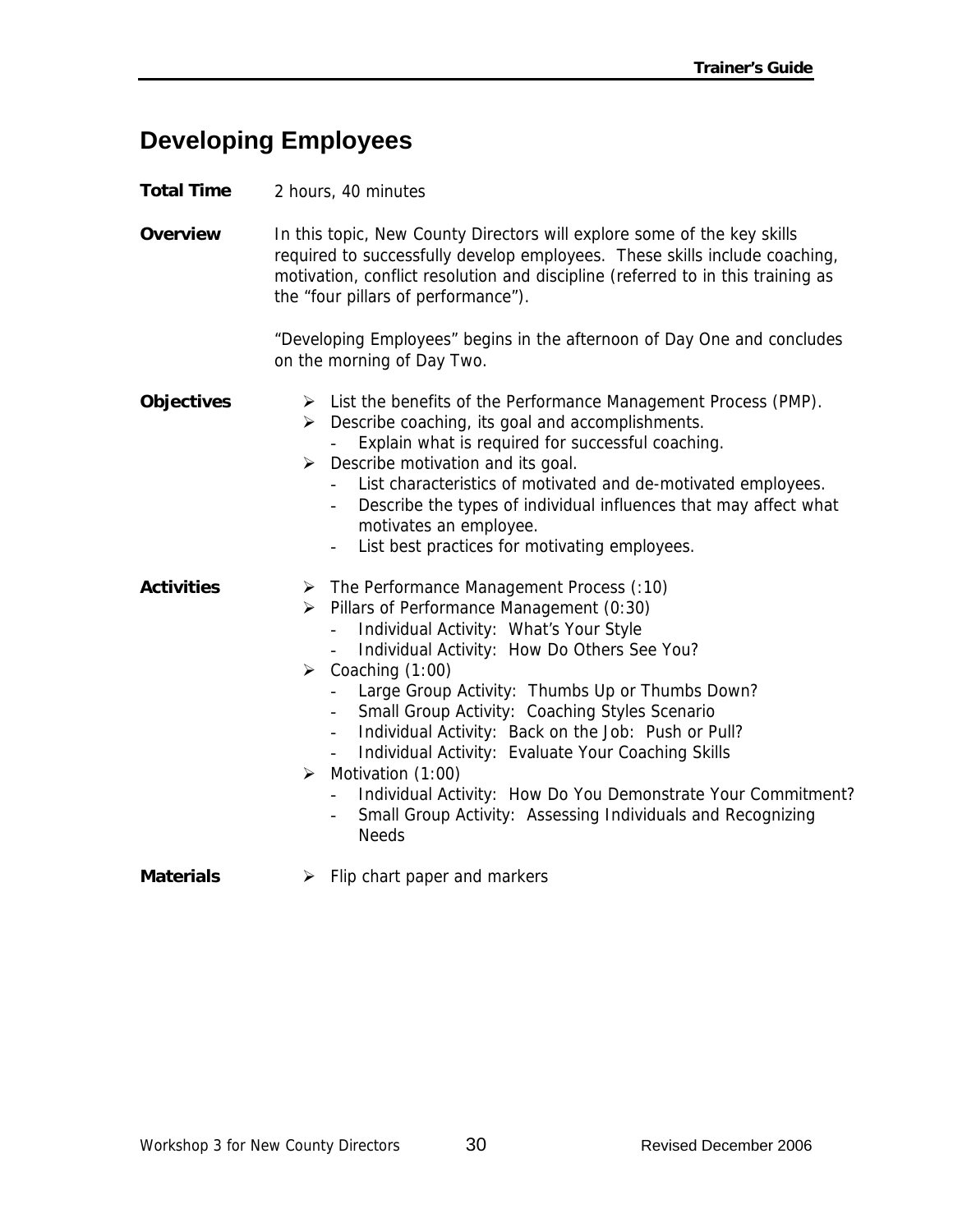# Developing Employees

**Total Time** 2 hours, 40 minutes

**Overview** In this topic, New County Directors will explore some of the key skills required to successfully develop employees. These skills include coaching, motivation, conflict resolution and discipline (referred to in this training as the "four pillars of performance").

"Developing Employees" begins in the afternoon of Day One and concludes on the morning of Day Two.

**Objectives**

- List the benefits of the Performance Management Process (PMP).
- Describe coaching, its goal and accomplishments.
  - Explain what is required for successful coaching.
- Describe motivation and its goal.
  - List characteristics of motivated and de-motivated employees.
  - Describe the types of individual influences that may affect what motivates an employee.
  - List best practices for motivating employees.

**Activities**

- The Performance Management Process (:10)
- Pillars of Performance Management (0:30)
  - Individual Activity: What's Your Style
  - Individual Activity: How Do Others See You?
- Coaching (1:00)
  - Large Group Activity: Thumbs Up or Thumbs Down?
  - Small Group Activity: Coaching Styles Scenario
  - Individual Activity: Back on the Job: Push or Pull?
  - Individual Activity: Evaluate Your Coaching Skills
- Motivation (1:00)
  - Individual Activity: How Do You Demonstrate Your Commitment?
  - Small Group Activity: Assessing Individuals and Recognizing Needs

**Materials**

- Flip chart paper and markers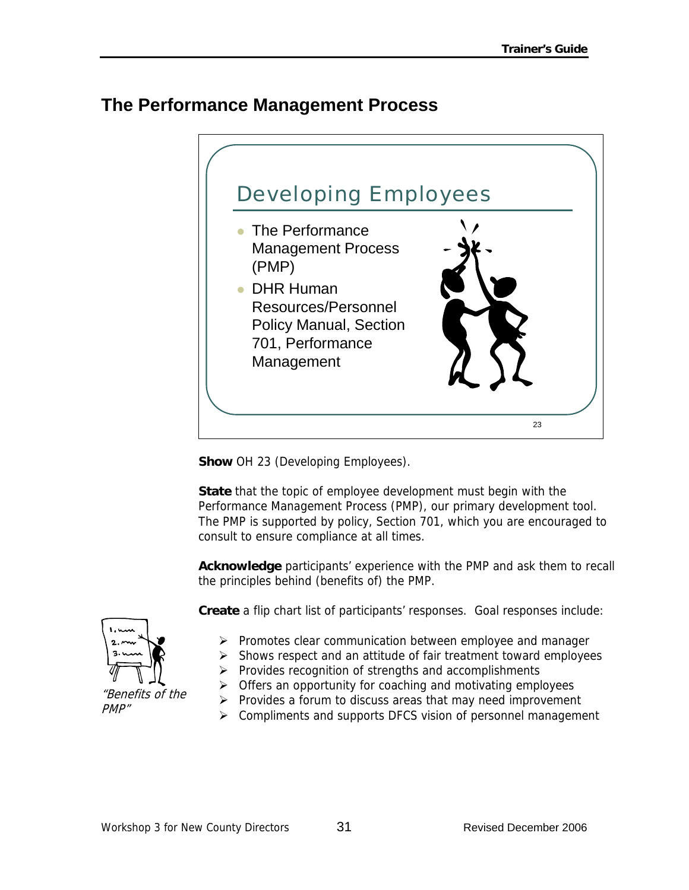## The Performance Management Process

### Developing Employees

- The Performance Management Process (PMP)
- DHR Human Resources/Personnel Policy Manual, Section 701, Performance Management

**Show** OH 23 (Developing Employees).

**State** that the topic of employee development must begin with the Performance Management Process (PMP), our primary development tool. The PMP is supported by policy, Section 701, which you are encouraged to consult to ensure compliance at all times.

**Acknowledge** participants' experience with the PMP and ask them to recall the principles behind (benefits of) the PMP.

**Create** a flip chart list of participants' responses. Goal responses include:

*"Benefits of the PMP"*

- Promotes clear communication between employee and manager
- Shows respect and an attitude of fair treatment toward employees
- Provides recognition of strengths and accomplishments
- Offers an opportunity for coaching and motivating employees
- Provides a forum to discuss areas that may need improvement
- Compliments and supports DFCS vision of personnel management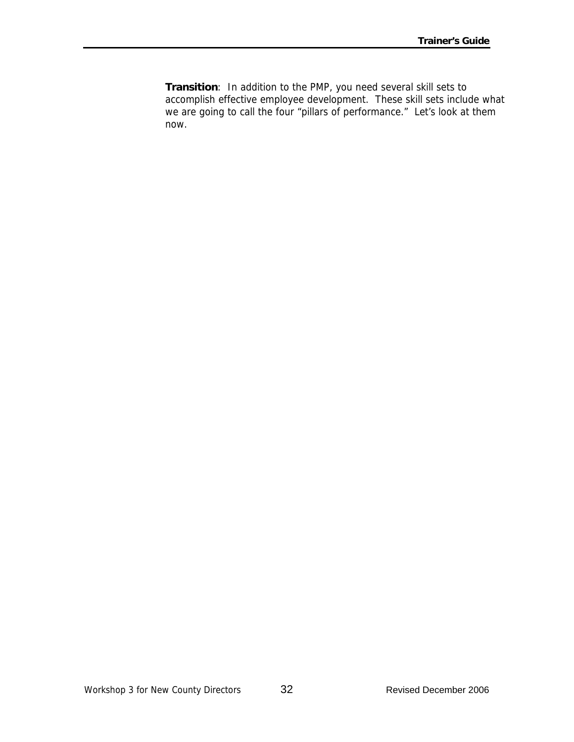**Transition**: In addition to the PMP, you need several skill sets to accomplish effective employee development. These skill sets include what we are going to call the four "pillars of performance." Let's look at them now.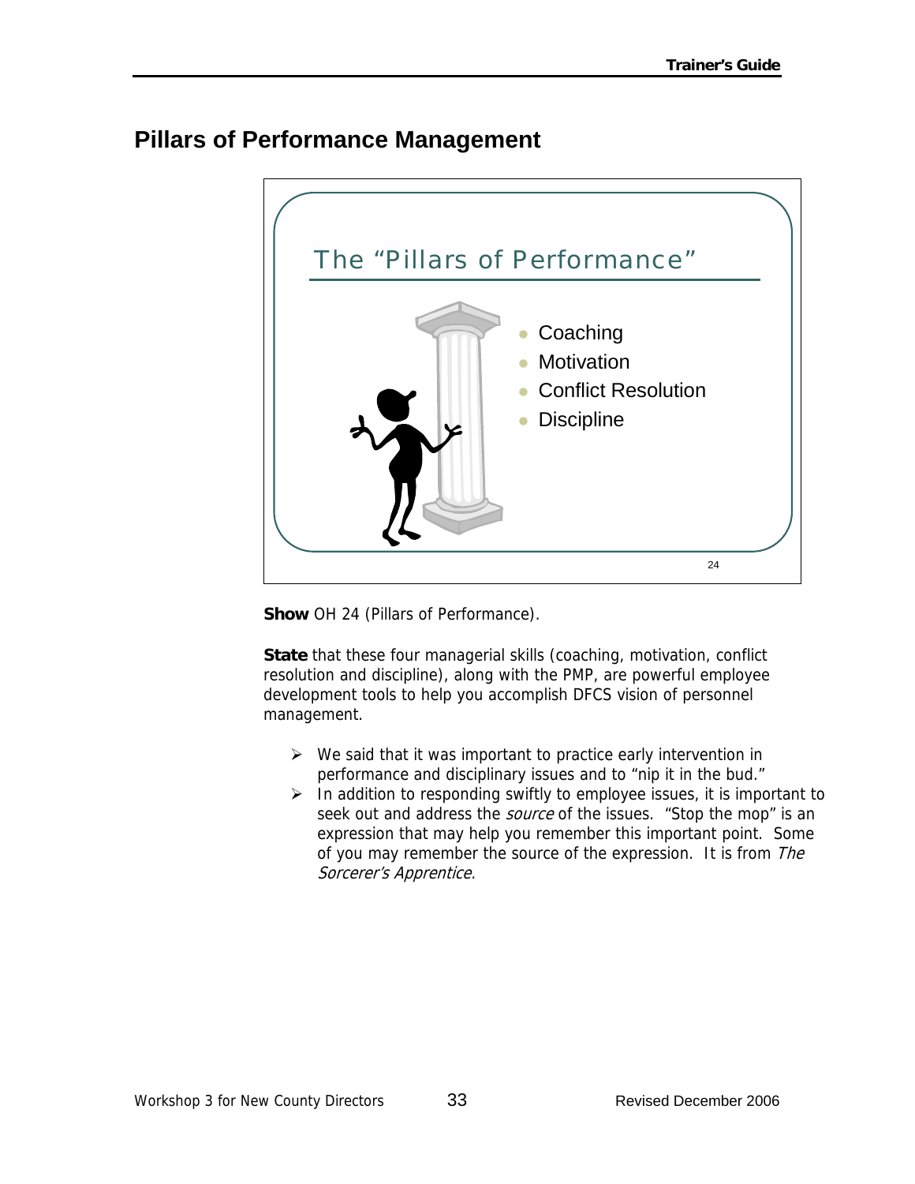## Pillars of Performance Management

The "Pillars of Performance"

- Coaching
- Motivation
- Conflict Resolution
- Discipline

24

**Show** OH 24 (Pillars of Performance).

**State** that these four managerial skills (coaching, motivation, conflict resolution and discipline), along with the PMP, are powerful employee development tools to help you accomplish DFCS vision of personnel management.

- We said that it was important to practice early intervention in performance and disciplinary issues and to "nip it in the bud."
- In addition to responding swiftly to employee issues, it is important to seek out and address the *source* of the issues. "Stop the mop" is an expression that may help you remember this important point. Some of you may remember the source of the expression. It is from *The Sorcerer's Apprentice.*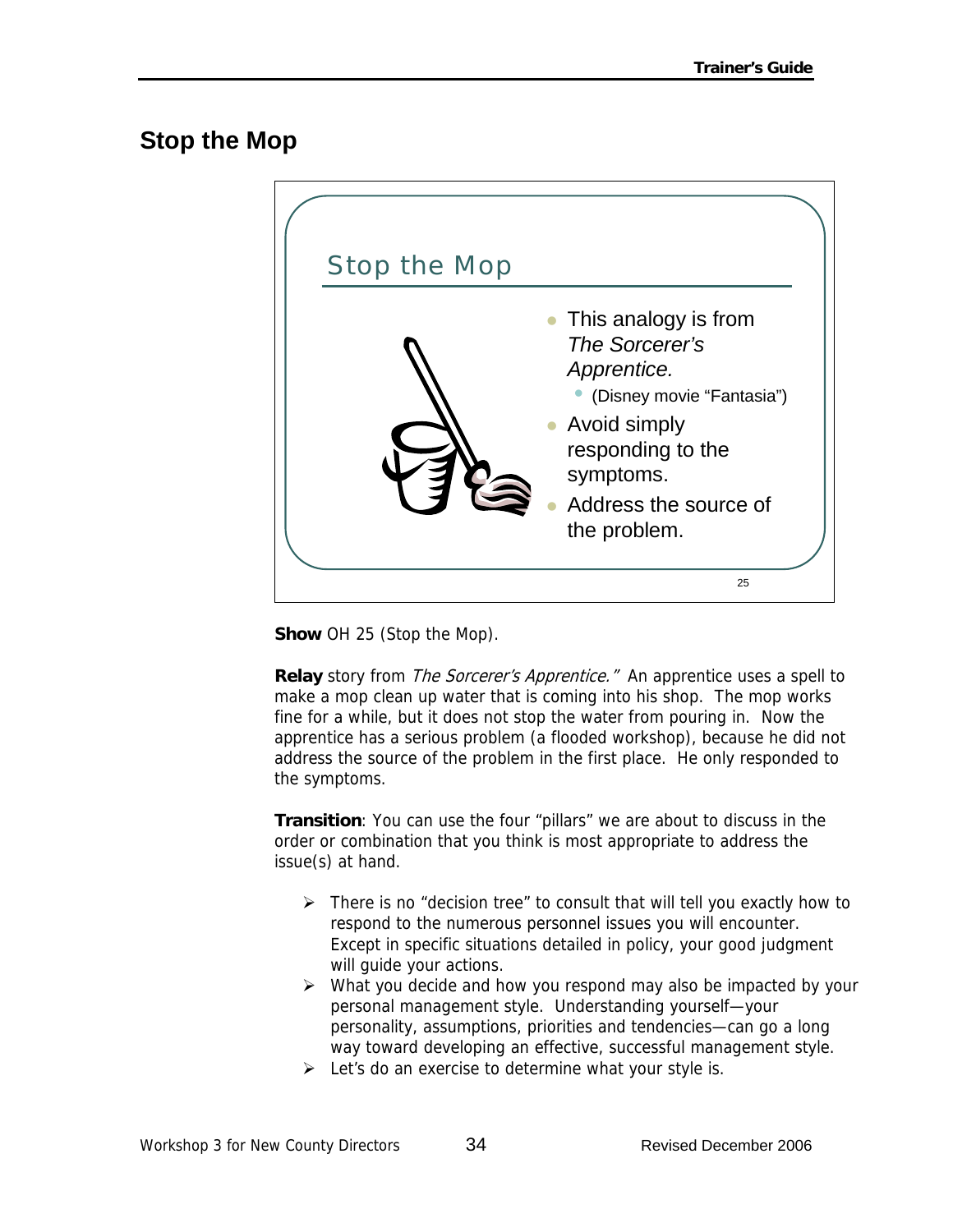## Stop the Mop

Stop the Mop

- This analogy is from *The Sorcerer's Apprentice.*
  - (Disney movie "Fantasia")
- Avoid simply responding to the symptoms.
- Address the source of the problem.

25

**Show** OH 25 (Stop the Mop).

**Relay** story from *The Sorcerer's Apprentice."* An apprentice uses a spell to make a mop clean up water that is coming into his shop. The mop works fine for a while, but it does not stop the water from pouring in. Now the apprentice has a serious problem (a flooded workshop), because he did not address the source of the problem in the first place. He only responded to the symptoms.

**Transition**: You can use the four "pillars" we are about to discuss in the order or combination that you think is most appropriate to address the issue(s) at hand.

- There is no "decision tree" to consult that will tell you exactly how to respond to the numerous personnel issues you will encounter. Except in specific situations detailed in policy, your good judgment will guide your actions.
- What you decide and how you respond may also be impacted by your personal management style. Understanding yourself—your personality, assumptions, priorities and tendencies—can go a long way toward developing an effective, successful management style.
- Let's do an exercise to determine what your style is.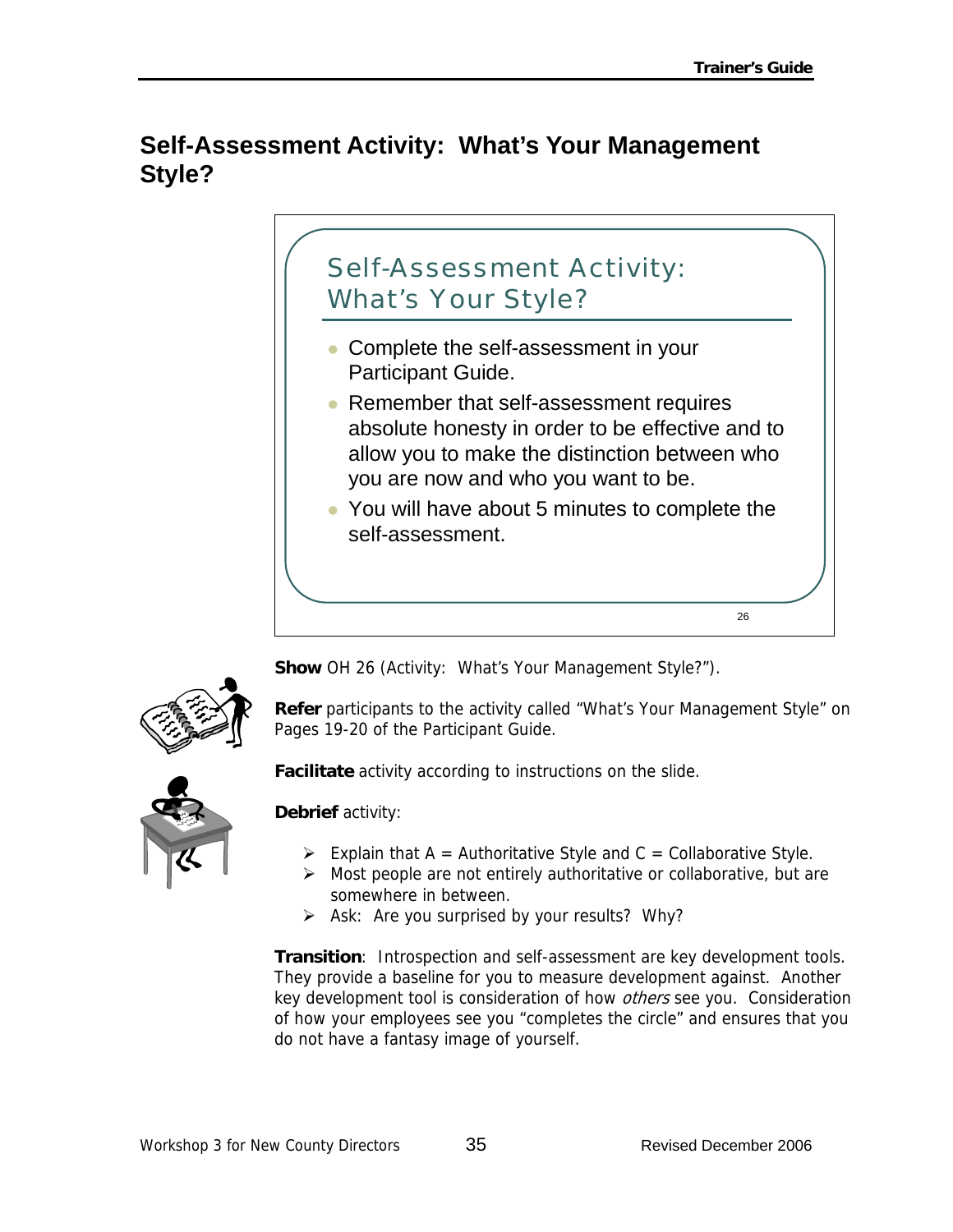## Self-Assessment Activity: What's Your Management Style?

Self-Assessment Activity: What's Your Style?

- Complete the self-assessment in your Participant Guide.
- Remember that self-assessment requires absolute honesty in order to be effective and to allow you to make the distinction between who you are now and who you want to be.
- You will have about 5 minutes to complete the self-assessment.

26

**Show** OH 26 (Activity: What's Your Management Style?").

**Refer** participants to the activity called "What's Your Management Style" on Pages 19-20 of the Participant Guide.

**Facilitate** activity according to instructions on the slide.

**Debrief** activity:

- Explain that A = Authoritative Style and C = Collaborative Style.
- Most people are not entirely authoritative or collaborative, but are somewhere in between.
- Ask: Are you surprised by your results? Why?

**Transition**: Introspection and self-assessment are key development tools. They provide a baseline for you to measure development against. Another key development tool is consideration of how *others* see you. Consideration of how your employees see you "completes the circle" and ensures that you do not have a fantasy image of yourself.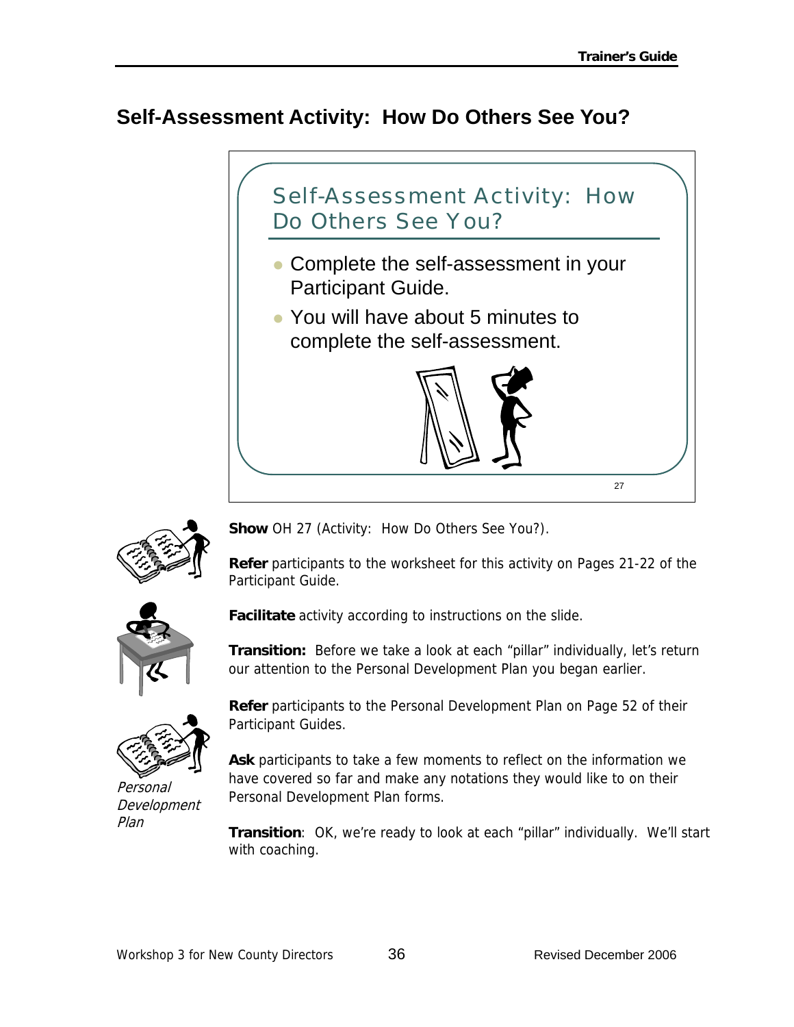## Self-Assessment Activity: How Do Others See You?

Self-Assessment Activity: How Do Others See You?

- Complete the self-assessment in your Participant Guide.
- You will have about 5 minutes to complete the self-assessment.

27

**Show** OH 27 (Activity: How Do Others See You?).

**Refer** participants to the worksheet for this activity on Pages 21-22 of the Participant Guide.

**Facilitate** activity according to instructions on the slide.

**Transition:** Before we take a look at each "pillar" individually, let's return our attention to the Personal Development Plan you began earlier.

**Refer** participants to the Personal Development Plan on Page 52 of their Participant Guides.

*Personal Development Plan*

**Ask** participants to take a few moments to reflect on the information we have covered so far and make any notations they would like to on their Personal Development Plan forms.

**Transition**: OK, we're ready to look at each "pillar" individually. We'll start with coaching.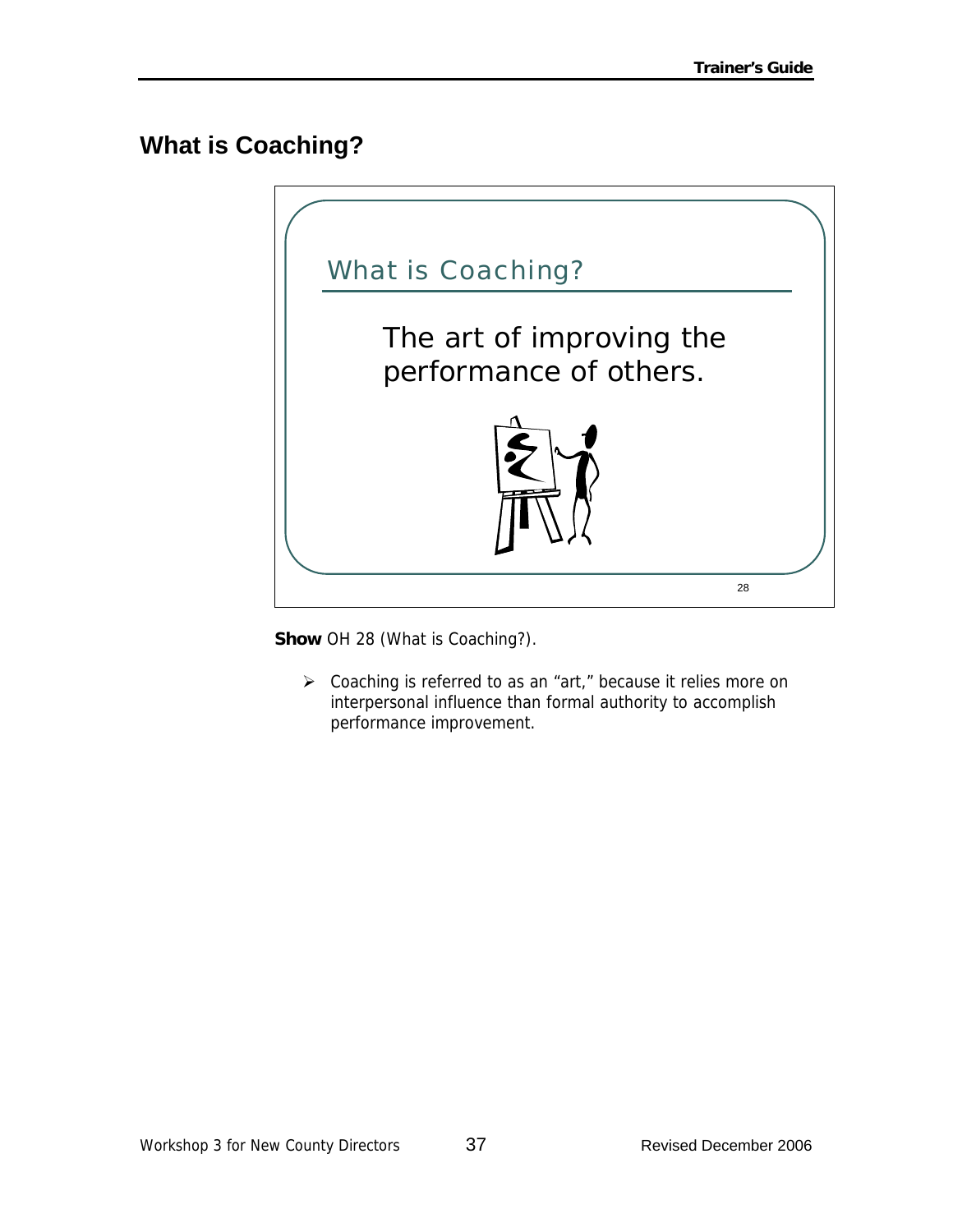## What is Coaching?

What is Coaching?

The art of improving the performance of others.

28

**Show** OH 28 (What is Coaching?).

- Coaching is referred to as an "art," because it relies more on interpersonal influence than formal authority to accomplish performance improvement.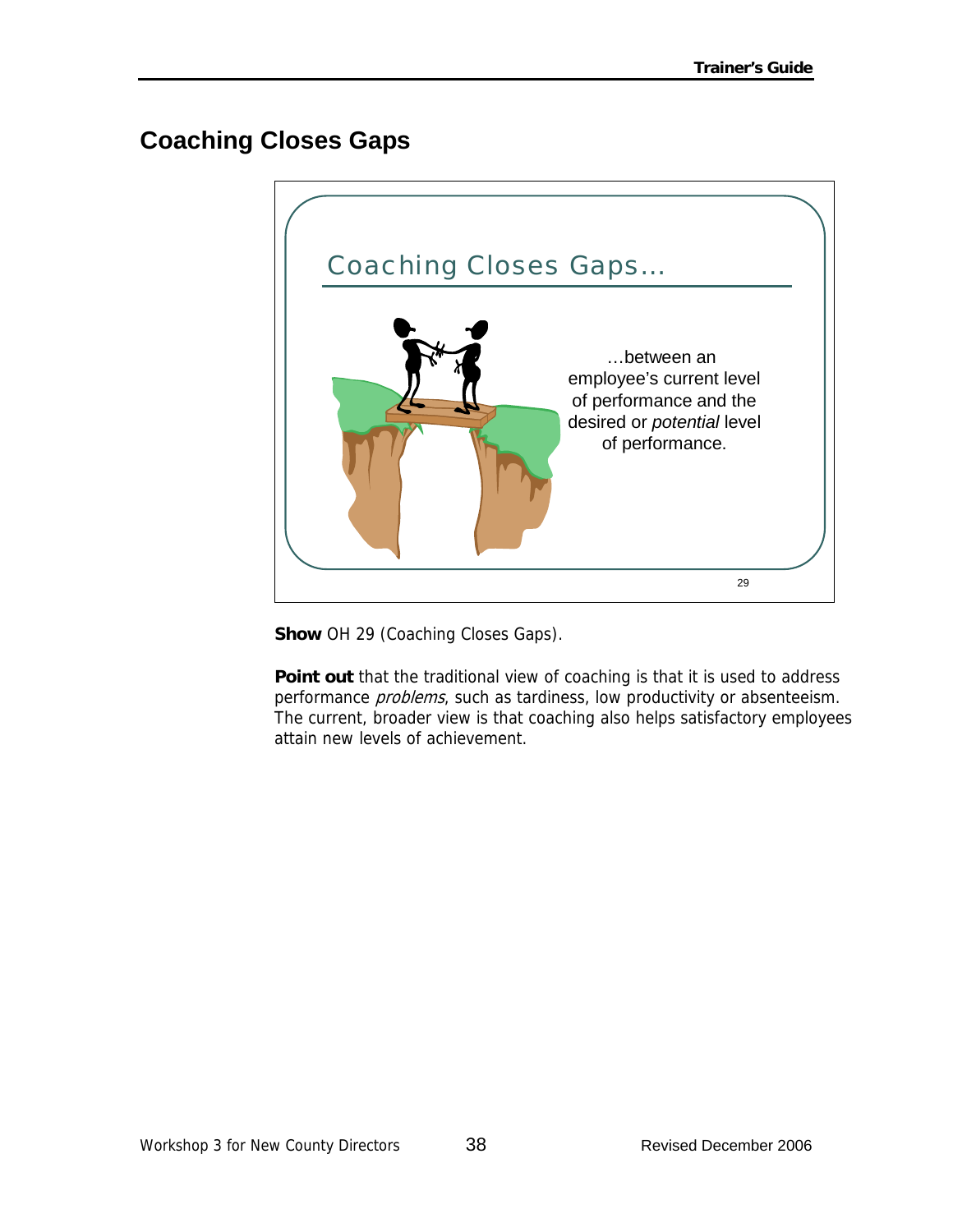## Coaching Closes Gaps

Coaching Closes Gaps…

…between an employee's current level of performance and the desired or *potential* level of performance.

29

**Show** OH 29 (Coaching Closes Gaps).

**Point out** that the traditional view of coaching is that it is used to address performance *problems*, such as tardiness, low productivity or absenteeism. The current, broader view is that coaching also helps satisfactory employees attain new levels of achievement.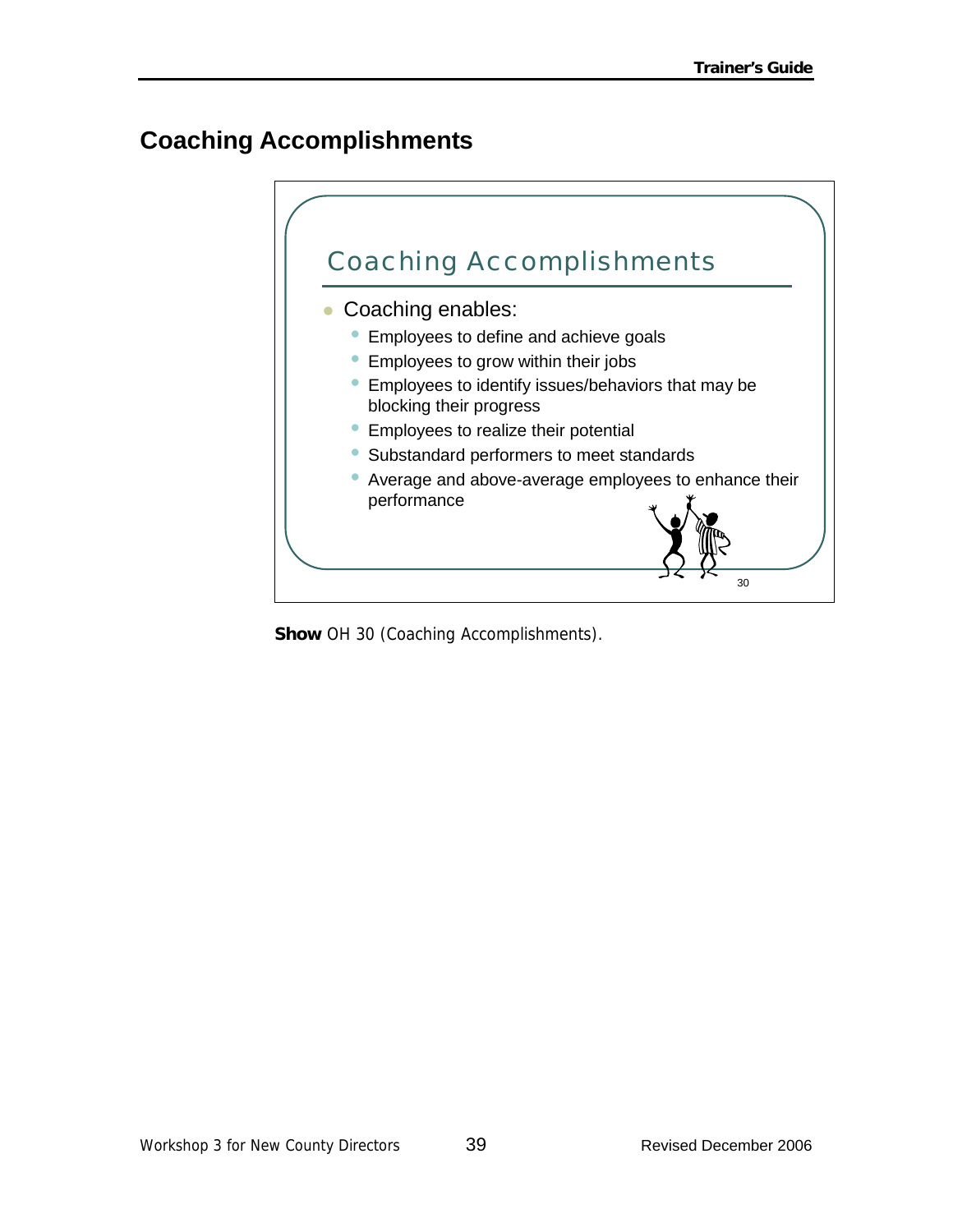## Coaching Accomplishments

### Coaching Accomplishments

- Coaching enables:
  - Employees to define and achieve goals
  - Employees to grow within their jobs
  - Employees to identify issues/behaviors that may be blocking their progress
  - Employees to realize their potential
  - Substandard performers to meet standards
  - Average and above-average employees to enhance their performance

30

**Show** OH 30 (Coaching Accomplishments).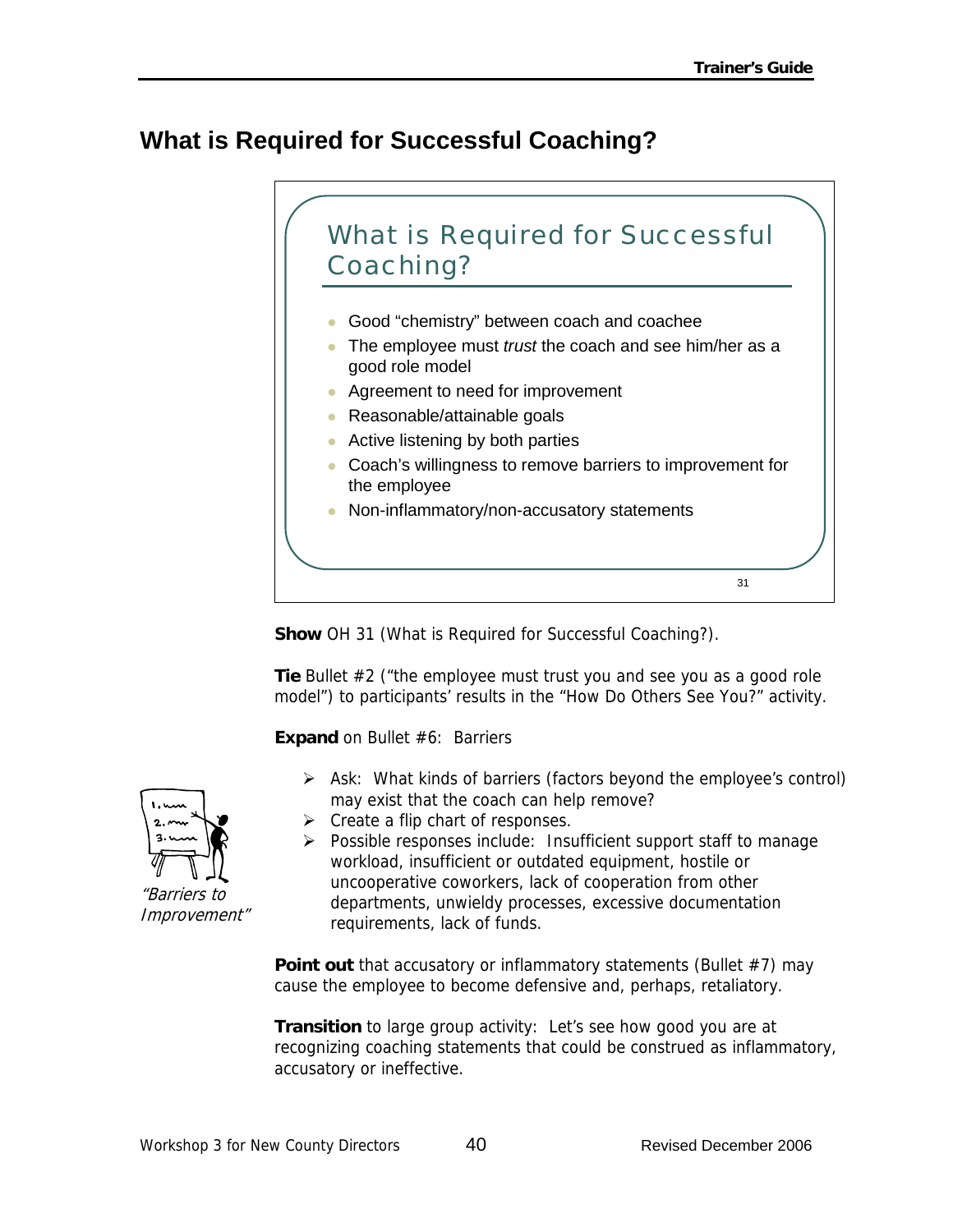## What is Required for Successful Coaching?

### What is Required for Successful Coaching?

- Good "chemistry" between coach and coachee
- The employee must *trust* the coach and see him/her as a good role model
- Agreement to need for improvement
- Reasonable/attainable goals
- Active listening by both parties
- Coach's willingness to remove barriers to improvement for the employee
- Non-inflammatory/non-accusatory statements

31

**Show** OH 31 (What is Required for Successful Coaching?).

**Tie** Bullet #2 ("the employee must trust you and see you as a good role model") to participants' results in the "How Do Others See You?" activity.

**Expand** on Bullet #6: Barriers

- Ask: What kinds of barriers (factors beyond the employee's control) may exist that the coach can help remove?
- Create a flip chart of responses.
- Possible responses include: Insufficient support staff to manage workload, insufficient or outdated equipment, hostile or uncooperative coworkers, lack of cooperation from other departments, unwieldy processes, excessive documentation requirements, lack of funds.

*"Barriers to Improvement"*

**Point out** that accusatory or inflammatory statements (Bullet #7) may cause the employee to become defensive and, perhaps, retaliatory.

**Transition** to large group activity: Let's see how good you are at recognizing coaching statements that could be construed as inflammatory, accusatory or ineffective.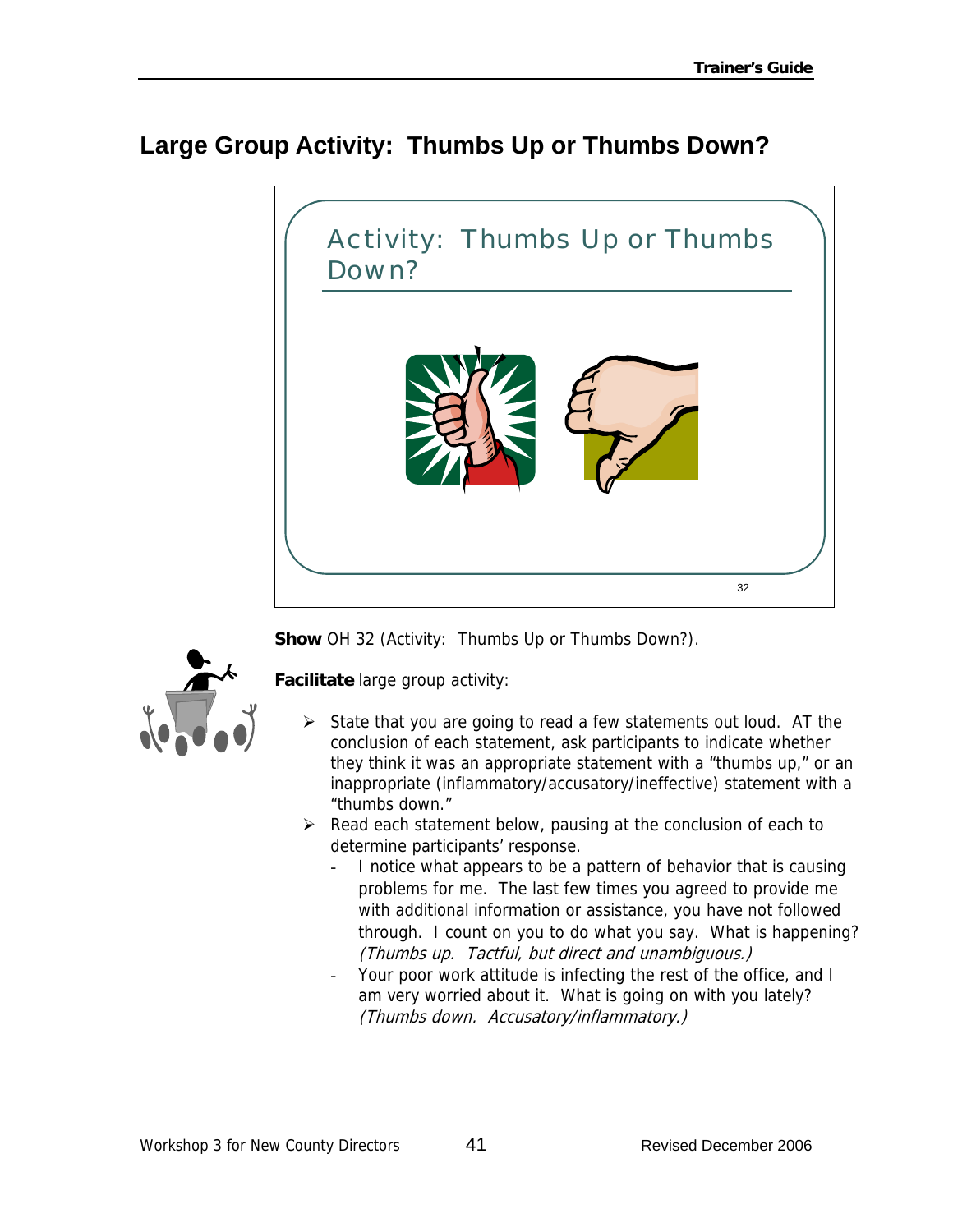## Large Group Activity: Thumbs Up or Thumbs Down?

Activity: Thumbs Up or Thumbs Down?

32

**Show** OH 32 (Activity: Thumbs Up or Thumbs Down?).

**Facilitate** large group activity:

- State that you are going to read a few statements out loud. AT the conclusion of each statement, ask participants to indicate whether they think it was an appropriate statement with a "thumbs up," or an inappropriate (inflammatory/accusatory/ineffective) statement with a "thumbs down."
- Read each statement below, pausing at the conclusion of each to determine participants' response.
  - I notice what appears to be a pattern of behavior that is causing problems for me. The last few times you agreed to provide me with additional information or assistance, you have not followed through. I count on you to do what you say. What is happening? *(Thumbs up. Tactful, but direct and unambiguous.)*
  - Your poor work attitude is infecting the rest of the office, and I am very worried about it. What is going on with you lately? *(Thumbs down. Accusatory/inflammatory.)*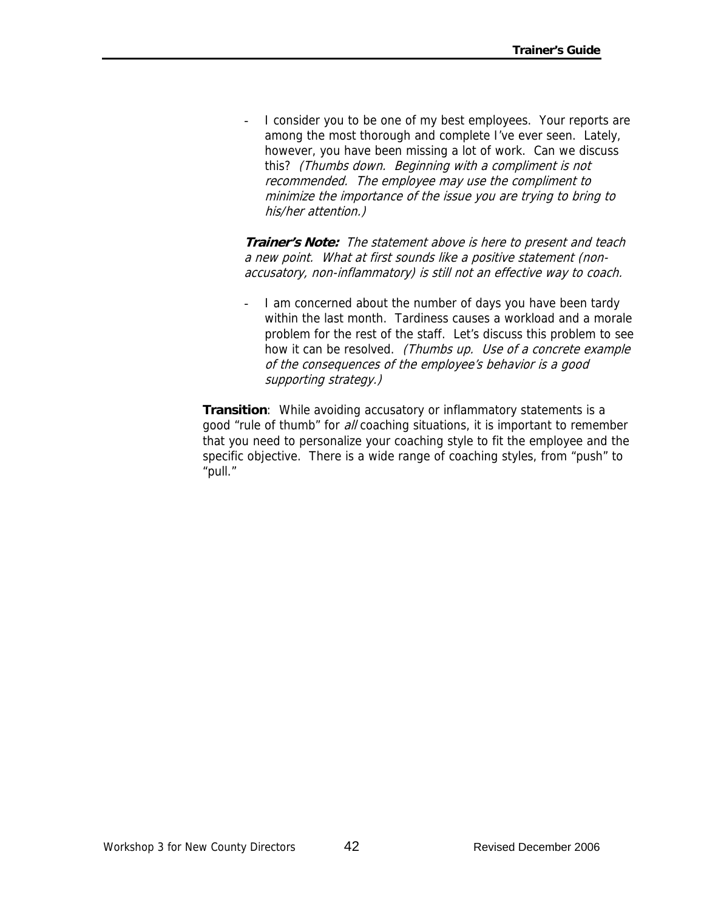- I consider you to be one of my best employees. Your reports are among the most thorough and complete I've ever seen. Lately, however, you have been missing a lot of work. Can we discuss this? *(Thumbs down. Beginning with a compliment is not recommended. The employee may use the compliment to minimize the importance of the issue you are trying to bring to his/her attention.)*

***Trainer's Note:*** *The statement above is here to present and teach a new point. What at first sounds like a positive statement (non-accusatory, non-inflammatory) is still not an effective way to coach.*

- I am concerned about the number of days you have been tardy within the last month. Tardiness causes a workload and a morale problem for the rest of the staff. Let's discuss this problem to see how it can be resolved. *(Thumbs up. Use of a concrete example of the consequences of the employee's behavior is a good supporting strategy.)*

**Transition**: While avoiding accusatory or inflammatory statements is a good "rule of thumb" for *all* coaching situations, it is important to remember that you need to personalize your coaching style to fit the employee and the specific objective. There is a wide range of coaching styles, from "push" to "pull."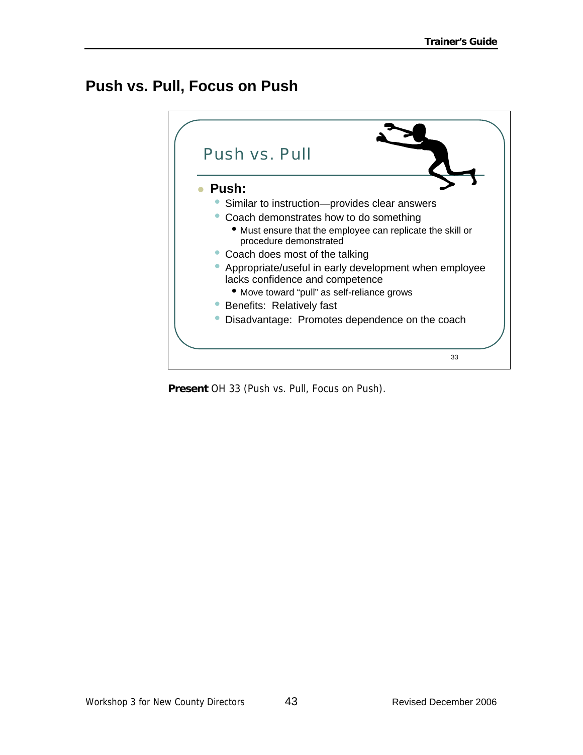## Push vs. Pull, Focus on Push

### Push vs. Pull

- **Push:**
  - Similar to instruction—provides clear answers
  - Coach demonstrates how to do something
    - Must ensure that the employee can replicate the skill or procedure demonstrated
  - Coach does most of the talking
  - Appropriate/useful in early development when employee lacks confidence and competence
    - Move toward "pull" as self-reliance grows
  - Benefits: Relatively fast
  - Disadvantage: Promotes dependence on the coach

33

**Present** OH 33 (Push vs. Pull, Focus on Push).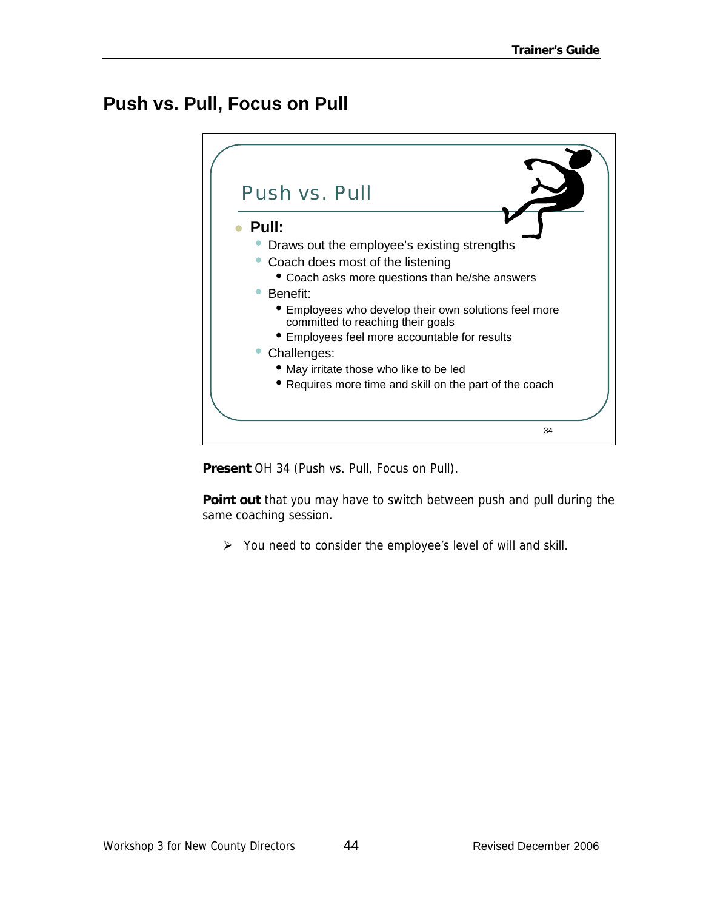## Push vs. Pull, Focus on Pull

Push vs. Pull

- **Pull:**
  - Draws out the employee's existing strengths
  - Coach does most of the listening
    - Coach asks more questions than he/she answers
  - Benefit:
    - Employees who develop their own solutions feel more committed to reaching their goals
    - Employees feel more accountable for results
  - Challenges:
    - May irritate those who like to be led
    - Requires more time and skill on the part of the coach

34

**Present** OH 34 (Push vs. Pull, Focus on Pull).

**Point out** that you may have to switch between push and pull during the same coaching session.

- You need to consider the employee's level of will and skill.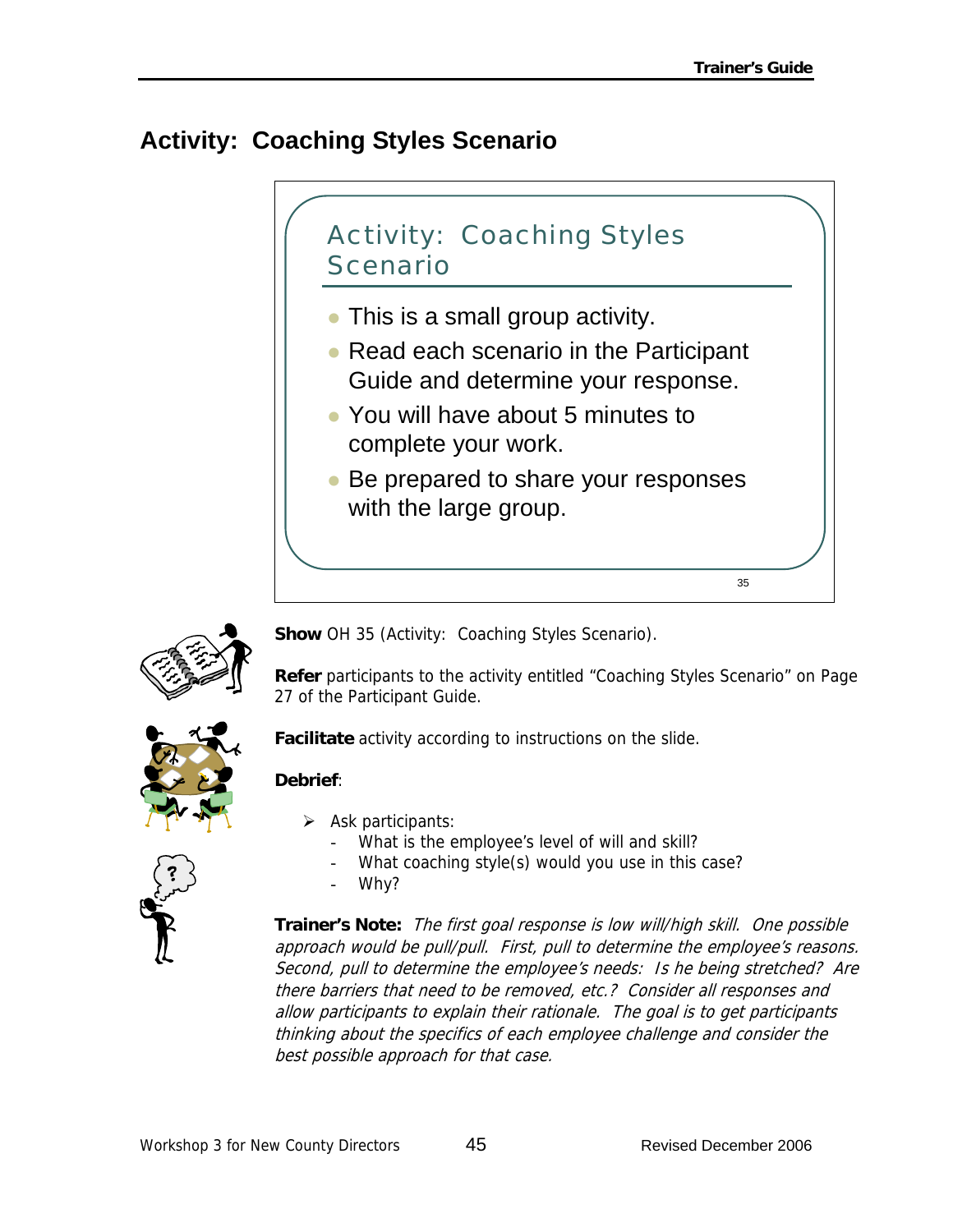## Activity: Coaching Styles Scenario

### Activity: Coaching Styles Scenario

- This is a small group activity.
- Read each scenario in the Participant Guide and determine your response.
- You will have about 5 minutes to complete your work.
- Be prepared to share your responses with the large group.

35

**Show** OH 35 (Activity: Coaching Styles Scenario).

**Refer** participants to the activity entitled "Coaching Styles Scenario" on Page 27 of the Participant Guide.

**Facilitate** activity according to instructions on the slide.

**Debrief**:

- Ask participants:
  - What is the employee's level of will and skill?
  - What coaching style(s) would you use in this case?
  - Why?

**Trainer's Note:** *The first goal response is low will/high skill. One possible approach would be pull/pull. First, pull to determine the employee's reasons. Second, pull to determine the employee's needs: Is he being stretched? Are there barriers that need to be removed, etc.? Consider all responses and allow participants to explain their rationale. The goal is to get participants thinking about the specifics of each employee challenge and consider the best possible approach for that case.*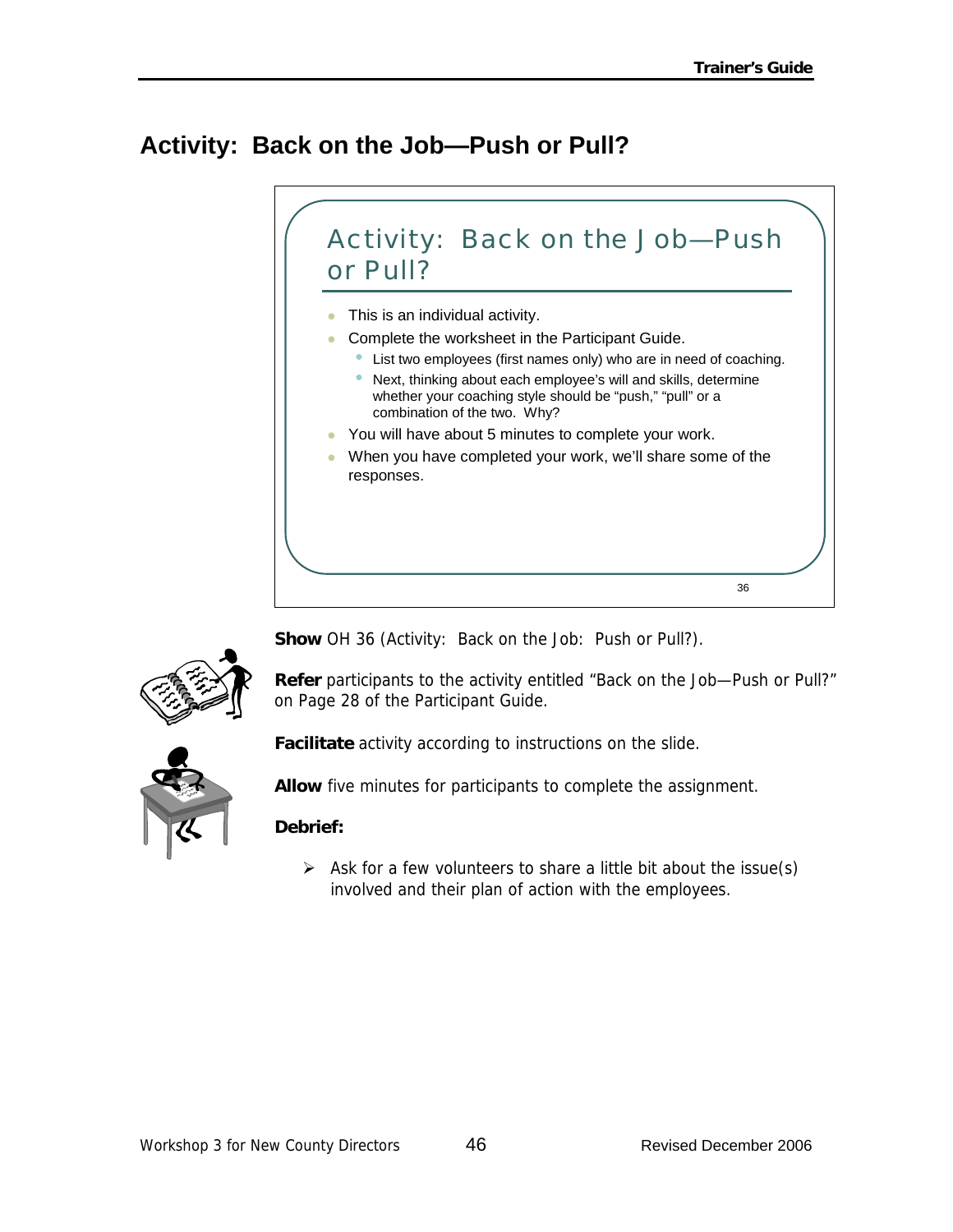## Activity: Back on the Job—Push or Pull?

> **Activity: Back on the Job—Push or Pull?**
>
> - This is an individual activity.
> - Complete the worksheet in the Participant Guide.
>   - List two employees (first names only) who are in need of coaching.
>   - Next, thinking about each employee's will and skills, determine whether your coaching style should be "push," "pull" or a combination of the two. Why?
> - You will have about 5 minutes to complete your work.
> - When you have completed your work, we'll share some of the responses.
>
> 36

**Show** OH 36 (Activity: Back on the Job: Push or Pull?).

**Refer** participants to the activity entitled "Back on the Job—Push or Pull?" on Page 28 of the Participant Guide.

**Facilitate** activity according to instructions on the slide.

**Allow** five minutes for participants to complete the assignment.

**Debrief:**

- Ask for a few volunteers to share a little bit about the issue(s) involved and their plan of action with the employees.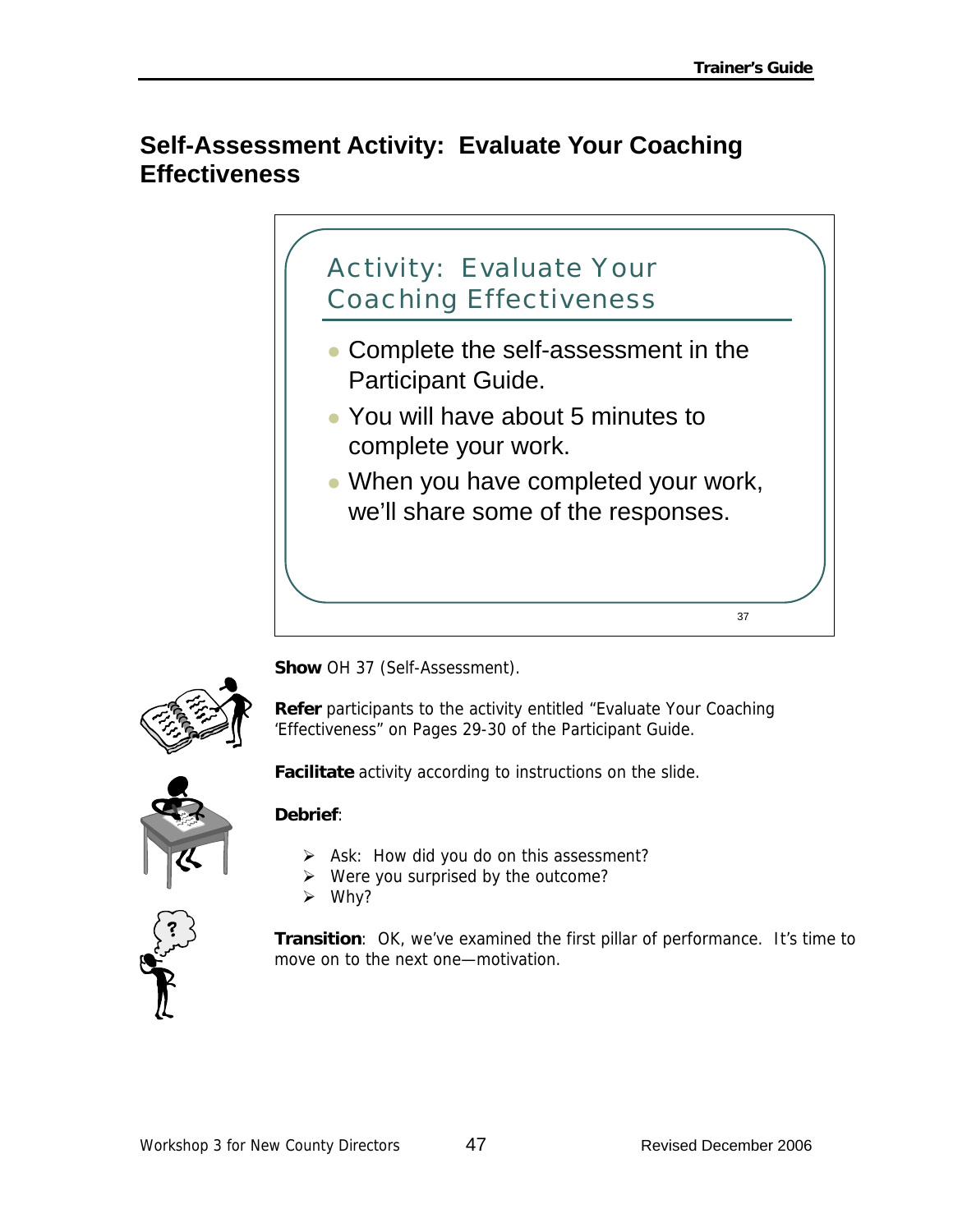## Self-Assessment Activity: Evaluate Your Coaching Effectiveness

### Activity: Evaluate Your Coaching Effectiveness

- Complete the self-assessment in the Participant Guide.
- You will have about 5 minutes to complete your work.
- When you have completed your work, we'll share some of the responses.

37

**Show** OH 37 (Self-Assessment).

**Refer** participants to the activity entitled "Evaluate Your Coaching 'Effectiveness" on Pages 29-30 of the Participant Guide.

**Facilitate** activity according to instructions on the slide.

**Debrief**:

- Ask: How did you do on this assessment?
- Were you surprised by the outcome?
- Why?

**Transition**: OK, we've examined the first pillar of performance. It's time to move on to the next one—motivation.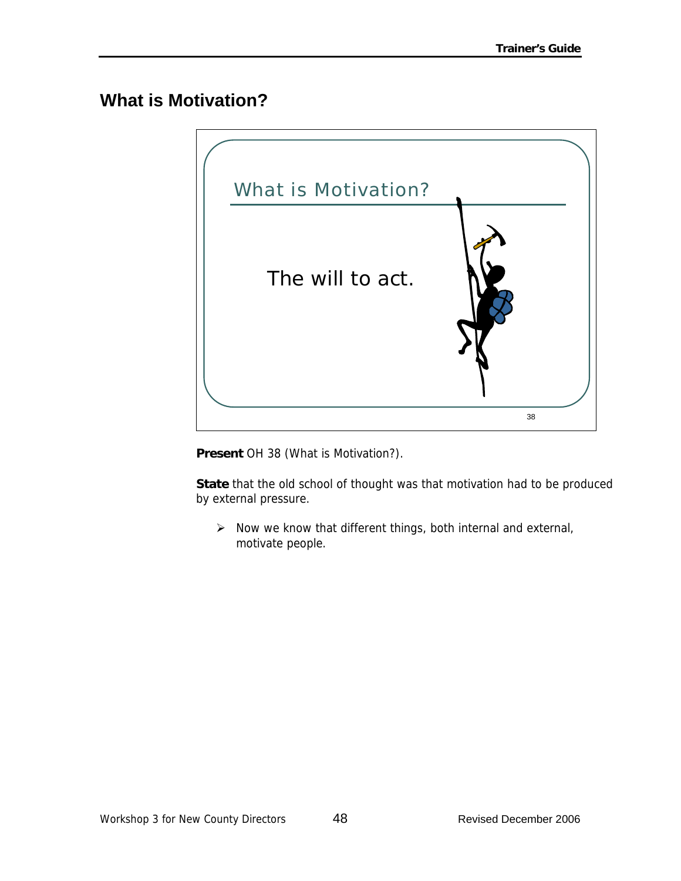## What is Motivation?

What is Motivation?

The will to act.

38

**Present** OH 38 (What is Motivation?).

**State** that the old school of thought was that motivation had to be produced by external pressure.

- Now we know that different things, both internal and external, motivate people.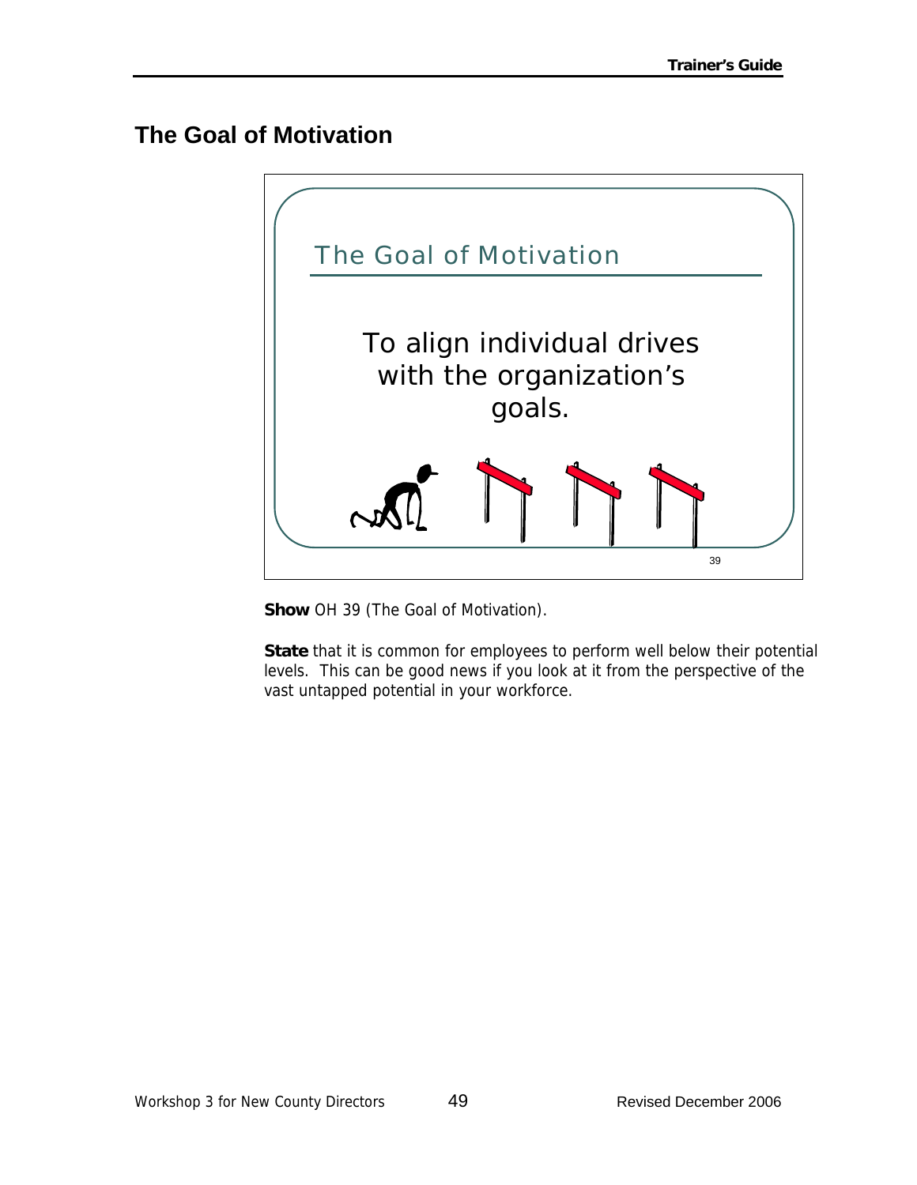## The Goal of Motivation

The Goal of Motivation

To align individual drives with the organization's goals.

**Show** OH 39 (The Goal of Motivation).

**State** that it is common for employees to perform well below their potential levels. This can be good news if you look at it from the perspective of the vast untapped potential in your workforce.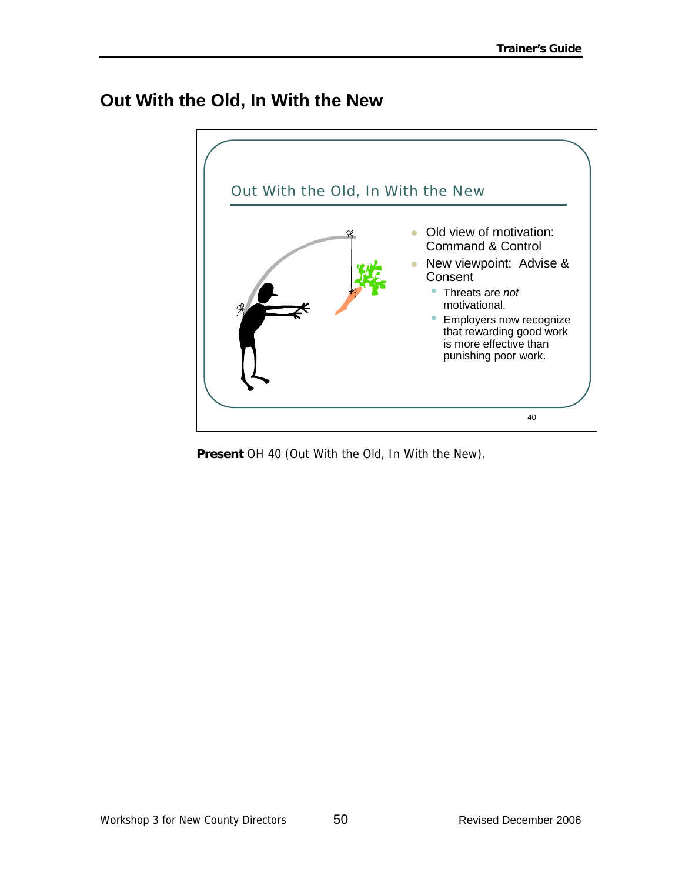## Out With the Old, In With the New

Out With the Old, In With the New

- Old view of motivation: Command & Control
- New viewpoint: Advise & Consent
  - Threats are *not* motivational.
  - Employers now recognize that rewarding good work is more effective than punishing poor work.

40

**Present** OH 40 (Out With the Old, In With the New).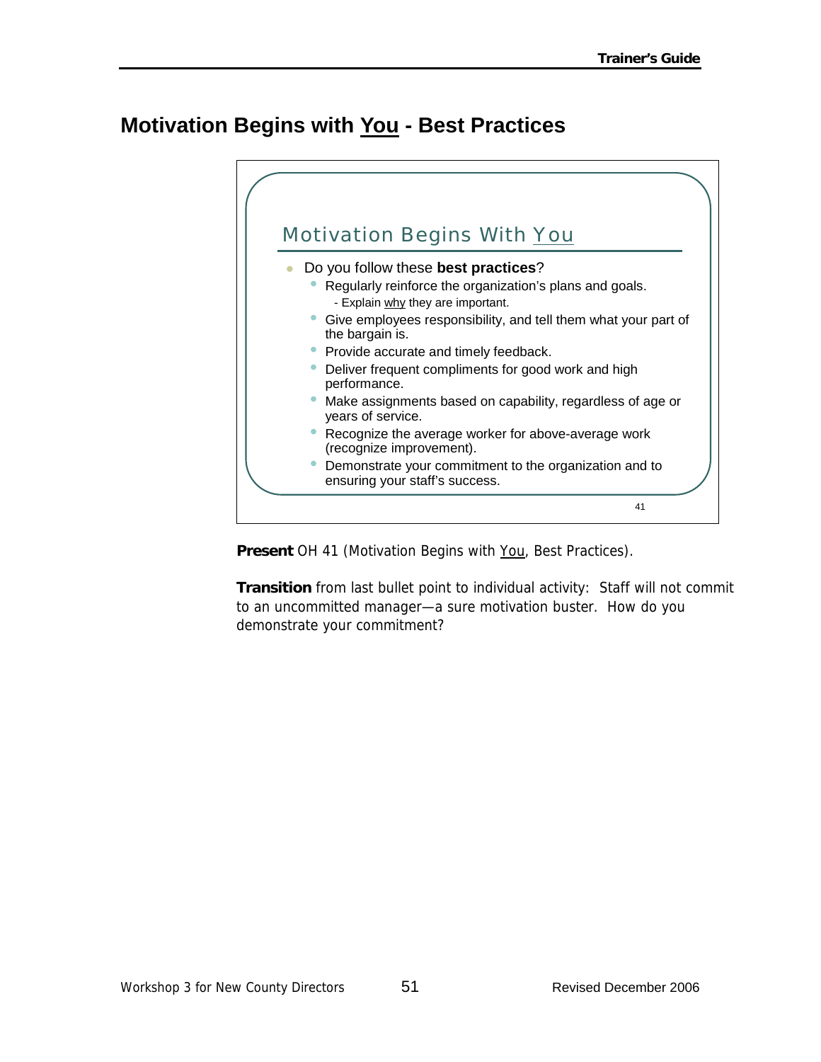## Motivation Begins with <u>You</u> - Best Practices

### Motivation Begins With <u>You</u>

- Do you follow these **best practices**?
  - Regularly reinforce the organization's plans and goals.
    - Explain <u>why</u> they are important.
  - Give employees responsibility, and tell them what your part of the bargain is.
  - Provide accurate and timely feedback.
  - Deliver frequent compliments for good work and high performance.
  - Make assignments based on capability, regardless of age or years of service.
  - Recognize the average worker for above-average work (recognize improvement).
  - Demonstrate your commitment to the organization and to ensuring your staff's success.

41

**Present** OH 41 (Motivation Begins with <u>You</u>, Best Practices).

**Transition** from last bullet point to individual activity: Staff will not commit to an uncommitted manager—a sure motivation buster. How do you demonstrate your commitment?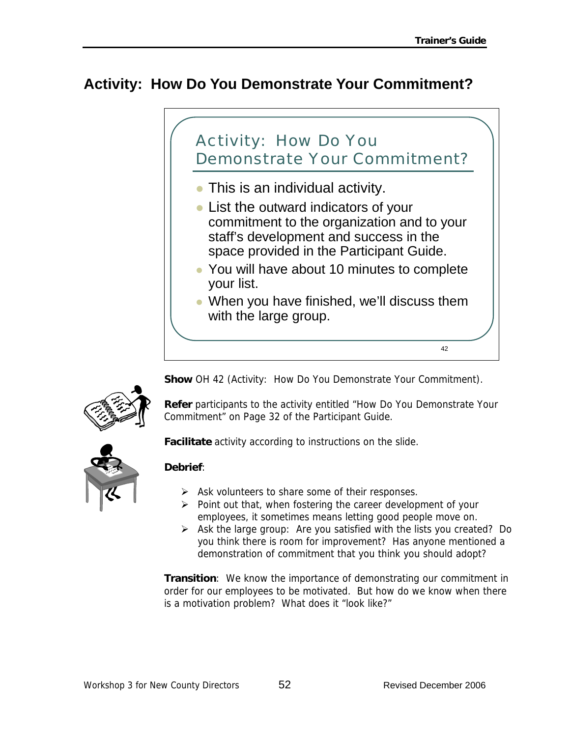## Activity: How Do You Demonstrate Your Commitment?

### Activity: How Do You Demonstrate Your Commitment?

- This is an individual activity.
- List the outward indicators of your commitment to the organization and to your staff's development and success in the space provided in the Participant Guide.
- You will have about 10 minutes to complete your list.
- When you have finished, we'll discuss them with the large group.

42

**Show** OH 42 (Activity: How Do You Demonstrate Your Commitment).

**Refer** participants to the activity entitled "How Do You Demonstrate Your Commitment" on Page 32 of the Participant Guide.

**Facilitate** activity according to instructions on the slide.

**Debrief**:

- Ask volunteers to share some of their responses.
- Point out that, when fostering the career development of your employees, it sometimes means letting good people move on.
- Ask the large group: Are you satisfied with the lists you created? Do you think there is room for improvement? Has anyone mentioned a demonstration of commitment that you think you should adopt?

**Transition**: We know the importance of demonstrating our commitment in order for our employees to be motivated. But how do we know when there is a motivation problem? What does it "look like?"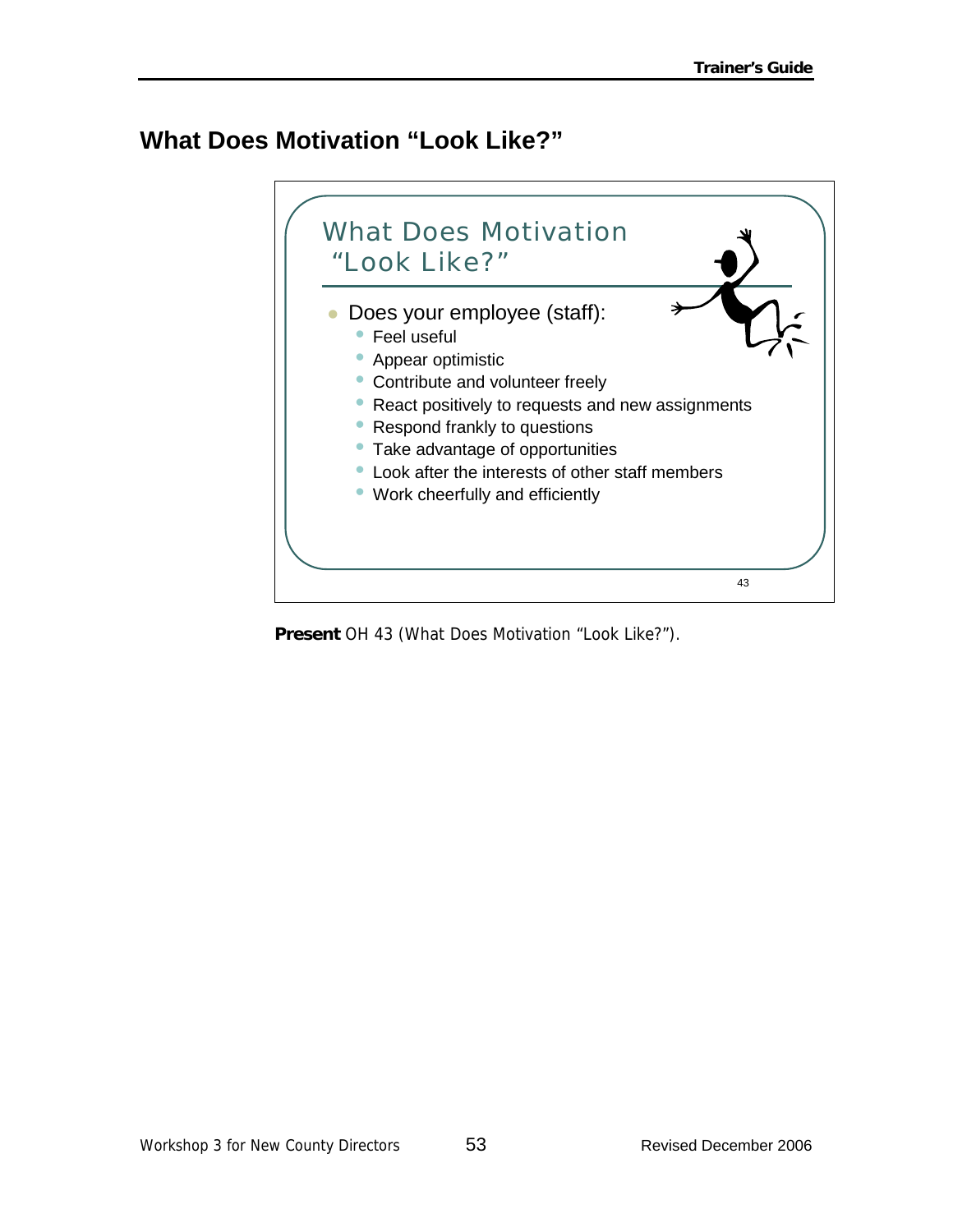## What Does Motivation "Look Like?"

What Does Motivation "Look Like?"

- Does your employee (staff):
  - Feel useful
  - Appear optimistic
  - Contribute and volunteer freely
  - React positively to requests and new assignments
  - Respond frankly to questions
  - Take advantage of opportunities
  - Look after the interests of other staff members
  - Work cheerfully and efficiently

43

**Present** OH 43 (What Does Motivation "Look Like?").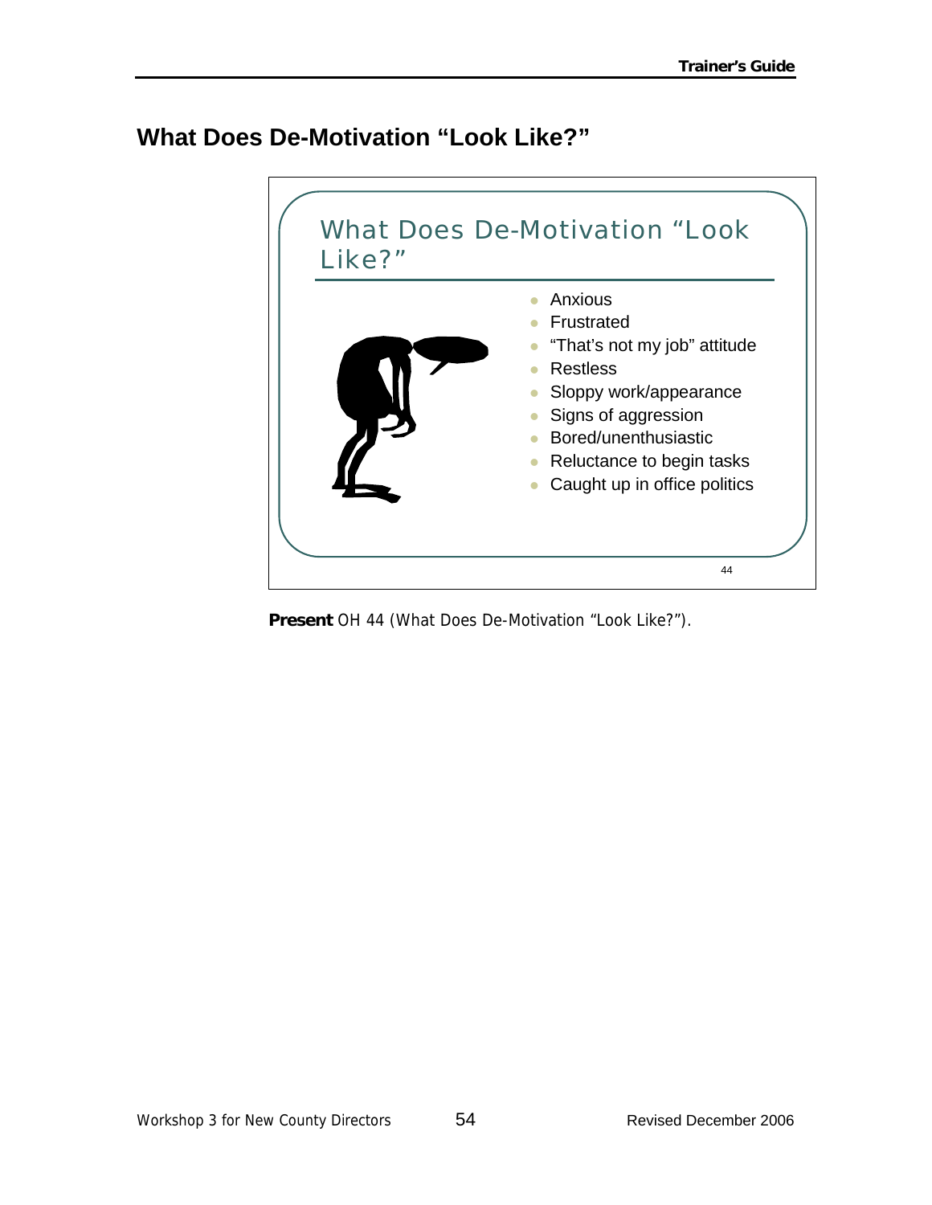## What Does De-Motivation "Look Like?"

What Does De-Motivation "Look Like?"

- Anxious
- Frustrated
- "That's not my job" attitude
- Restless
- Sloppy work/appearance
- Signs of aggression
- Bored/unenthusiastic
- Reluctance to begin tasks
- Caught up in office politics

44

**Present** OH 44 (What Does De-Motivation "Look Like?").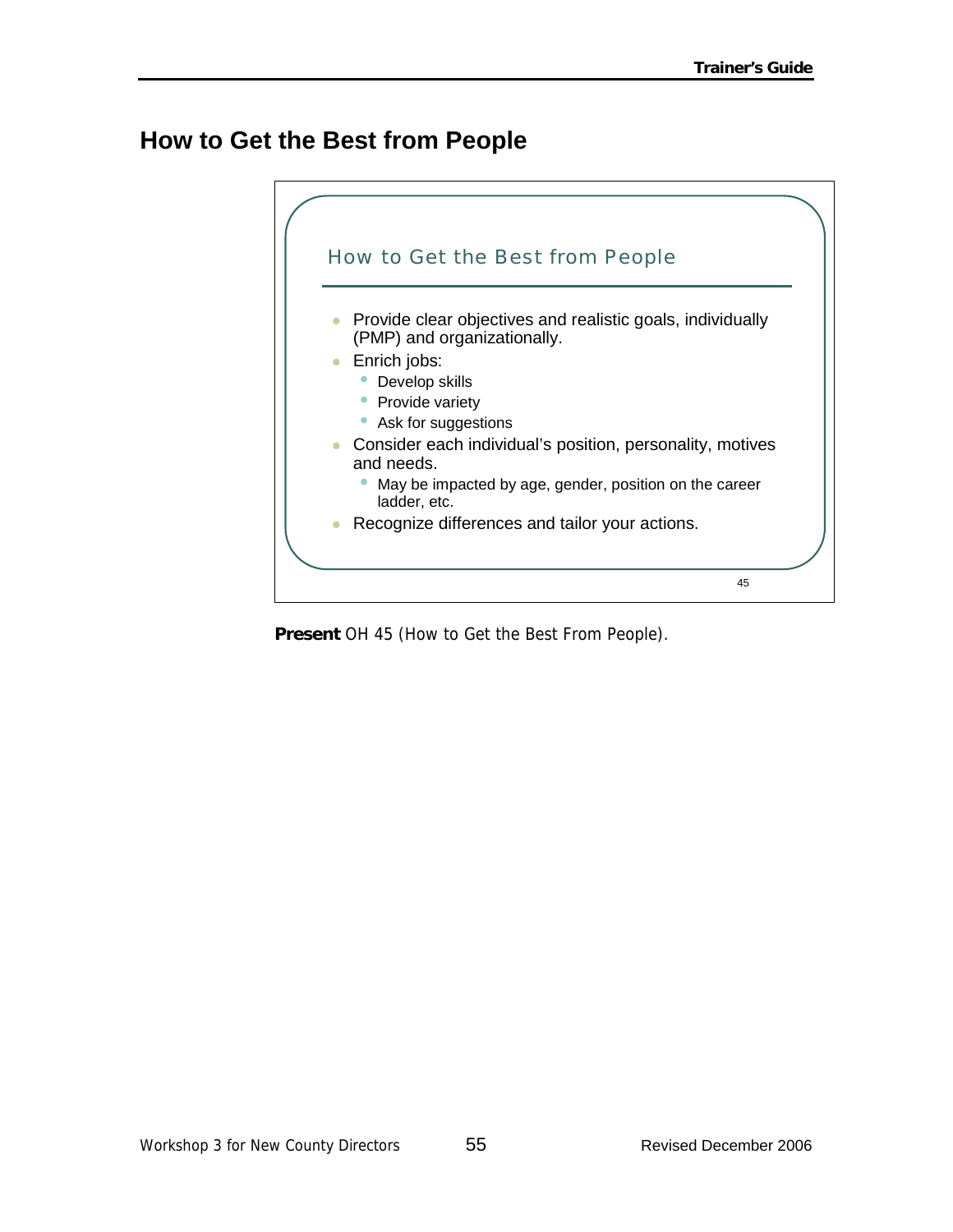# How to Get the Best from People

## How to Get the Best from People

- Provide clear objectives and realistic goals, individually (PMP) and organizationally.
- Enrich jobs:
  - Develop skills
  - Provide variety
  - Ask for suggestions
- Consider each individual's position, personality, motives and needs.
  - May be impacted by age, gender, position on the career ladder, etc.
- Recognize differences and tailor your actions.

45

**Present** OH 45 (How to Get the Best From People).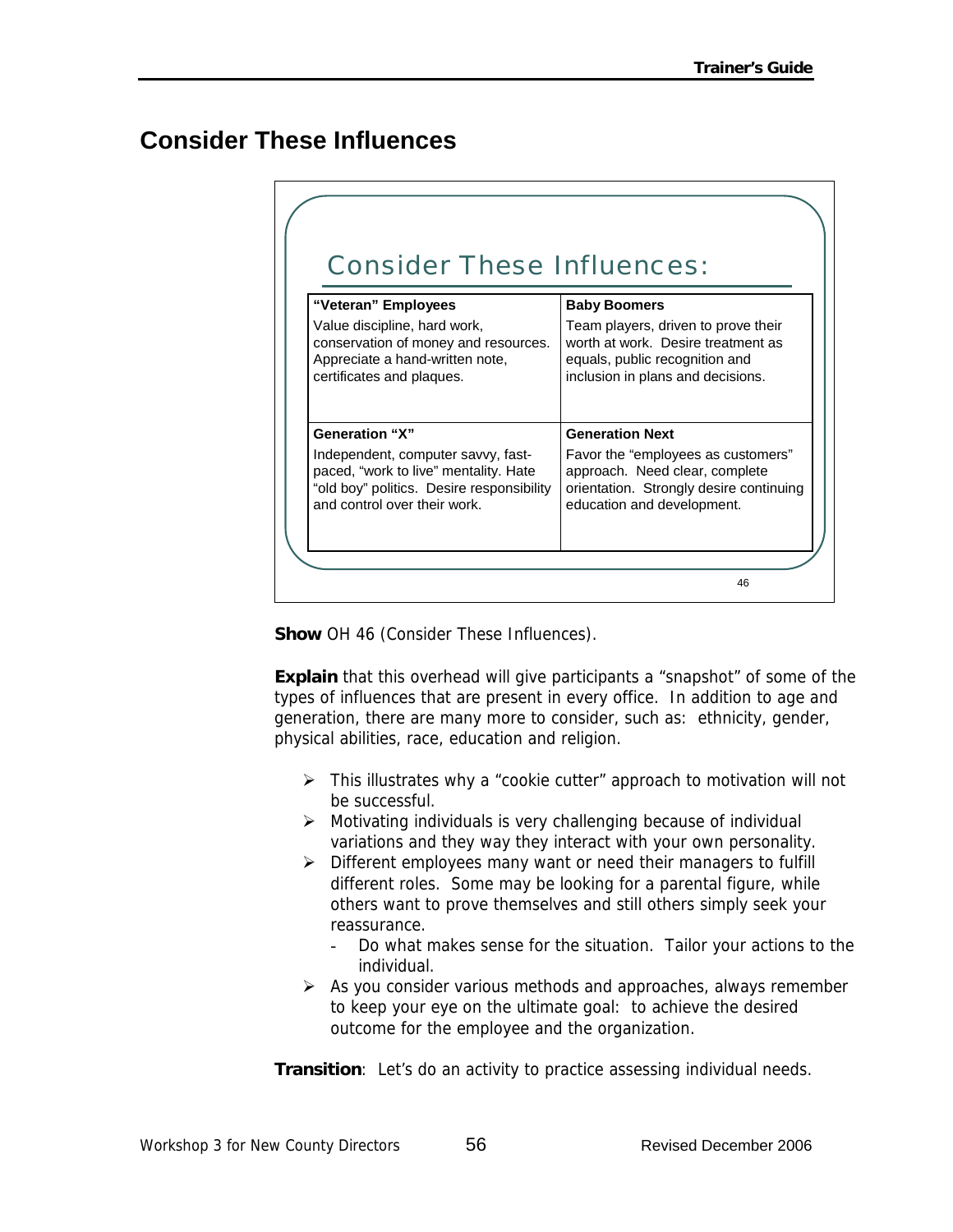## Consider These Influences

Consider These Influences:

| "Veteran" Employees | Baby Boomers |
|---|---|
| Value discipline, hard work, conservation of money and resources. Appreciate a hand-written note, certificates and plaques. | Team players, driven to prove their worth at work. Desire treatment as equals, public recognition and inclusion in plans and decisions. |
| **Generation "X"** | **Generation Next** |
| Independent, computer savvy, fast-paced, "work to live" mentality. Hate "old boy" politics. Desire responsibility and control over their work. | Favor the "employees as customers" approach. Need clear, complete orientation. Strongly desire continuing education and development. |

46

**Show** OH 46 (Consider These Influences).

**Explain** that this overhead will give participants a "snapshot" of some of the types of influences that are present in every office. In addition to age and generation, there are many more to consider, such as: ethnicity, gender, physical abilities, race, education and religion.

- This illustrates why a "cookie cutter" approach to motivation will not be successful.
- Motivating individuals is very challenging because of individual variations and they way they interact with your own personality.
- Different employees many want or need their managers to fulfill different roles. Some may be looking for a parental figure, while others want to prove themselves and still others simply seek your reassurance.
  - Do what makes sense for the situation. Tailor your actions to the individual.
- As you consider various methods and approaches, always remember to keep your eye on the ultimate goal: to achieve the desired outcome for the employee and the organization.

**Transition**: Let's do an activity to practice assessing individual needs.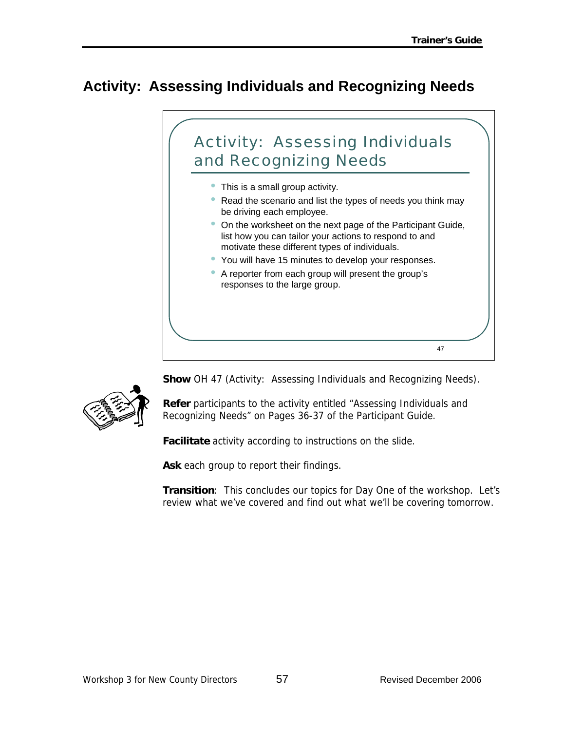# Activity: Assessing Individuals and Recognizing Needs

## Activity: Assessing Individuals and Recognizing Needs

- This is a small group activity.
- Read the scenario and list the types of needs you think may be driving each employee.
- On the worksheet on the next page of the Participant Guide, list how you can tailor your actions to respond to and motivate these different types of individuals.
- You will have 15 minutes to develop your responses.
- A reporter from each group will present the group's responses to the large group.

47

**Show** OH 47 (Activity: Assessing Individuals and Recognizing Needs).

**Refer** participants to the activity entitled "Assessing Individuals and Recognizing Needs" on Pages 36-37 of the Participant Guide.

**Facilitate** activity according to instructions on the slide.

**Ask** each group to report their findings.

**Transition**: This concludes our topics for Day One of the workshop. Let's review what we've covered and find out what we'll be covering tomorrow.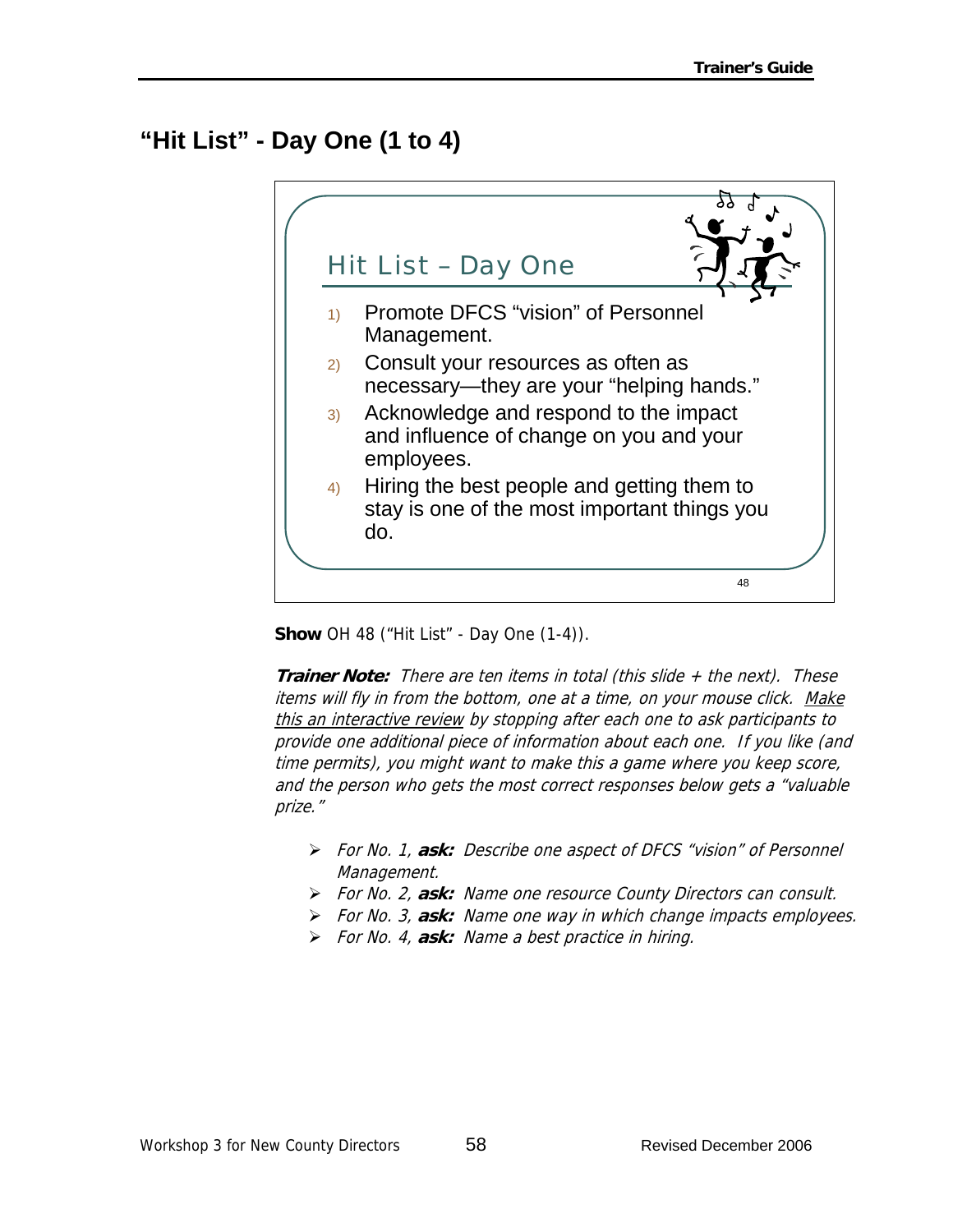## "Hit List" - Day One (1 to 4)

Hit List – Day One

1) Promote DFCS "vision" of Personnel Management.
2) Consult your resources as often as necessary—they are your "helping hands."
3) Acknowledge and respond to the impact and influence of change on you and your employees.
4) Hiring the best people and getting them to stay is one of the most important things you do.

48

**Show** OH 48 ("Hit List" - Day One (1-4)).

***Trainer Note:*** *There are ten items in total (this slide + the next). These items will fly in from the bottom, one at a time, on your mouse click. <u>Make this an interactive review</u> by stopping after each one to ask participants to provide one additional piece of information about each one. If you like (and time permits), you might want to make this a game where you keep score, and the person who gets the most correct responses below gets a "valuable prize."*

- *For No. 1,* ***ask:*** *Describe one aspect of DFCS "vision" of Personnel Management.*
- *For No. 2,* ***ask:*** *Name one resource County Directors can consult.*
- *For No. 3,* ***ask:*** *Name one way in which change impacts employees.*
- *For No. 4,* ***ask:*** *Name a best practice in hiring.*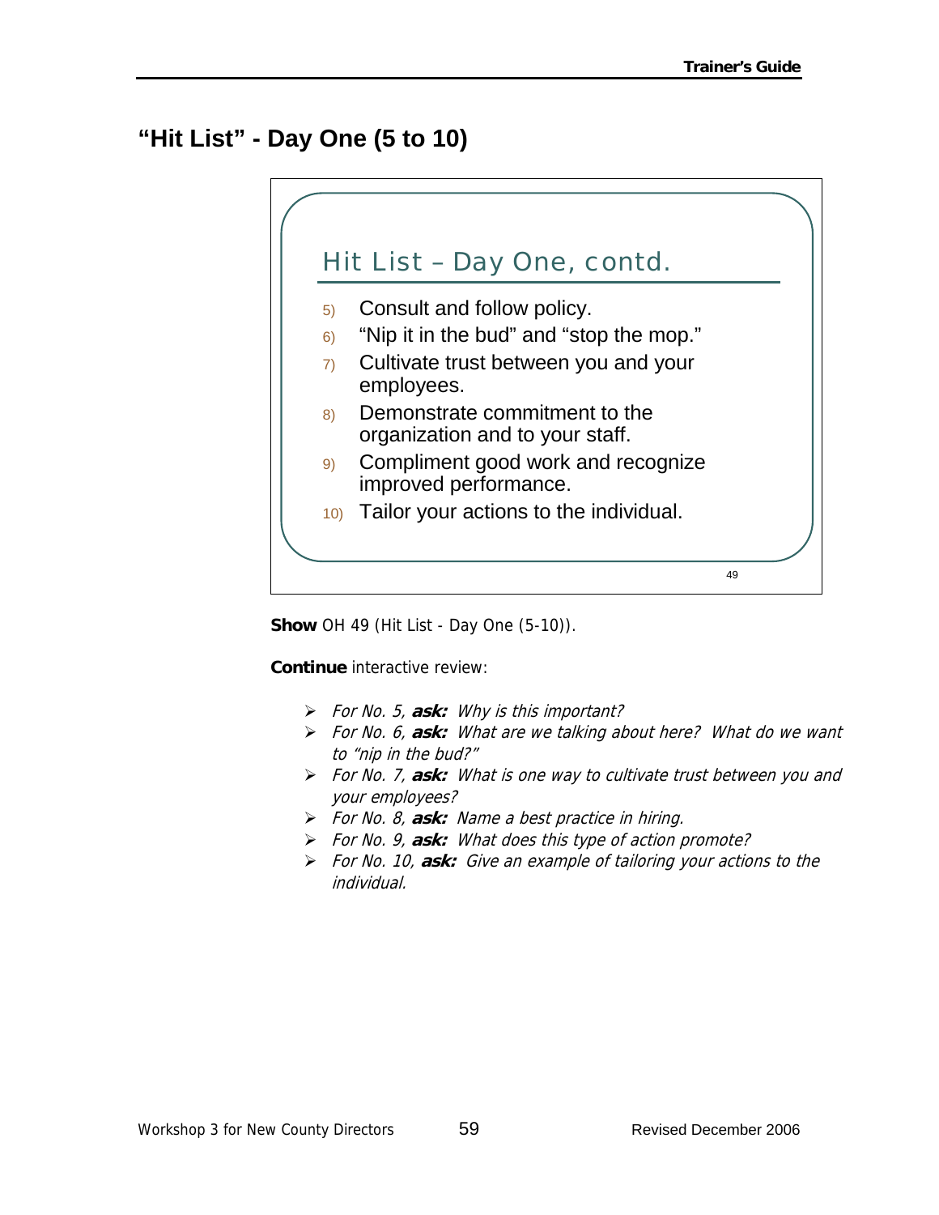## "Hit List" - Day One (5 to 10)

### Hit List – Day One, contd.

5) Consult and follow policy.
6) "Nip it in the bud" and "stop the mop."
7) Cultivate trust between you and your employees.
8) Demonstrate commitment to the organization and to your staff.
9) Compliment good work and recognize improved performance.
10) Tailor your actions to the individual.

49

**Show** OH 49 (Hit List - Day One (5-10)).

**Continue** interactive review:

- *For No. 5,* ***ask:*** *Why is this important?*
- *For No. 6,* ***ask:*** *What are we talking about here? What do we want to "nip in the bud?"*
- *For No. 7,* ***ask:*** *What is one way to cultivate trust between you and your employees?*
- *For No. 8,* ***ask:*** *Name a best practice in hiring.*
- *For No. 9,* ***ask:*** *What does this type of action promote?*
- *For No. 10,* ***ask:*** *Give an example of tailoring your actions to the individual.*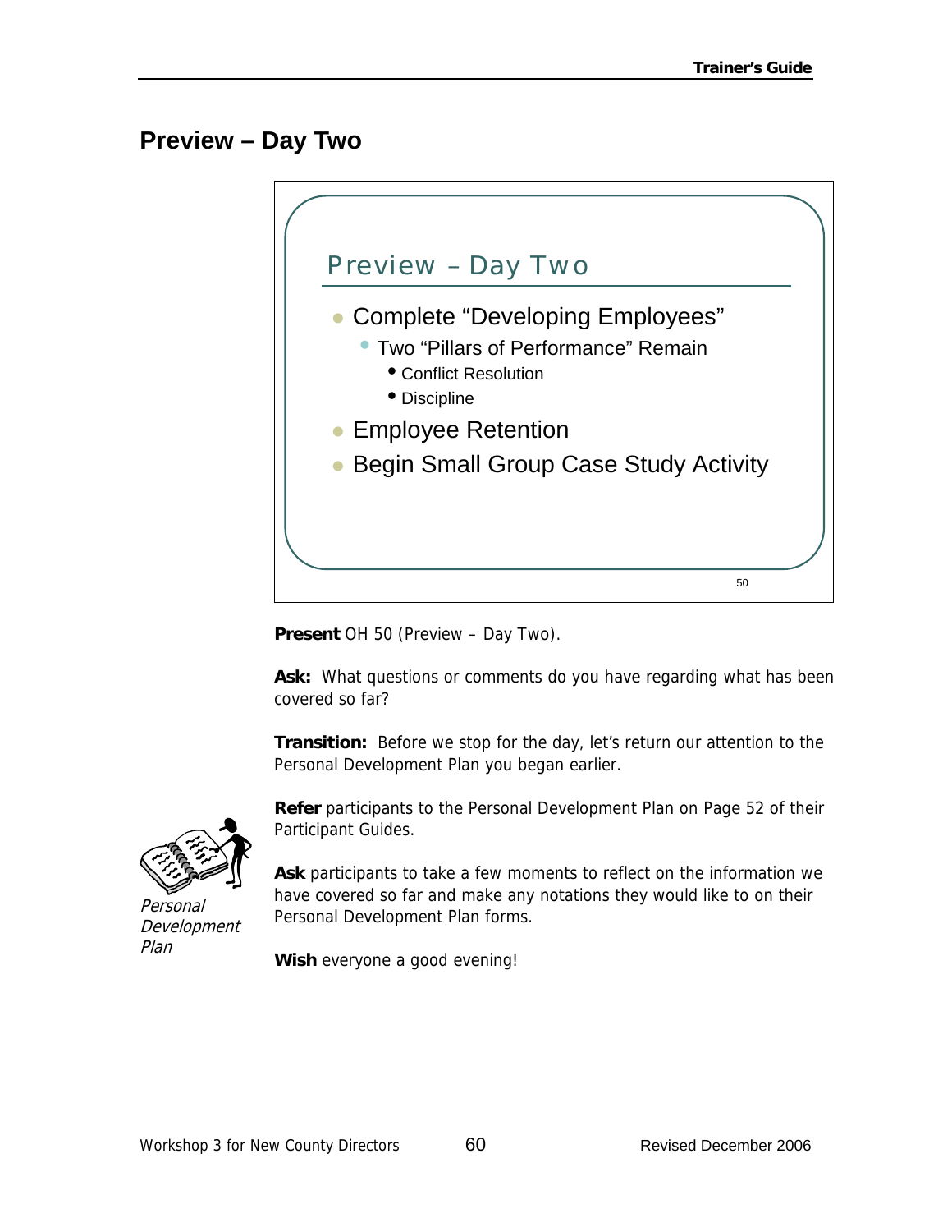## Preview – Day Two

### Preview – Day Two

- Complete "Developing Employees"
  - Two "Pillars of Performance" Remain
    - Conflict Resolution
    - Discipline
- Employee Retention
- Begin Small Group Case Study Activity

50

**Present** OH 50 (Preview – Day Two).

**Ask:** What questions or comments do you have regarding what has been covered so far?

**Transition:** Before we stop for the day, let's return our attention to the Personal Development Plan you began earlier.

*Personal Development Plan*

**Refer** participants to the Personal Development Plan on Page 52 of their Participant Guides.

**Ask** participants to take a few moments to reflect on the information we have covered so far and make any notations they would like to on their Personal Development Plan forms.

**Wish** everyone a good evening!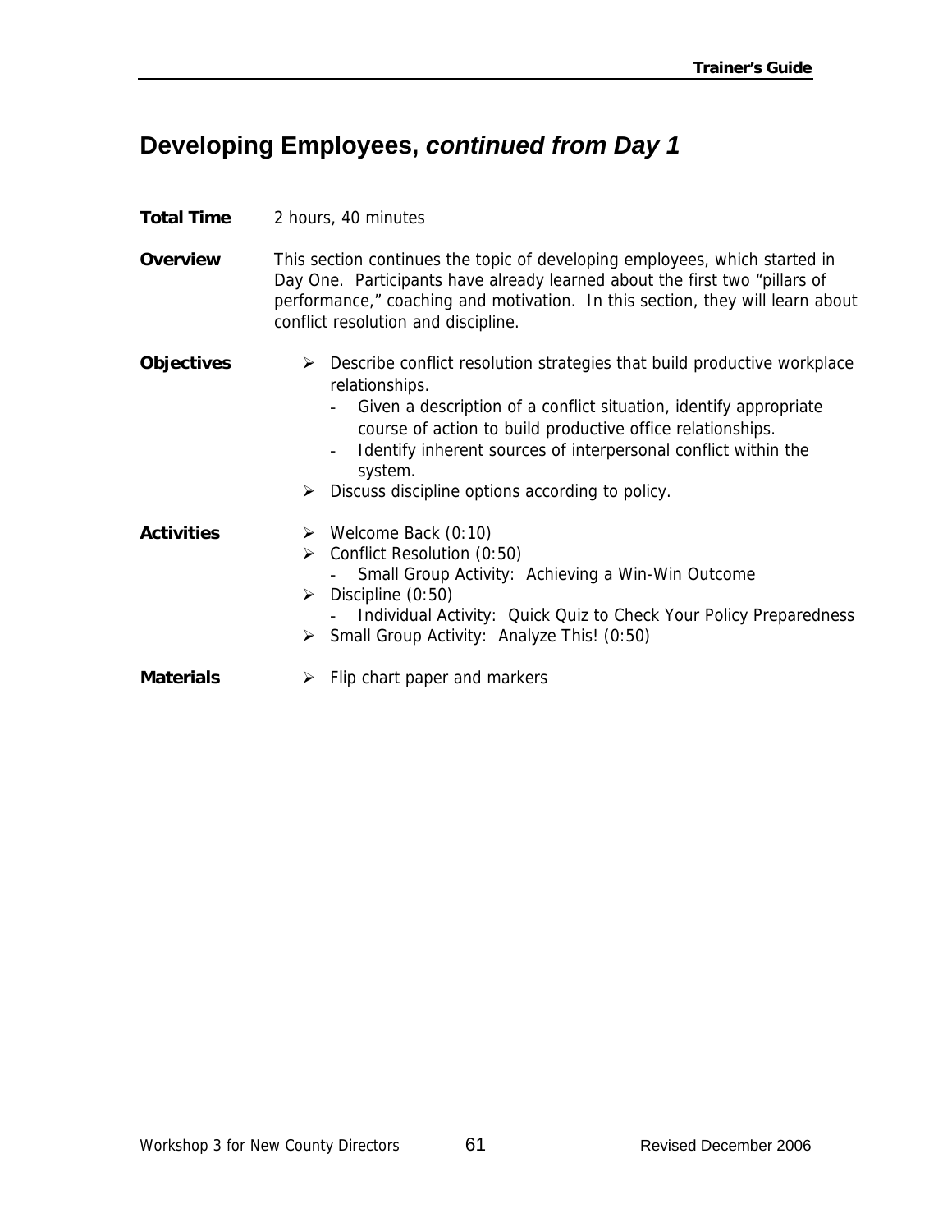# Developing Employees, *continued from Day 1*

**Total Time** 2 hours, 40 minutes

**Overview** This section continues the topic of developing employees, which started in Day One. Participants have already learned about the first two "pillars of performance," coaching and motivation. In this section, they will learn about conflict resolution and discipline.

**Objectives**

- Describe conflict resolution strategies that build productive workplace relationships.
  - Given a description of a conflict situation, identify appropriate course of action to build productive office relationships.
  - Identify inherent sources of interpersonal conflict within the system.
- Discuss discipline options according to policy.

**Activities**

- Welcome Back (0:10)
- Conflict Resolution (0:50)
  - Small Group Activity: Achieving a Win-Win Outcome
- Discipline (0:50)
  - Individual Activity: Quick Quiz to Check Your Policy Preparedness
- Small Group Activity: Analyze This! (0:50)

**Materials**

- Flip chart paper and markers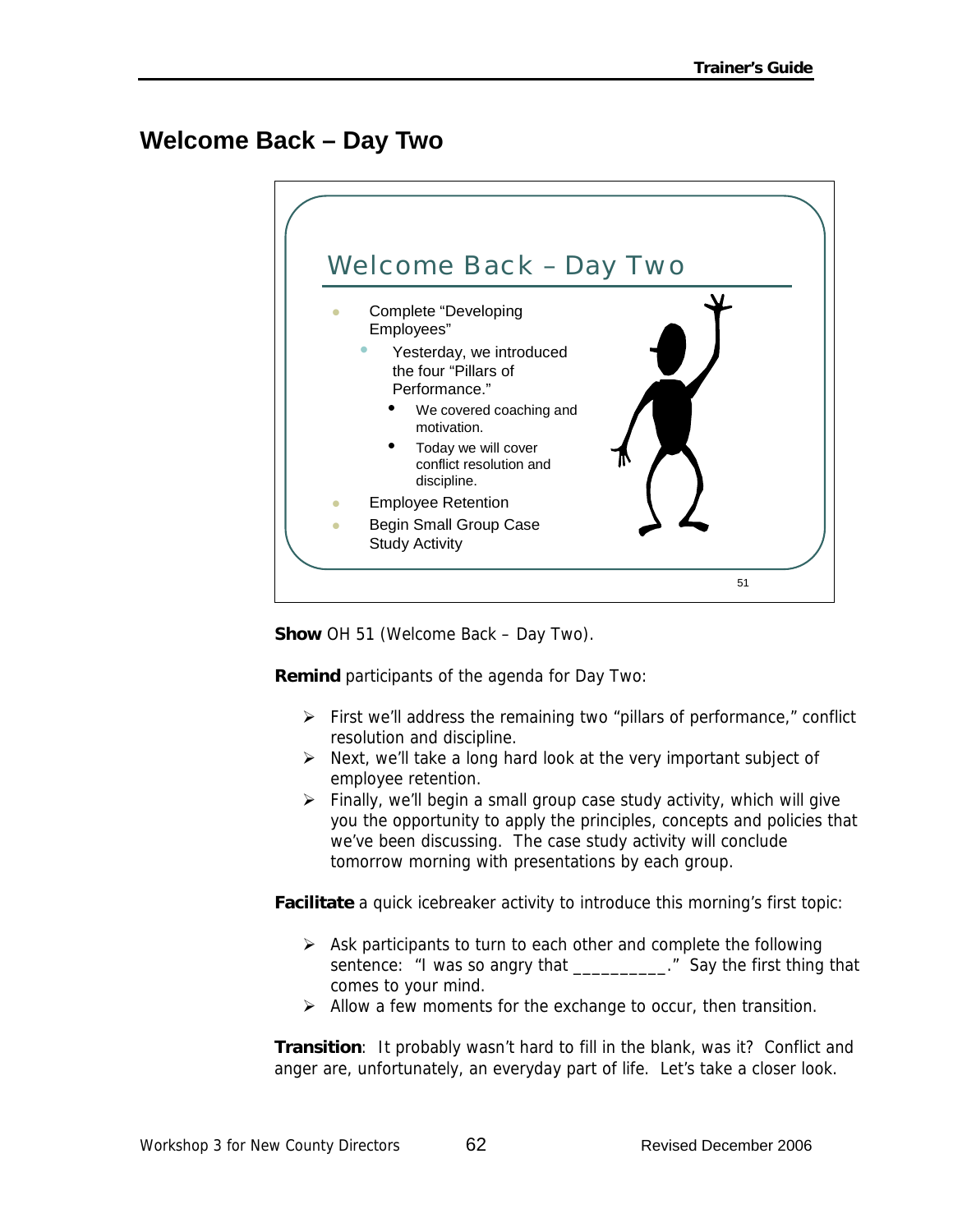## Welcome Back – Day Two

Welcome Back – Day Two

- Complete "Developing Employees"
  - Yesterday, we introduced the four "Pillars of Performance."
    - We covered coaching and motivation.
    - Today we will cover conflict resolution and discipline.
- Employee Retention
- Begin Small Group Case Study Activity

**Show** OH 51 (Welcome Back – Day Two).

**Remind** participants of the agenda for Day Two:

- First we'll address the remaining two "pillars of performance," conflict resolution and discipline.
- Next, we'll take a long hard look at the very important subject of employee retention.
- Finally, we'll begin a small group case study activity, which will give you the opportunity to apply the principles, concepts and policies that we've been discussing. The case study activity will conclude tomorrow morning with presentations by each group.

**Facilitate** a quick icebreaker activity to introduce this morning's first topic:

- Ask participants to turn to each other and complete the following sentence: "I was so angry that __________." Say the first thing that comes to your mind.
- Allow a few moments for the exchange to occur, then transition.

**Transition**: It probably wasn't hard to fill in the blank, was it? Conflict and anger are, unfortunately, an everyday part of life. Let's take a closer look.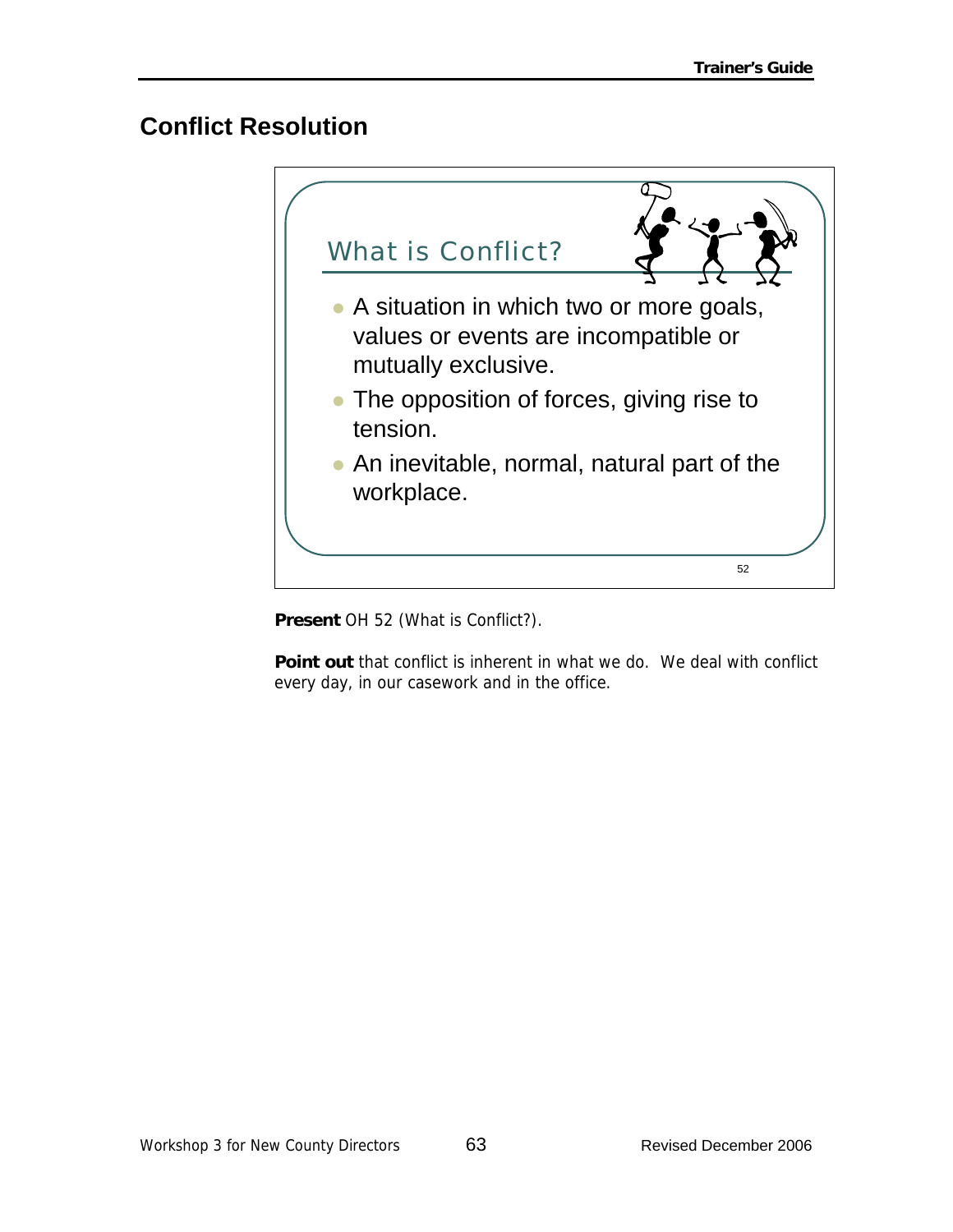## Conflict Resolution

### What is Conflict?

- A situation in which two or more goals, values or events are incompatible or mutually exclusive.
- The opposition of forces, giving rise to tension.
- An inevitable, normal, natural part of the workplace.

52

**Present** OH 52 (What is Conflict?).

**Point out** that conflict is inherent in what we do. We deal with conflict every day, in our casework and in the office.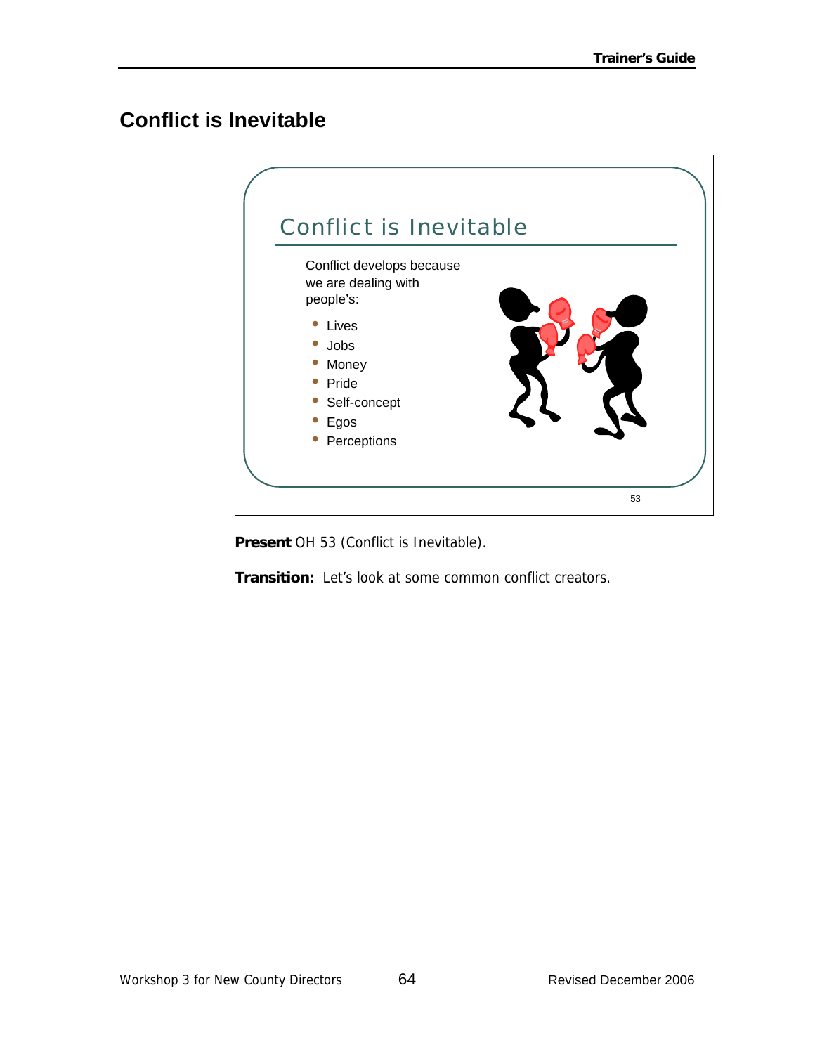## Conflict is Inevitable

### Conflict is Inevitable

Conflict develops because we are dealing with people's:

- Lives
- Jobs
- Money
- Pride
- Self-concept
- Egos
- Perceptions

53

**Present** OH 53 (Conflict is Inevitable).

**Transition:** Let's look at some common conflict creators.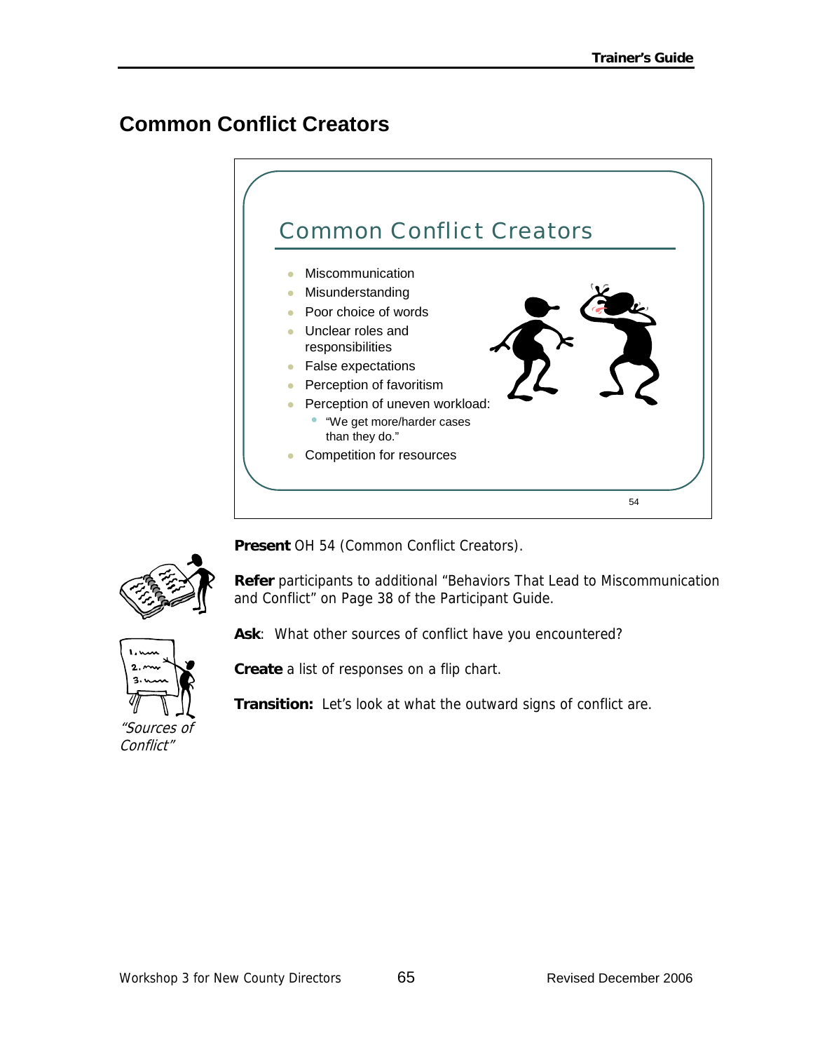## Common Conflict Creators

### Common Conflict Creators

- Miscommunication
- Misunderstanding
- Poor choice of words
- Unclear roles and responsibilities
- False expectations
- Perception of favoritism
- Perception of uneven workload:
  - "We get more/harder cases than they do."
- Competition for resources

54

**Present** OH 54 (Common Conflict Creators).

**Refer** participants to additional "Behaviors That Lead to Miscommunication and Conflict" on Page 38 of the Participant Guide.

**Ask**: What other sources of conflict have you encountered?

**Create** a list of responses on a flip chart.

*"Sources of Conflict"*

**Transition:** Let's look at what the outward signs of conflict are.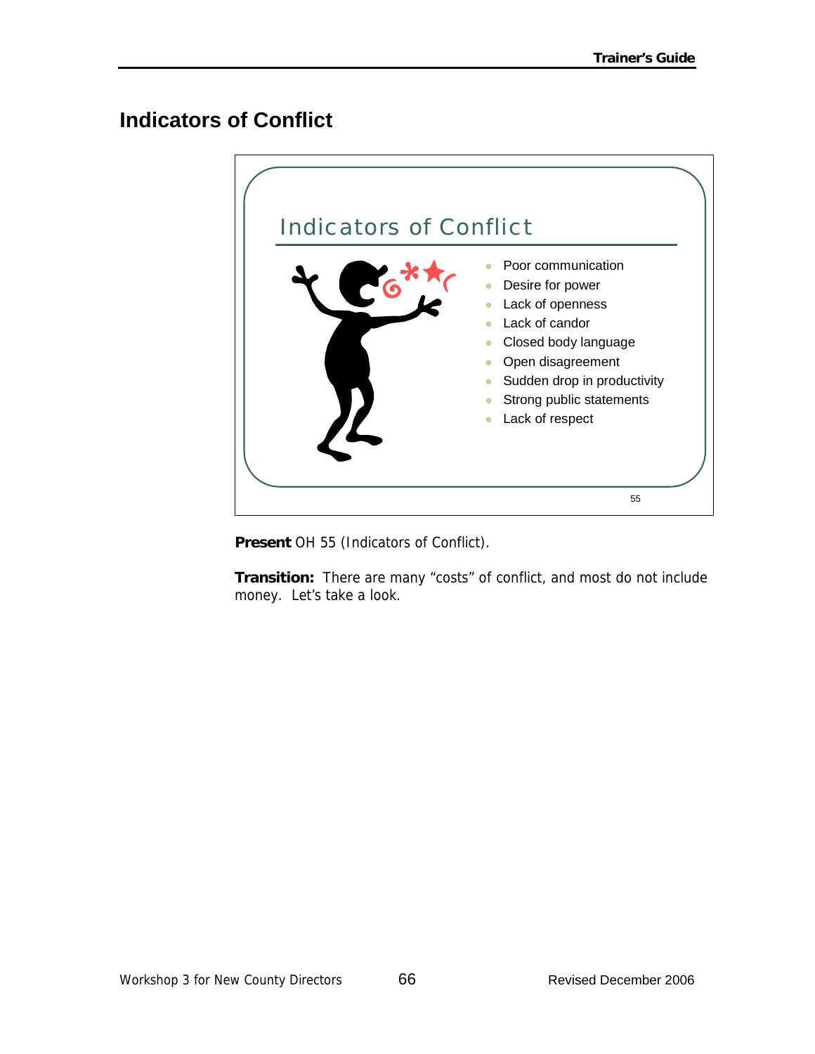# Indicators of Conflict

## Indicators of Conflict

- Poor communication
- Desire for power
- Lack of openness
- Lack of candor
- Closed body language
- Open disagreement
- Sudden drop in productivity
- Strong public statements
- Lack of respect

55

**Present** OH 55 (Indicators of Conflict).

**Transition:** There are many “costs” of conflict, and most do not include money. Let’s take a look.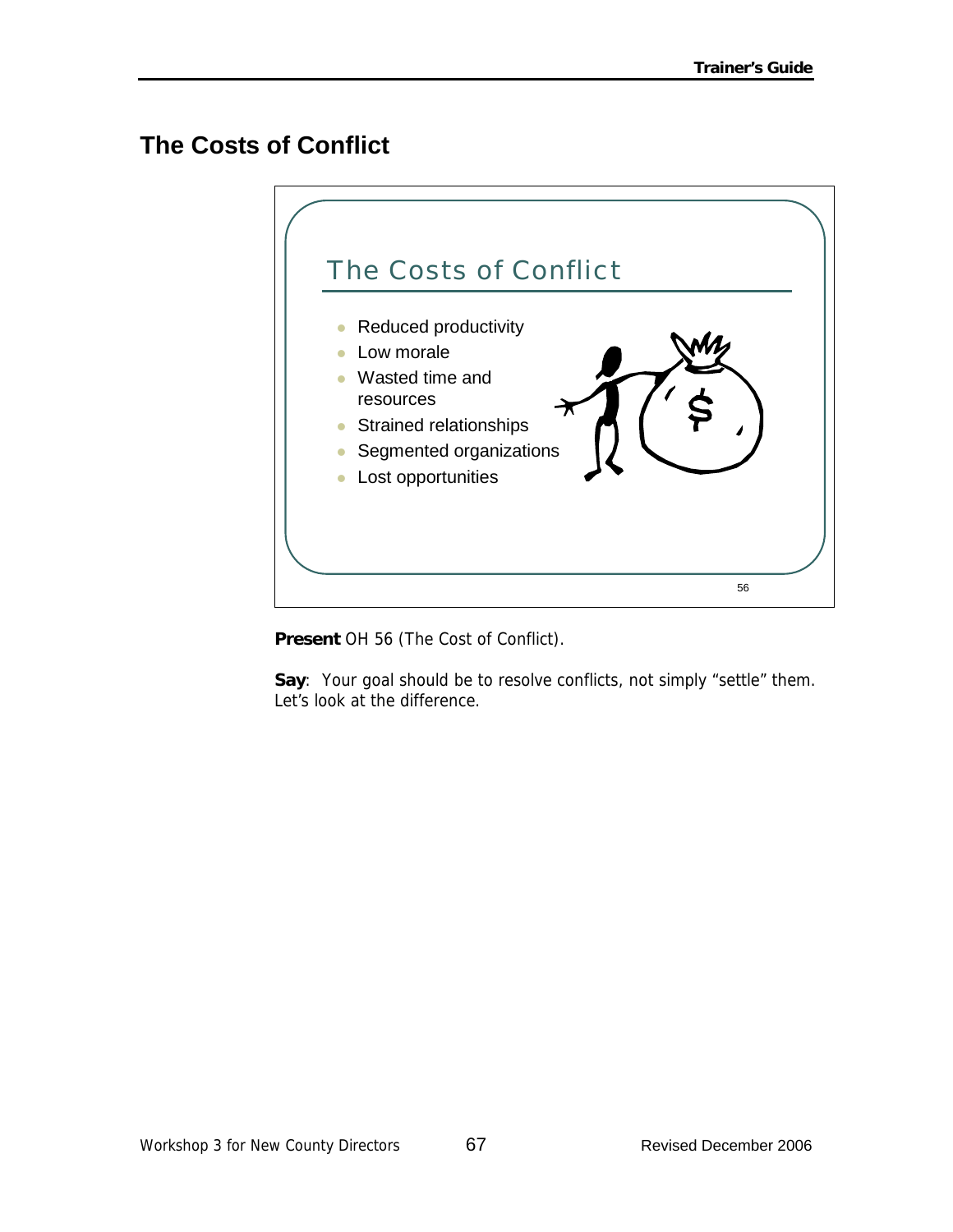## The Costs of Conflict

The Costs of Conflict

- Reduced productivity
- Low morale
- Wasted time and resources
- Strained relationships
- Segmented organizations
- Lost opportunities

56

**Present** OH 56 (The Cost of Conflict).

**Say**: Your goal should be to resolve conflicts, not simply "settle" them. Let's look at the difference.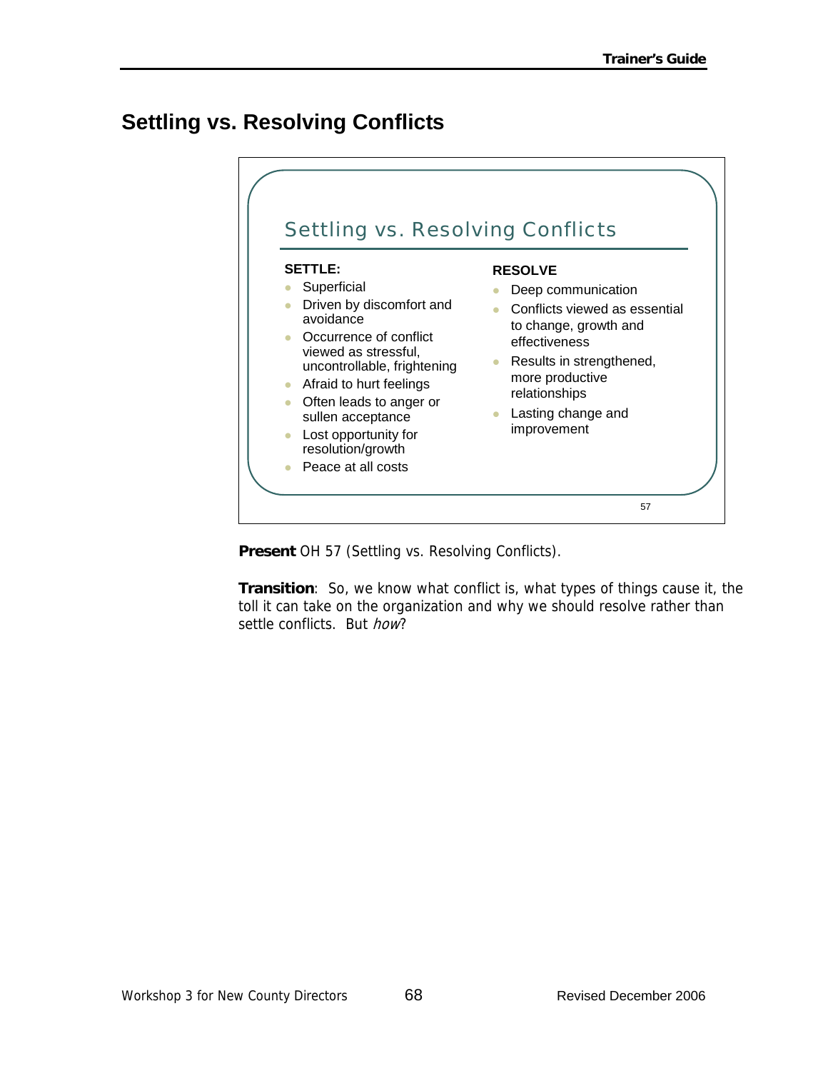## Settling vs. Resolving Conflicts

### Settling vs. Resolving Conflicts

**SETTLE:**

- Superficial
- Driven by discomfort and avoidance
- Occurrence of conflict viewed as stressful, uncontrollable, frightening
- Afraid to hurt feelings
- Often leads to anger or sullen acceptance
- Lost opportunity for resolution/growth
- Peace at all costs

**RESOLVE**

- Deep communication
- Conflicts viewed as essential to change, growth and effectiveness
- Results in strengthened, more productive relationships
- Lasting change and improvement

57

**Present** OH 57 (Settling vs. Resolving Conflicts).

**Transition**: So, we know what conflict is, what types of things cause it, the toll it can take on the organization and why we should resolve rather than settle conflicts. But *how*?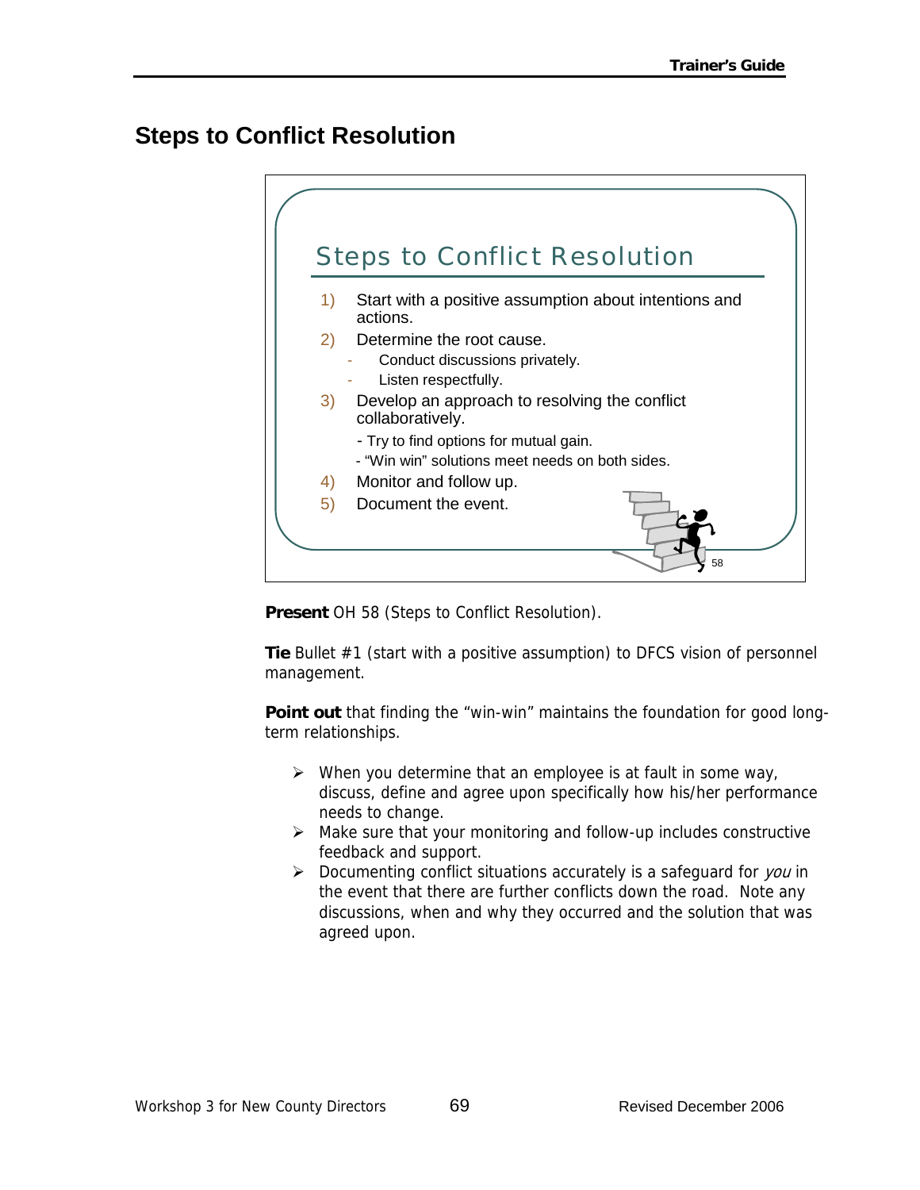## Steps to Conflict Resolution

Steps to Conflict Resolution

1) Start with a positive assumption about intentions and actions.
2) Determine the root cause.
   - Conduct discussions privately.
   - Listen respectfully.
3) Develop an approach to resolving the conflict collaboratively.
   - Try to find options for mutual gain.
   - "Win win" solutions meet needs on both sides.
4) Monitor and follow up.
5) Document the event.

58

**Present** OH 58 (Steps to Conflict Resolution).

**Tie** Bullet #1 (start with a positive assumption) to DFCS vision of personnel management.

**Point out** that finding the "win-win" maintains the foundation for good long-term relationships.

- When you determine that an employee is at fault in some way, discuss, define and agree upon specifically how his/her performance needs to change.
- Make sure that your monitoring and follow-up includes constructive feedback and support.
- Documenting conflict situations accurately is a safeguard for *you* in the event that there are further conflicts down the road. Note any discussions, when and why they occurred and the solution that was agreed upon.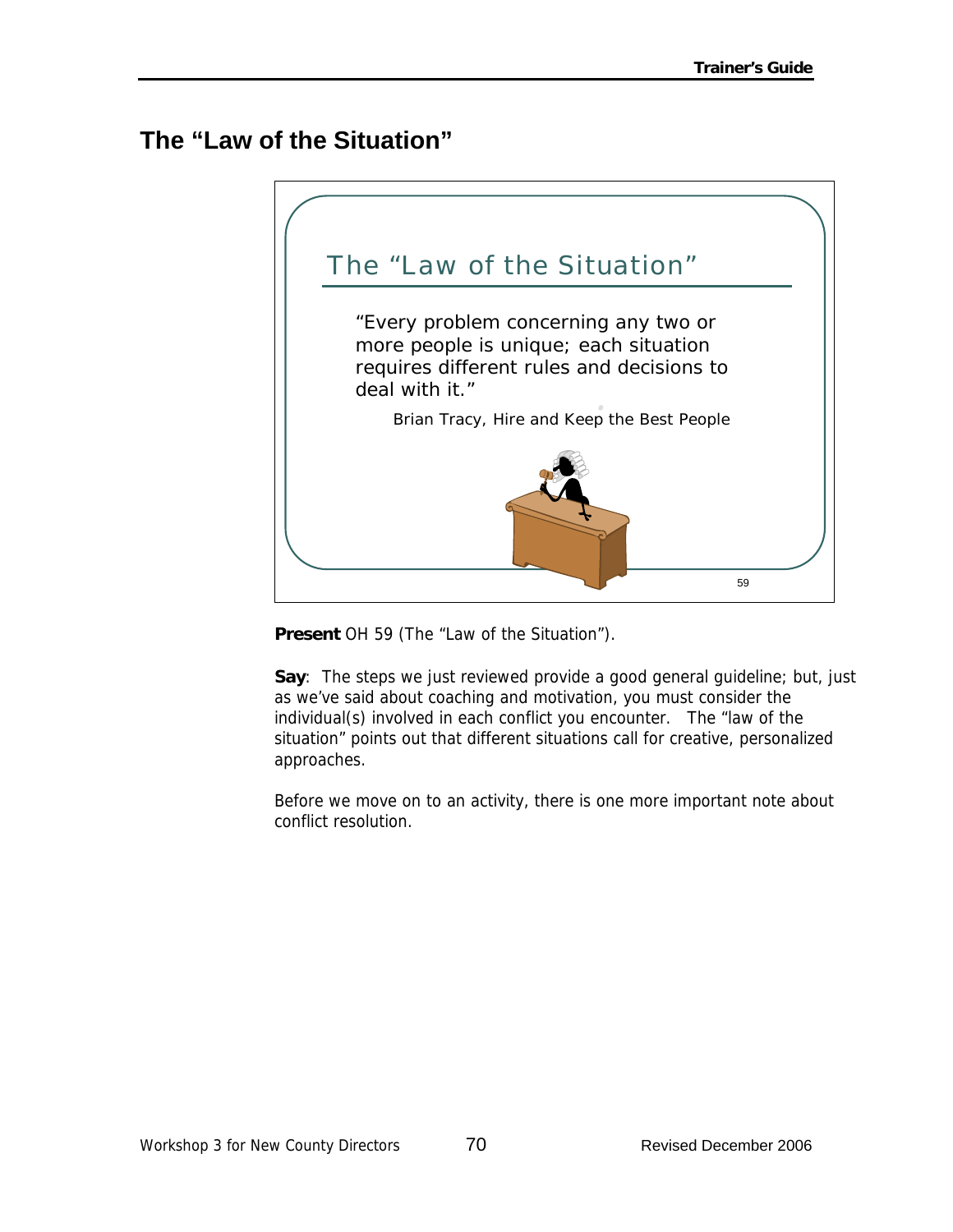## The "Law of the Situation"

The "Law of the Situation"

"Every problem concerning any two or more people is unique; each situation requires different rules and decisions to deal with it."

Brian Tracy, Hire and Keep the Best People

59

**Present** OH 59 (The "Law of the Situation").

**Say**: The steps we just reviewed provide a good general guideline; but, just as we've said about coaching and motivation, you must consider the individual(s) involved in each conflict you encounter. The "law of the situation" points out that different situations call for creative, personalized approaches.

Before we move on to an activity, there is one more important note about conflict resolution.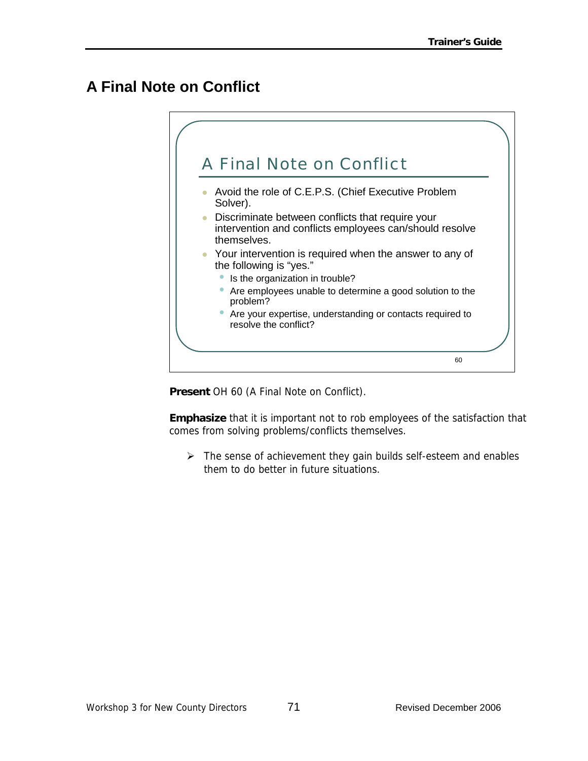# A Final Note on Conflict

## A Final Note on Conflict

- Avoid the role of C.E.P.S. (Chief Executive Problem Solver).
- Discriminate between conflicts that require your intervention and conflicts employees can/should resolve themselves.
- Your intervention is required when the answer to any of the following is "yes."
  - Is the organization in trouble?
  - Are employees unable to determine a good solution to the problem?
  - Are your expertise, understanding or contacts required to resolve the conflict?

60

**Present** OH 60 (A Final Note on Conflict).

**Emphasize** that it is important not to rob employees of the satisfaction that comes from solving problems/conflicts themselves.

- The sense of achievement they gain builds self-esteem and enables them to do better in future situations.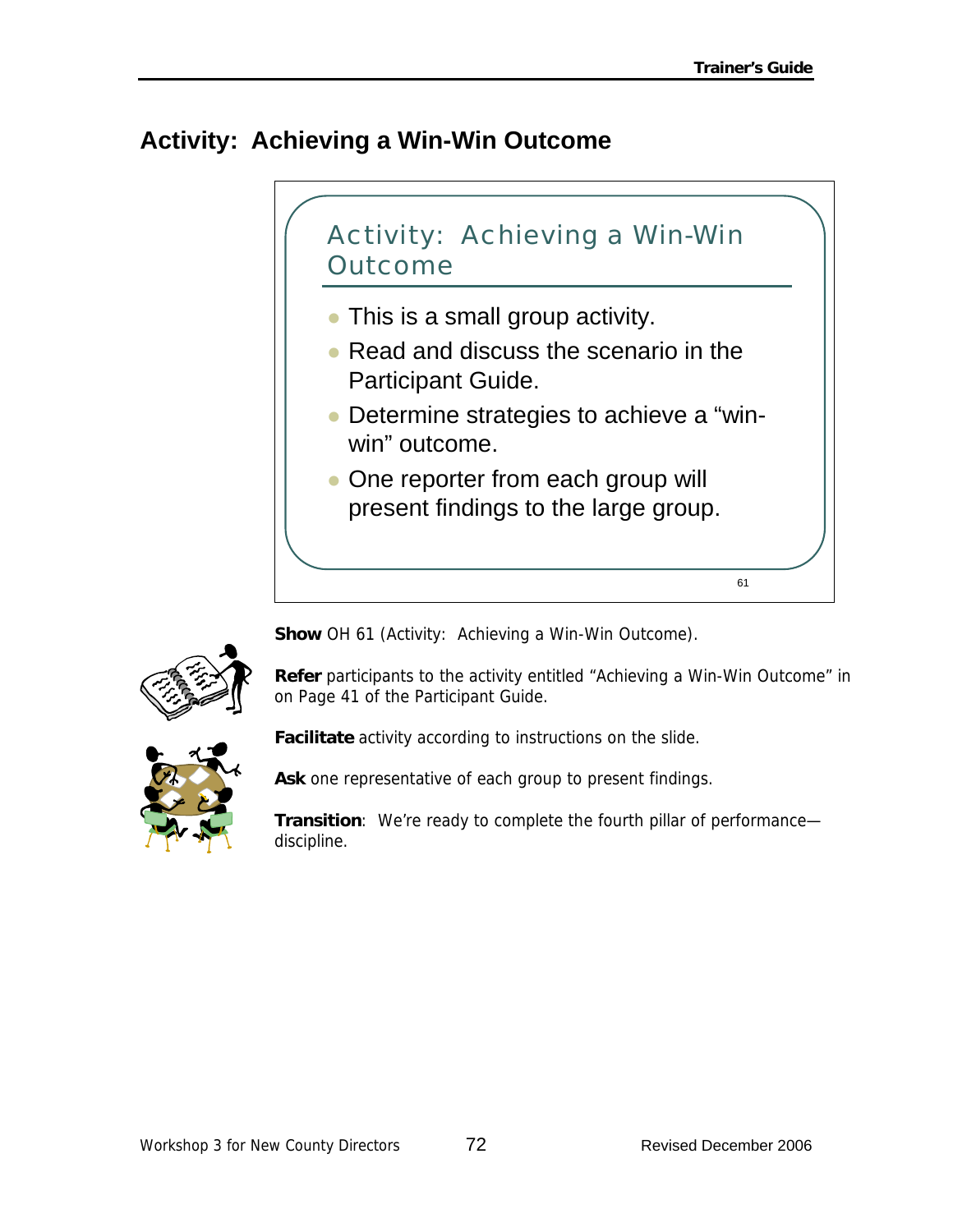## Activity: Achieving a Win-Win Outcome

### Activity: Achieving a Win-Win Outcome

- This is a small group activity.
- Read and discuss the scenario in the Participant Guide.
- Determine strategies to achieve a "win-win" outcome.
- One reporter from each group will present findings to the large group.

61

**Show** OH 61 (Activity: Achieving a Win-Win Outcome).

**Refer** participants to the activity entitled "Achieving a Win-Win Outcome" in on Page 41 of the Participant Guide.

**Facilitate** activity according to instructions on the slide.

**Ask** one representative of each group to present findings.

**Transition**: We're ready to complete the fourth pillar of performance—discipline.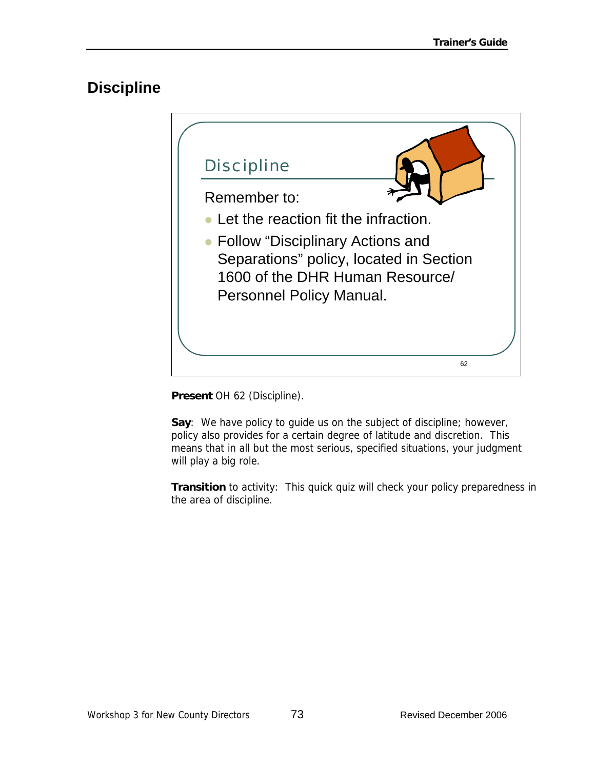# Discipline

Discipline

Remember to:

- Let the reaction fit the infraction.
- Follow "Disciplinary Actions and Separations" policy, located in Section 1600 of the DHR Human Resource/ Personnel Policy Manual.

62

**Present** OH 62 (Discipline).

**Say**: We have policy to guide us on the subject of discipline; however, policy also provides for a certain degree of latitude and discretion. This means that in all but the most serious, specified situations, your judgment will play a big role.

**Transition** to activity: This quick quiz will check your policy preparedness in the area of discipline.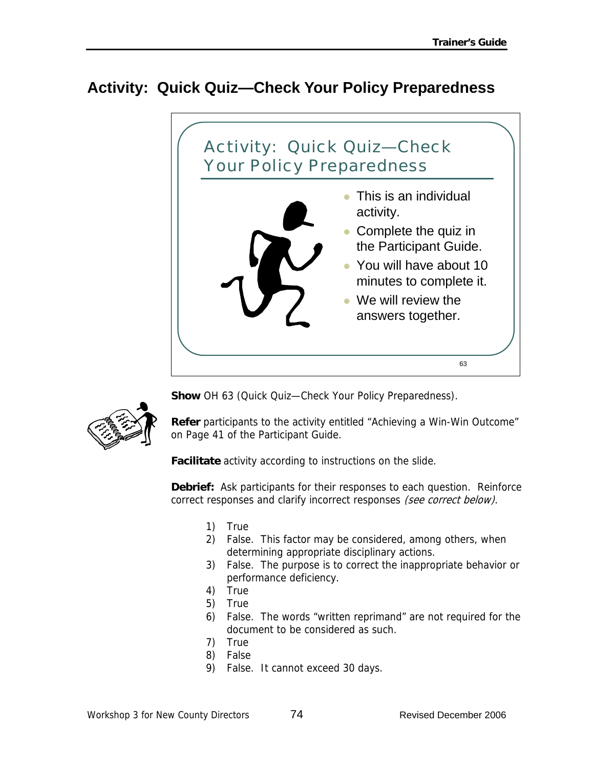# Activity: Quick Quiz—Check Your Policy Preparedness

Activity: Quick Quiz—Check Your Policy Preparedness

- This is an individual activity.
- Complete the quiz in the Participant Guide.
- You will have about 10 minutes to complete it.
- We will review the answers together.

63

**Show** OH 63 (Quick Quiz—Check Your Policy Preparedness).

**Refer** participants to the activity entitled "Achieving a Win-Win Outcome" on Page 41 of the Participant Guide.

**Facilitate** activity according to instructions on the slide.

**Debrief:** Ask participants for their responses to each question. Reinforce correct responses and clarify incorrect responses *(see correct below)*.

1) True
2) False. This factor may be considered, among others, when determining appropriate disciplinary actions.
3) False. The purpose is to correct the inappropriate behavior or performance deficiency.
4) True
5) True
6) False. The words "written reprimand" are not required for the document to be considered as such.
7) True
8) False
9) False. It cannot exceed 30 days.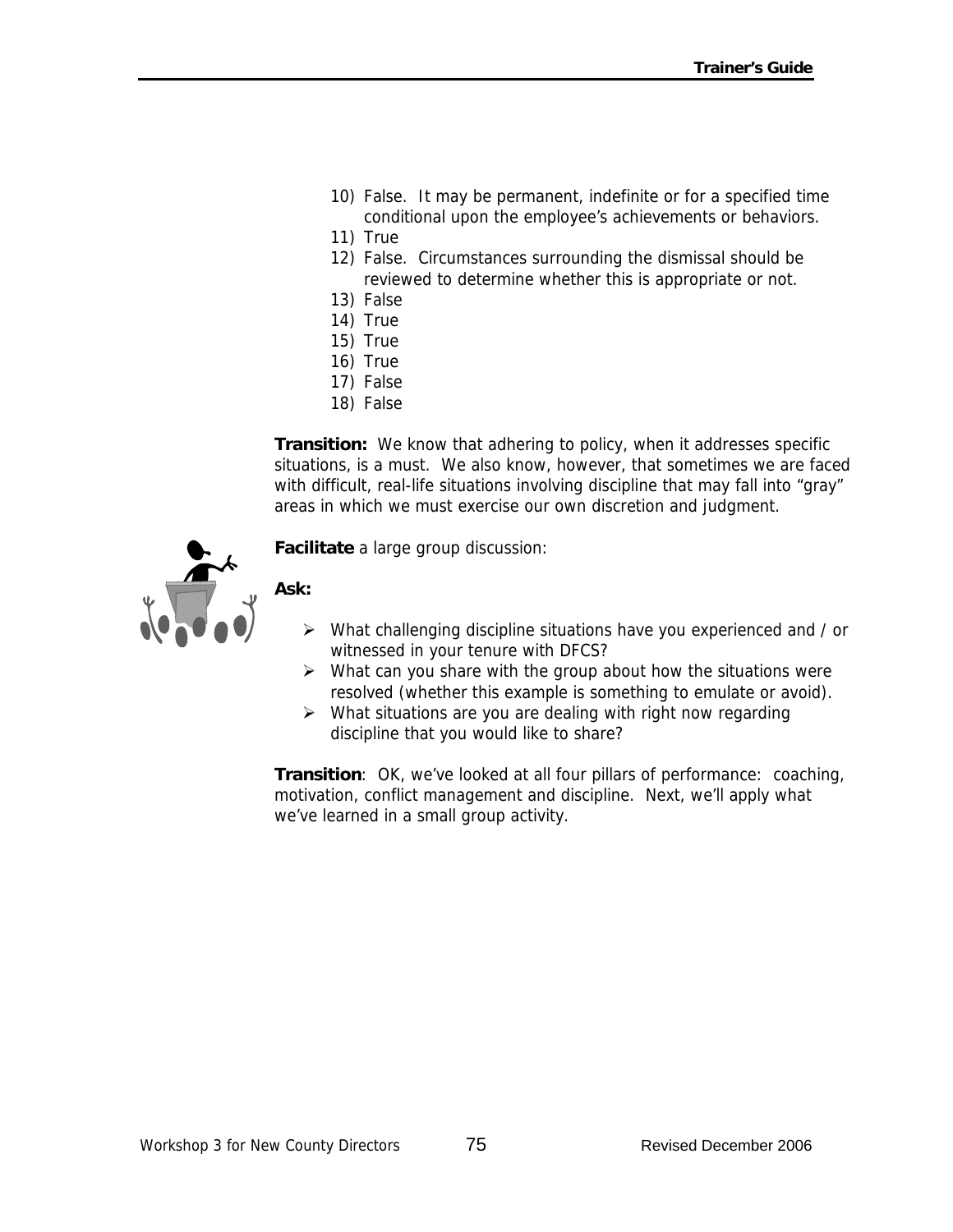10) False. It may be permanent, indefinite or for a specified time conditional upon the employee's achievements or behaviors.
11) True
12) False. Circumstances surrounding the dismissal should be reviewed to determine whether this is appropriate or not.
13) False
14) True
15) True
16) True
17) False
18) False

**Transition:** We know that adhering to policy, when it addresses specific situations, is a must. We also know, however, that sometimes we are faced with difficult, real-life situations involving discipline that may fall into "gray" areas in which we must exercise our own discretion and judgment.

**Facilitate** a large group discussion:

**Ask:**

- What challenging discipline situations have you experienced and / or witnessed in your tenure with DFCS?
- What can you share with the group about how the situations were resolved (whether this example is something to emulate or avoid).
- What situations are you are dealing with right now regarding discipline that you would like to share?

**Transition**: OK, we've looked at all four pillars of performance: coaching, motivation, conflict management and discipline. Next, we'll apply what we've learned in a small group activity.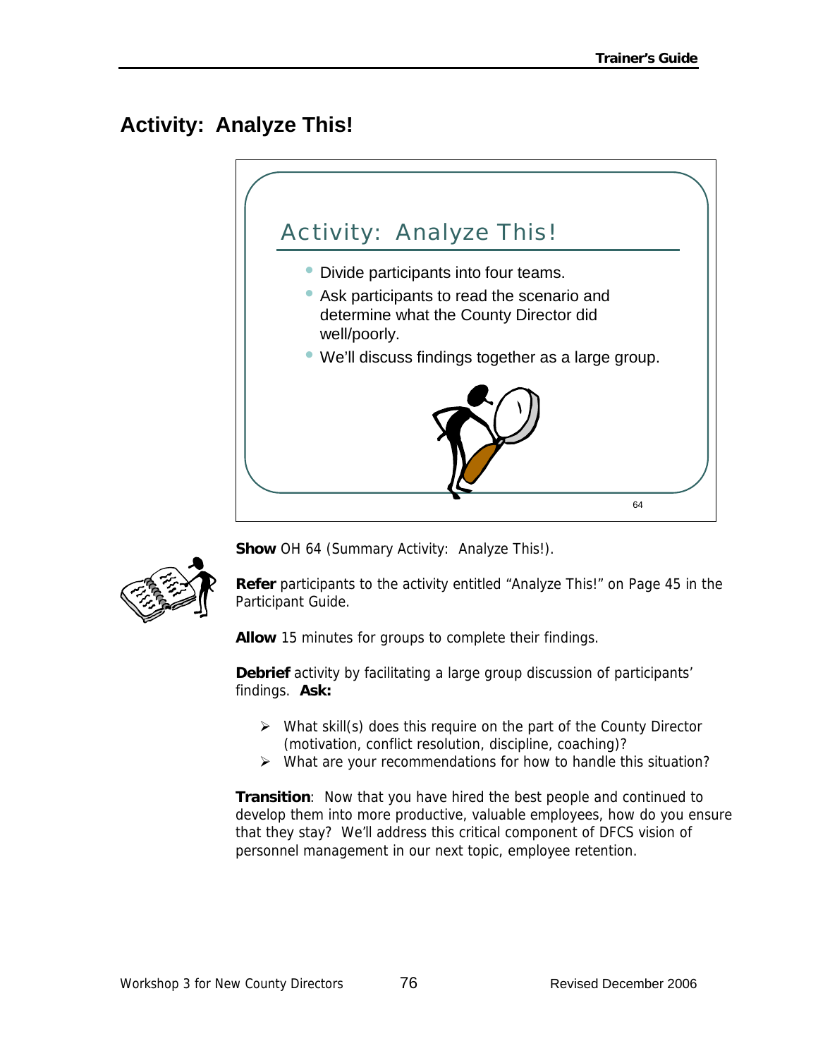## Activity: Analyze This!

Activity: Analyze This!

- Divide participants into four teams.
- Ask participants to read the scenario and determine what the County Director did well/poorly.
- We'll discuss findings together as a large group.

64

**Show** OH 64 (Summary Activity: Analyze This!).

**Refer** participants to the activity entitled "Analyze This!" on Page 45 in the Participant Guide.

**Allow** 15 minutes for groups to complete their findings.

**Debrief** activity by facilitating a large group discussion of participants' findings. **Ask:**

- What skill(s) does this require on the part of the County Director (motivation, conflict resolution, discipline, coaching)?
- What are your recommendations for how to handle this situation?

**Transition**: Now that you have hired the best people and continued to develop them into more productive, valuable employees, how do you ensure that they stay? We'll address this critical component of DFCS vision of personnel management in our next topic, employee retention.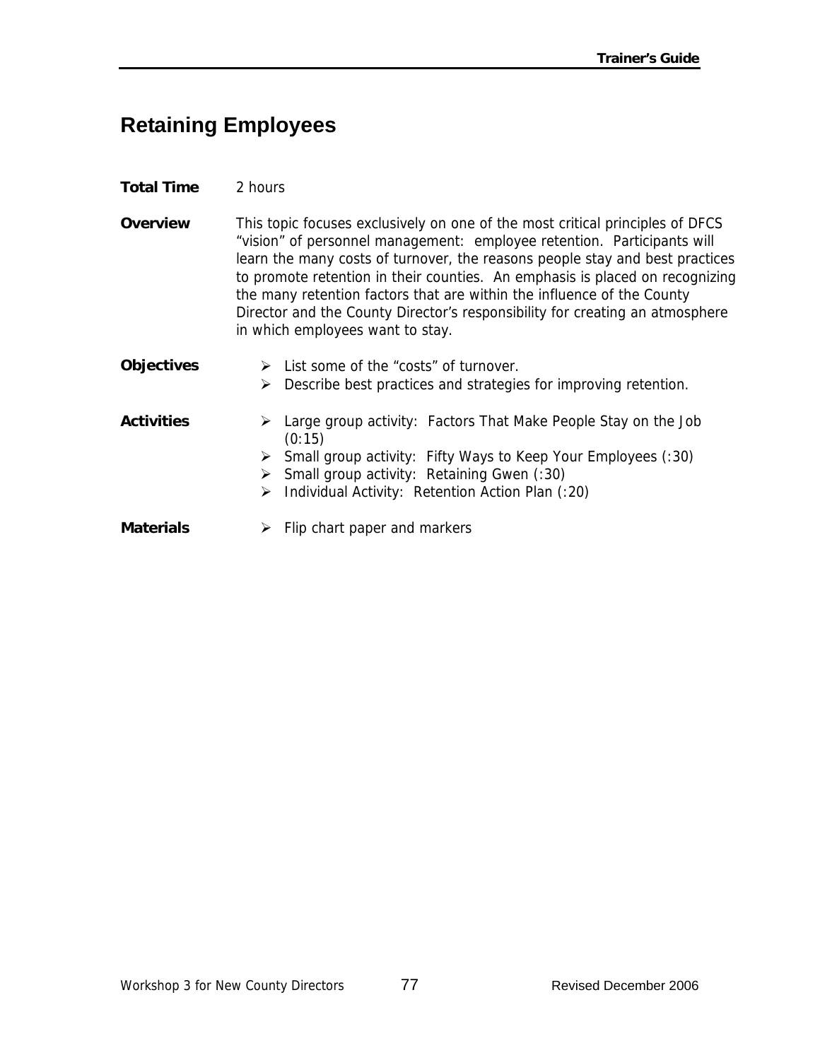# Retaining Employees

**Total Time** 2 hours

**Overview** This topic focuses exclusively on one of the most critical principles of DFCS "vision" of personnel management: employee retention. Participants will learn the many costs of turnover, the reasons people stay and best practices to promote retention in their counties. An emphasis is placed on recognizing the many retention factors that are within the influence of the County Director and the County Director's responsibility for creating an atmosphere in which employees want to stay.

**Objectives**

- List some of the "costs" of turnover.
- Describe best practices and strategies for improving retention.

**Activities**

- Large group activity: Factors That Make People Stay on the Job (0:15)
- Small group activity: Fifty Ways to Keep Your Employees (:30)
- Small group activity: Retaining Gwen (:30)
- Individual Activity: Retention Action Plan (:20)

**Materials**

- Flip chart paper and markers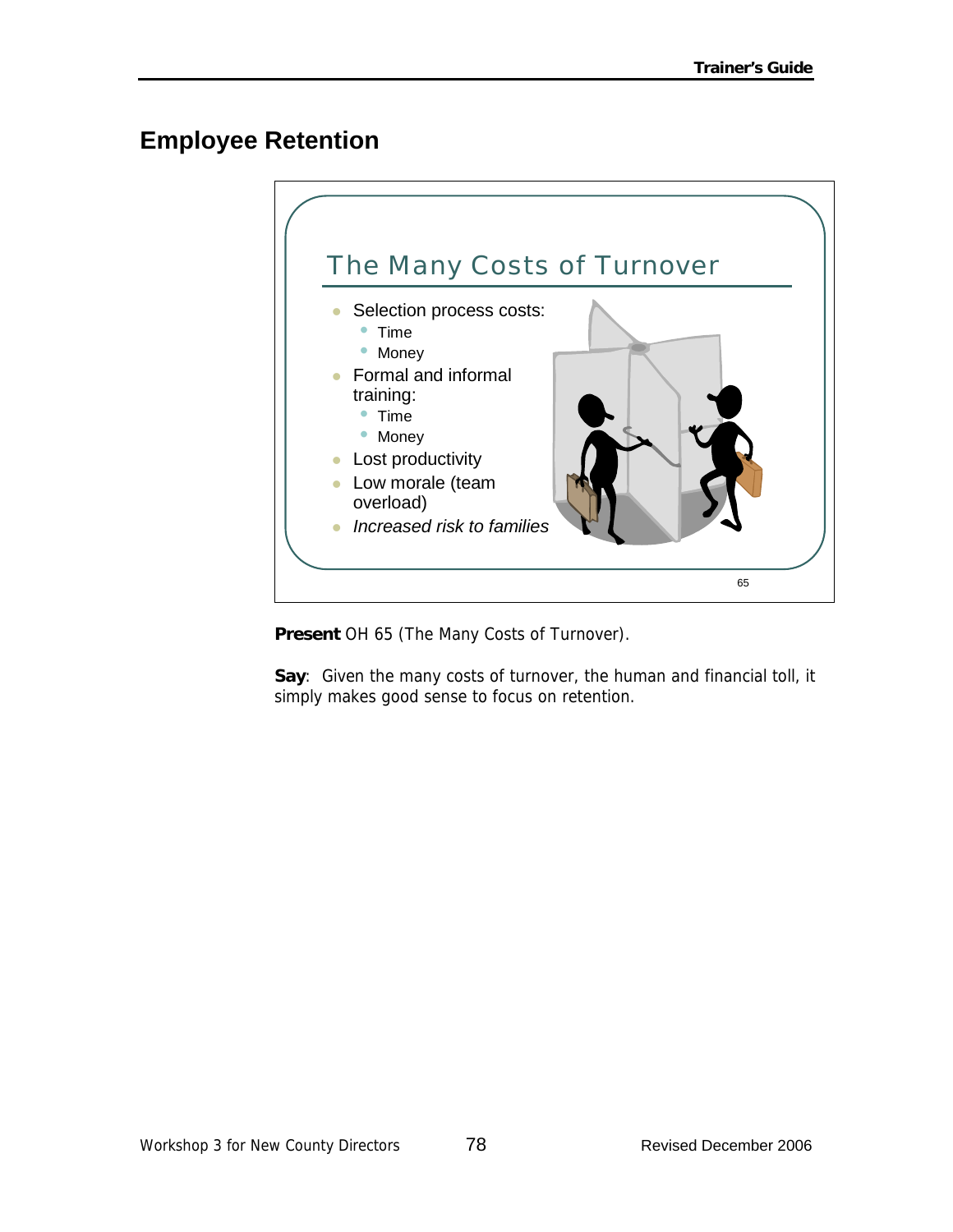## Employee Retention

### The Many Costs of Turnover

- Selection process costs:
  - Time
  - Money
- Formal and informal training:
  - Time
  - Money
- Lost productivity
- Low morale (team overload)
- *Increased risk to families*

65

**Present** OH 65 (The Many Costs of Turnover).

**Say**: Given the many costs of turnover, the human and financial toll, it simply makes good sense to focus on retention.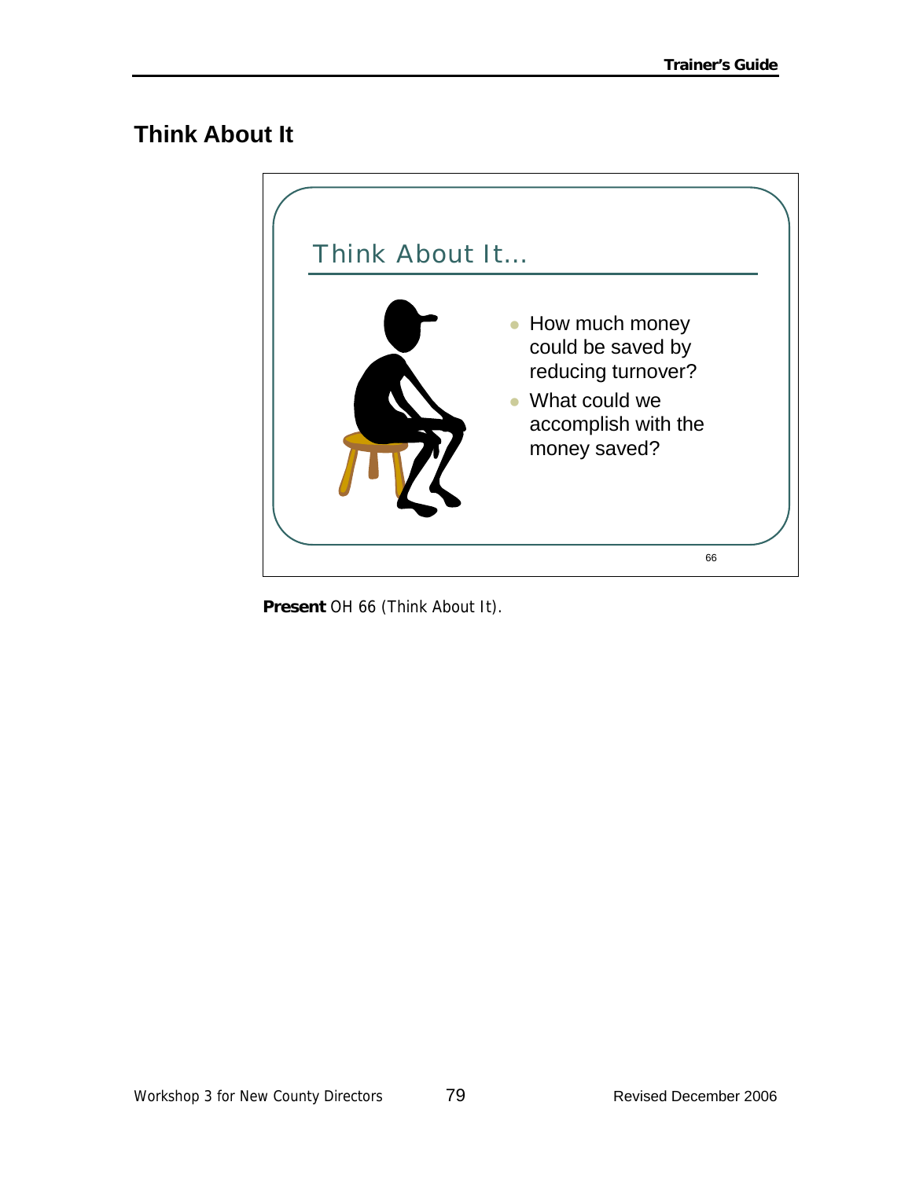## Think About It

Think About It…

- How much money could be saved by reducing turnover?
- What could we accomplish with the money saved?

66

**Present** OH 66 (Think About It).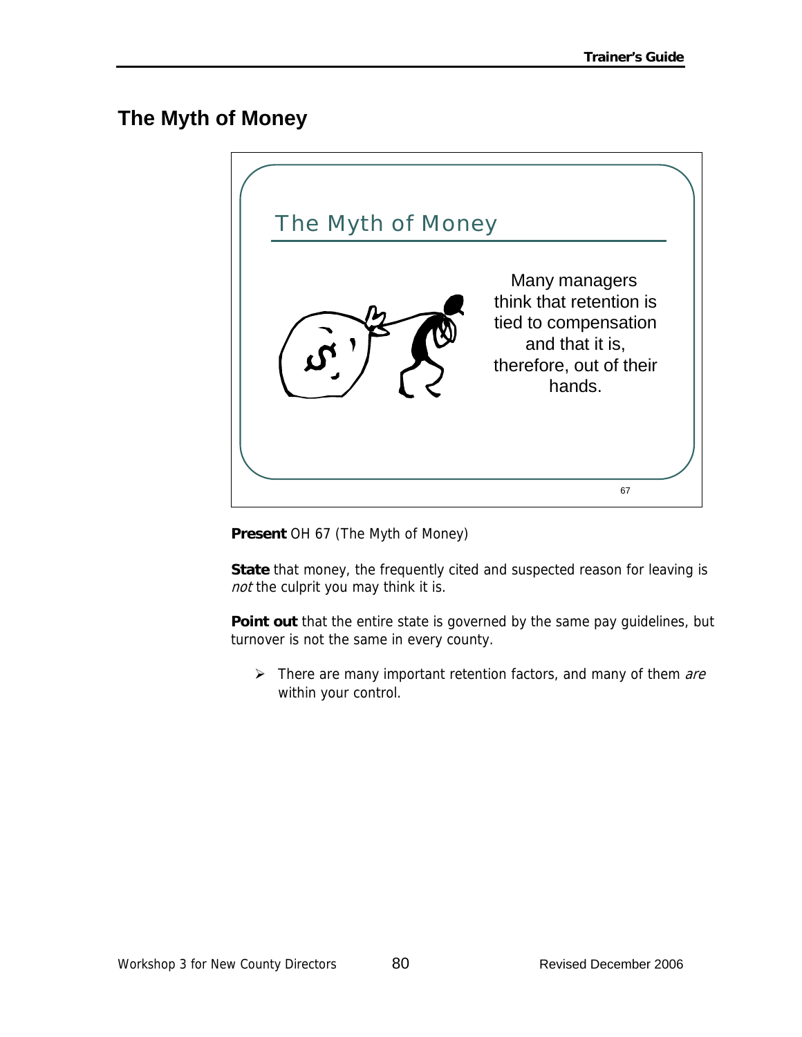## The Myth of Money

The Myth of Money

Many managers think that retention is tied to compensation and that it is, therefore, out of their hands.

67

**Present** OH 67 (The Myth of Money)

**State** that money, the frequently cited and suspected reason for leaving is *not* the culprit you may think it is.

**Point out** that the entire state is governed by the same pay guidelines, but turnover is not the same in every county.

- There are many important retention factors, and many of them *are* within your control.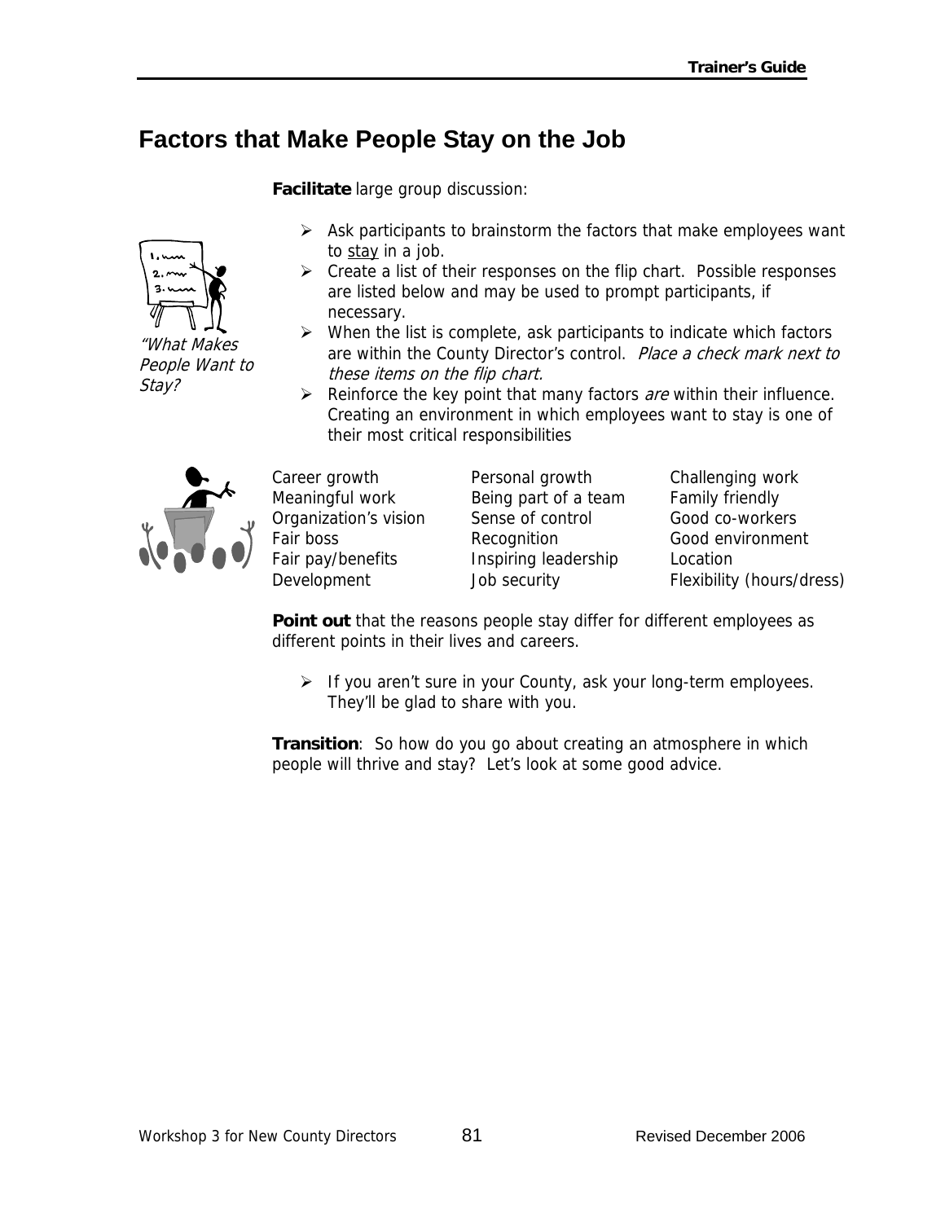# Factors that Make People Stay on the Job

**Facilitate** large group discussion:

"What Makes People Want to Stay?

- Ask participants to brainstorm the factors that make employees want to <u>stay</u> in a job.
- Create a list of their responses on the flip chart. Possible responses are listed below and may be used to prompt participants, if necessary.
- When the list is complete, ask participants to indicate which factors are within the County Director's control. *Place a check mark next to these items on the flip chart.*
- Reinforce the key point that many factors *are* within their influence. Creating an environment in which employees want to stay is one of their most critical responsibilities

| | | |
|---|---|---|
| Career growth | Personal growth | Challenging work |
| Meaningful work | Being part of a team | Family friendly |
| Organization's vision | Sense of control | Good co-workers |
| Fair boss | Recognition | Good environment |
| Fair pay/benefits | Inspiring leadership | Location |
| Development | Job security | Flexibility (hours/dress) |

**Point out** that the reasons people stay differ for different employees as different points in their lives and careers.

- If you aren't sure in your County, ask your long-term employees. They'll be glad to share with you.

**Transition**: So how do you go about creating an atmosphere in which people will thrive and stay? Let's look at some good advice.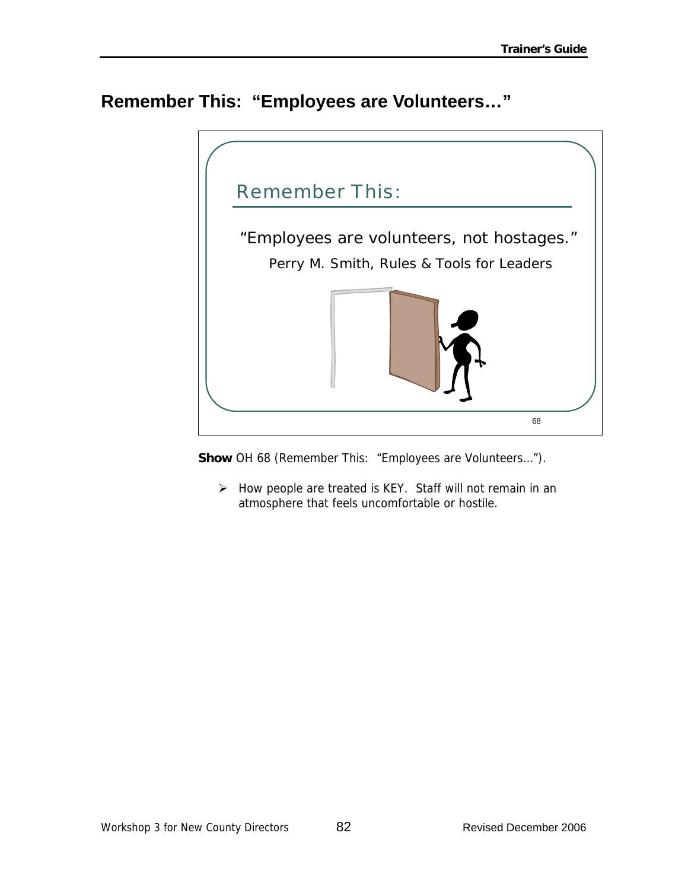## Remember This: "Employees are Volunteers…"

Remember This:

"Employees are volunteers, not hostages."

Perry M. Smith, Rules & Tools for Leaders

68

**Show** OH 68 (Remember This: "Employees are Volunteers…").

- How people are treated is KEY. Staff will not remain in an atmosphere that feels uncomfortable or hostile.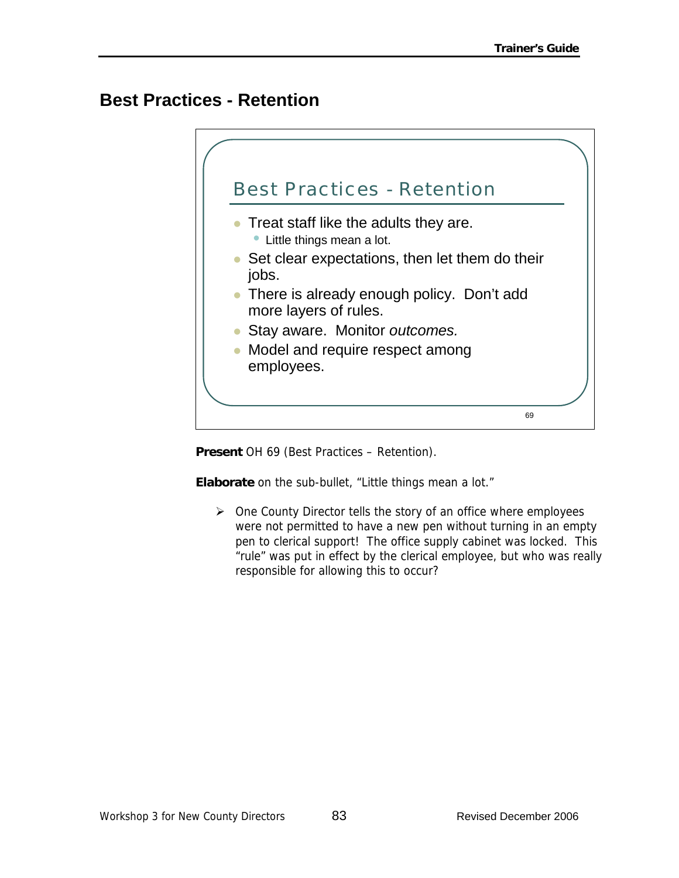## Best Practices - Retention

### Best Practices - Retention

- Treat staff like the adults they are.
  - Little things mean a lot.
- Set clear expectations, then let them do their jobs.
- There is already enough policy. Don't add more layers of rules.
- Stay aware. Monitor *outcomes.*
- Model and require respect among employees.

69

**Present** OH 69 (Best Practices – Retention).

**Elaborate** on the sub-bullet, "Little things mean a lot."

- One County Director tells the story of an office where employees were not permitted to have a new pen without turning in an empty pen to clerical support! The office supply cabinet was locked. This "rule" was put in effect by the clerical employee, but who was really responsible for allowing this to occur?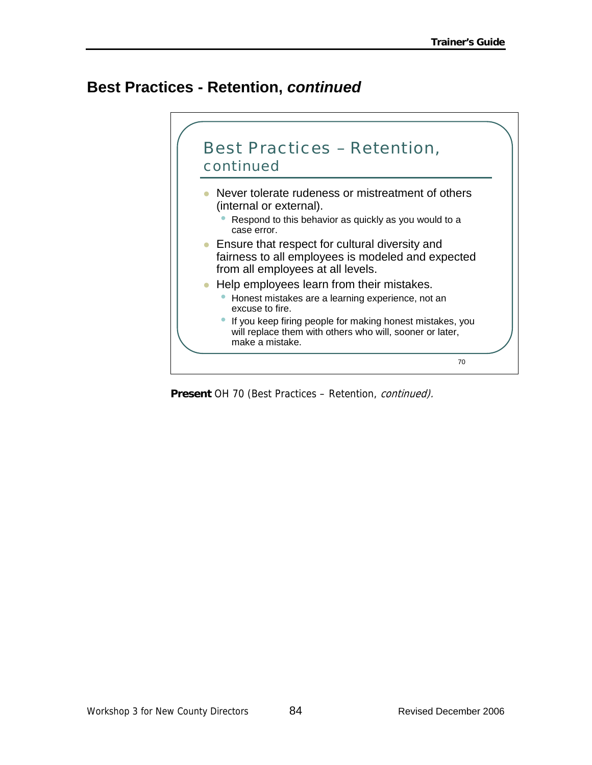# Best Practices - Retention, *continued*

## Best Practices – Retention, continued

- Never tolerate rudeness or mistreatment of others (internal or external).
  - Respond to this behavior as quickly as you would to a case error.
- Ensure that respect for cultural diversity and fairness to all employees is modeled and expected from all employees at all levels.
- Help employees learn from their mistakes.
  - Honest mistakes are a learning experience, not an excuse to fire.
  - If you keep firing people for making honest mistakes, you will replace them with others who will, sooner or later, make a mistake.

70

**Present** OH 70 (Best Practices – Retention, *continued).*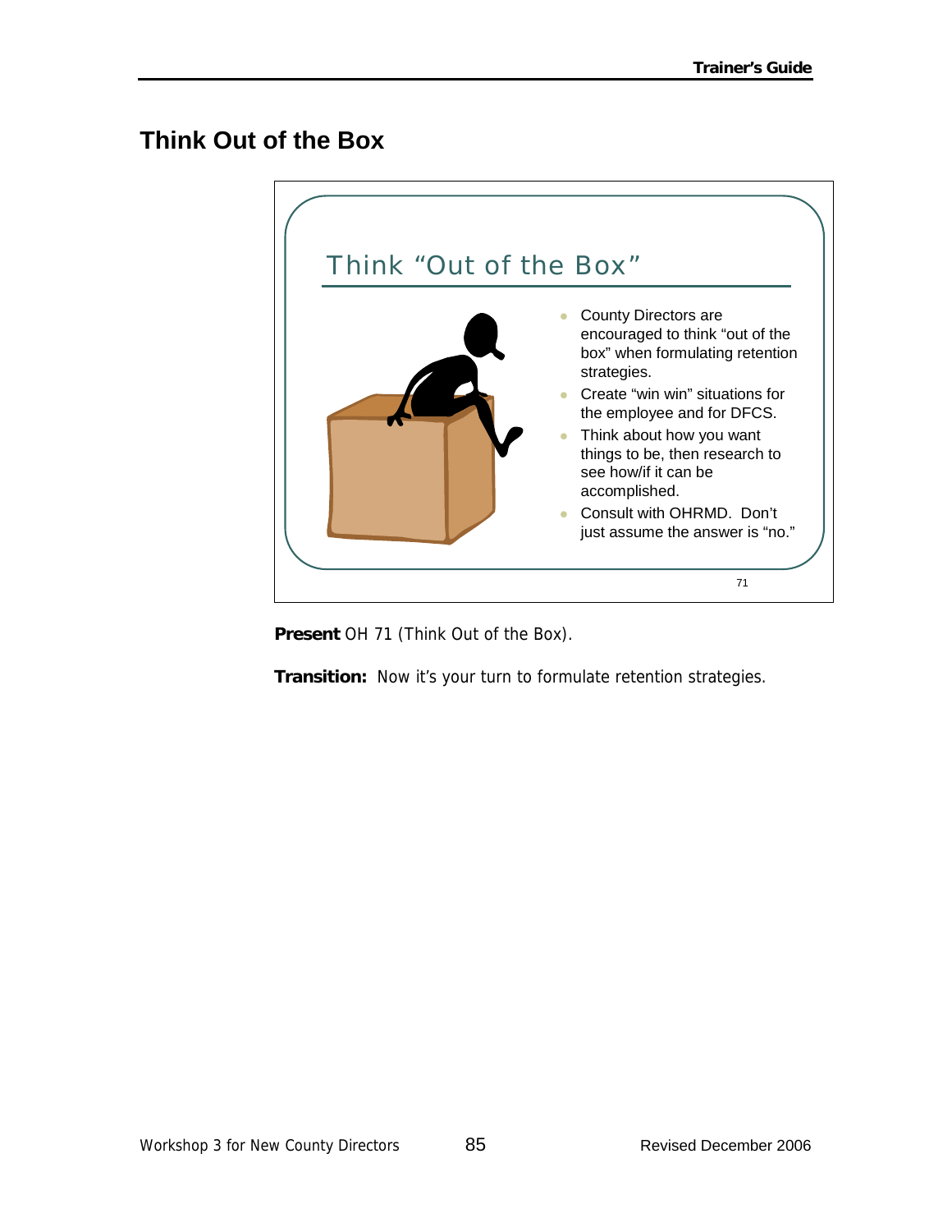# Think Out of the Box

## Think "Out of the Box"

- County Directors are encouraged to think "out of the box" when formulating retention strategies.
- Create "win win" situations for the employee and for DFCS.
- Think about how you want things to be, then research to see how/if it can be accomplished.
- Consult with OHRMD. Don't just assume the answer is "no."

71

**Present** OH 71 (Think Out of the Box).

**Transition:** Now it's your turn to formulate retention strategies.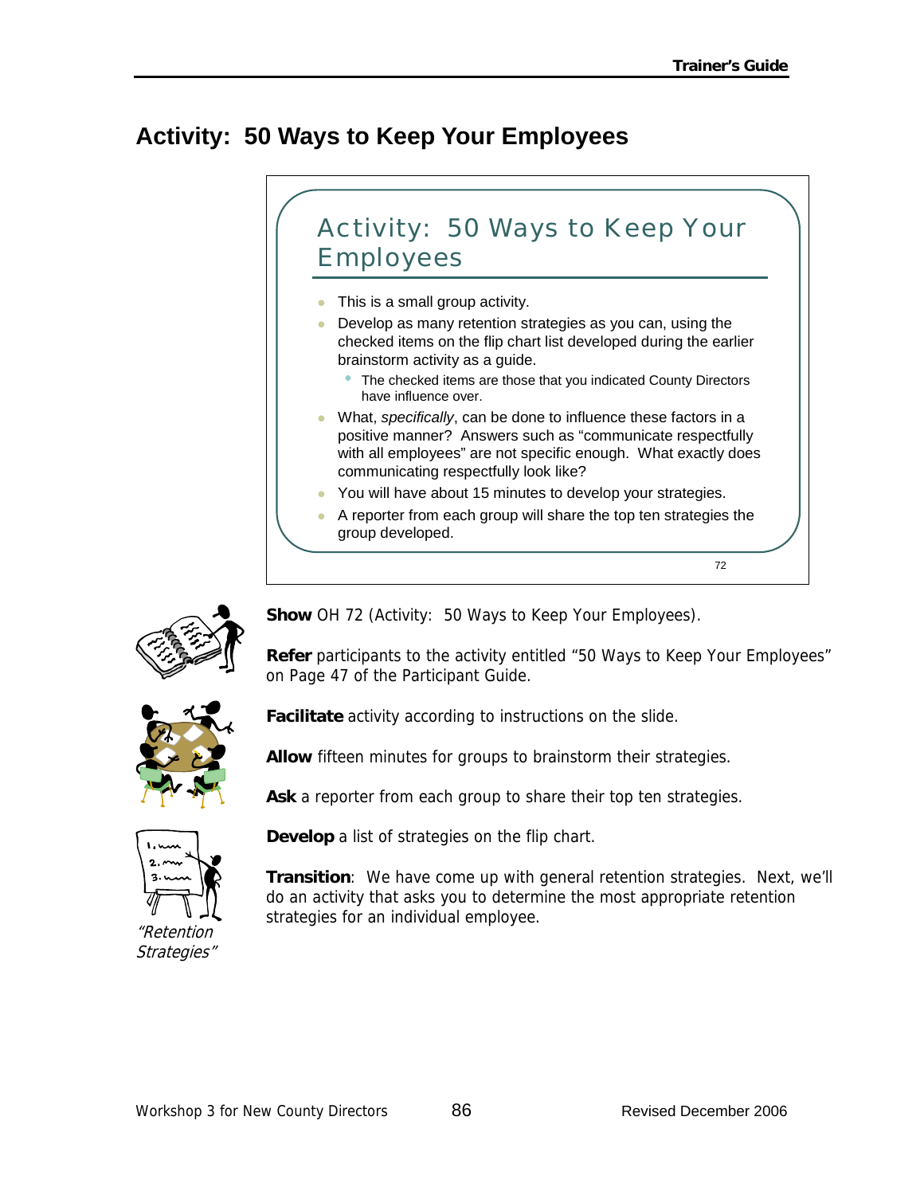## Activity: 50 Ways to Keep Your Employees

### Activity: 50 Ways to Keep Your Employees

- This is a small group activity.
- Develop as many retention strategies as you can, using the checked items on the flip chart list developed during the earlier brainstorm activity as a guide.
  - The checked items are those that you indicated County Directors have influence over.
- What, *specifically*, can be done to influence these factors in a positive manner? Answers such as "communicate respectfully with all employees" are not specific enough. What exactly does communicating respectfully look like?
- You will have about 15 minutes to develop your strategies.
- A reporter from each group will share the top ten strategies the group developed.

72

**Show** OH 72 (Activity: 50 Ways to Keep Your Employees).

**Refer** participants to the activity entitled "50 Ways to Keep Your Employees" on Page 47 of the Participant Guide.

**Facilitate** activity according to instructions on the slide.

**Allow** fifteen minutes for groups to brainstorm their strategies.

**Ask** a reporter from each group to share their top ten strategies.

**Develop** a list of strategies on the flip chart.

*"Retention Strategies"*

**Transition**: We have come up with general retention strategies. Next, we'll do an activity that asks you to determine the most appropriate retention strategies for an individual employee.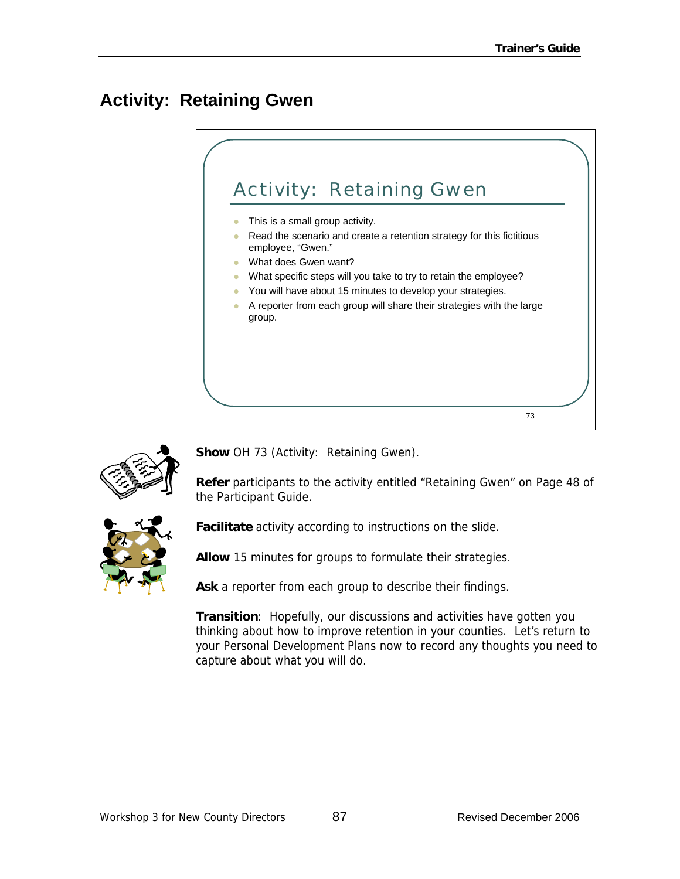# Activity: Retaining Gwen

## Activity: Retaining Gwen

- This is a small group activity.
- Read the scenario and create a retention strategy for this fictitious employee, "Gwen."
- What does Gwen want?
- What specific steps will you take to try to retain the employee?
- You will have about 15 minutes to develop your strategies.
- A reporter from each group will share their strategies with the large group.

73

**Show** OH 73 (Activity: Retaining Gwen).

**Refer** participants to the activity entitled "Retaining Gwen" on Page 48 of the Participant Guide.

**Facilitate** activity according to instructions on the slide.

**Allow** 15 minutes for groups to formulate their strategies.

**Ask** a reporter from each group to describe their findings.

**Transition**: Hopefully, our discussions and activities have gotten you thinking about how to improve retention in your counties. Let's return to your Personal Development Plans now to record any thoughts you need to capture about what you will do.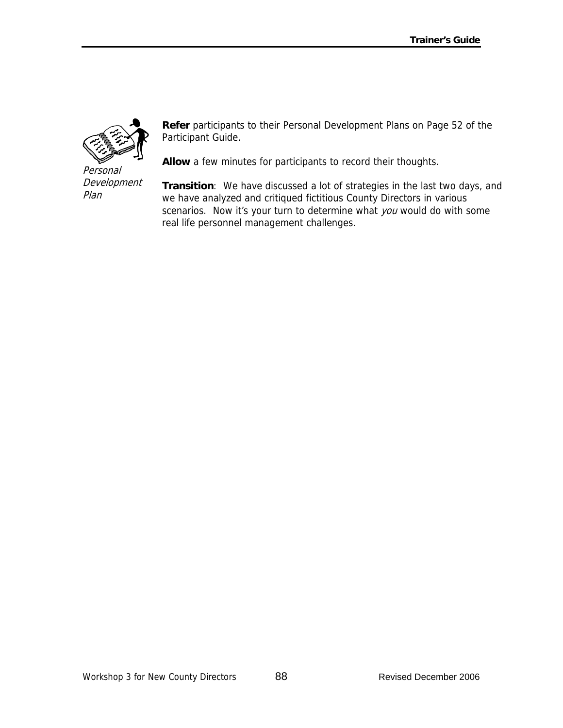*Personal Development Plan*

**Refer** participants to their Personal Development Plans on Page 52 of the Participant Guide.

**Allow** a few minutes for participants to record their thoughts.

**Transition**: We have discussed a lot of strategies in the last two days, and we have analyzed and critiqued fictitious County Directors in various scenarios. Now it's your turn to determine what *you* would do with some real life personnel management challenges.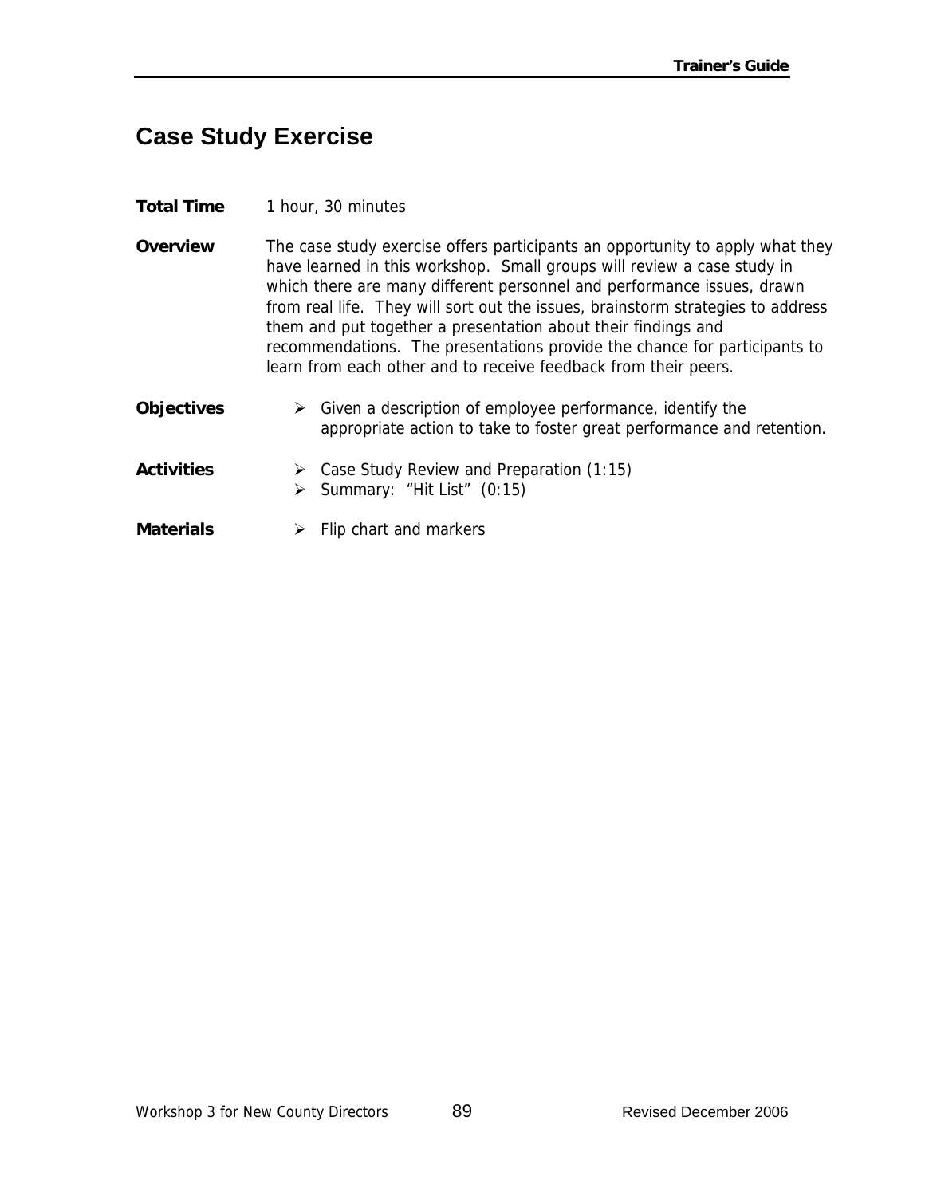## Case Study Exercise

**Total Time** 1 hour, 30 minutes

**Overview** The case study exercise offers participants an opportunity to apply what they have learned in this workshop. Small groups will review a case study in which there are many different personnel and performance issues, drawn from real life. They will sort out the issues, brainstorm strategies to address them and put together a presentation about their findings and recommendations. The presentations provide the chance for participants to learn from each other and to receive feedback from their peers.

**Objectives**

- Given a description of employee performance, identify the appropriate action to take to foster great performance and retention.

**Activities**

- Case Study Review and Preparation (1:15)
- Summary: "Hit List" (0:15)

**Materials**

- Flip chart and markers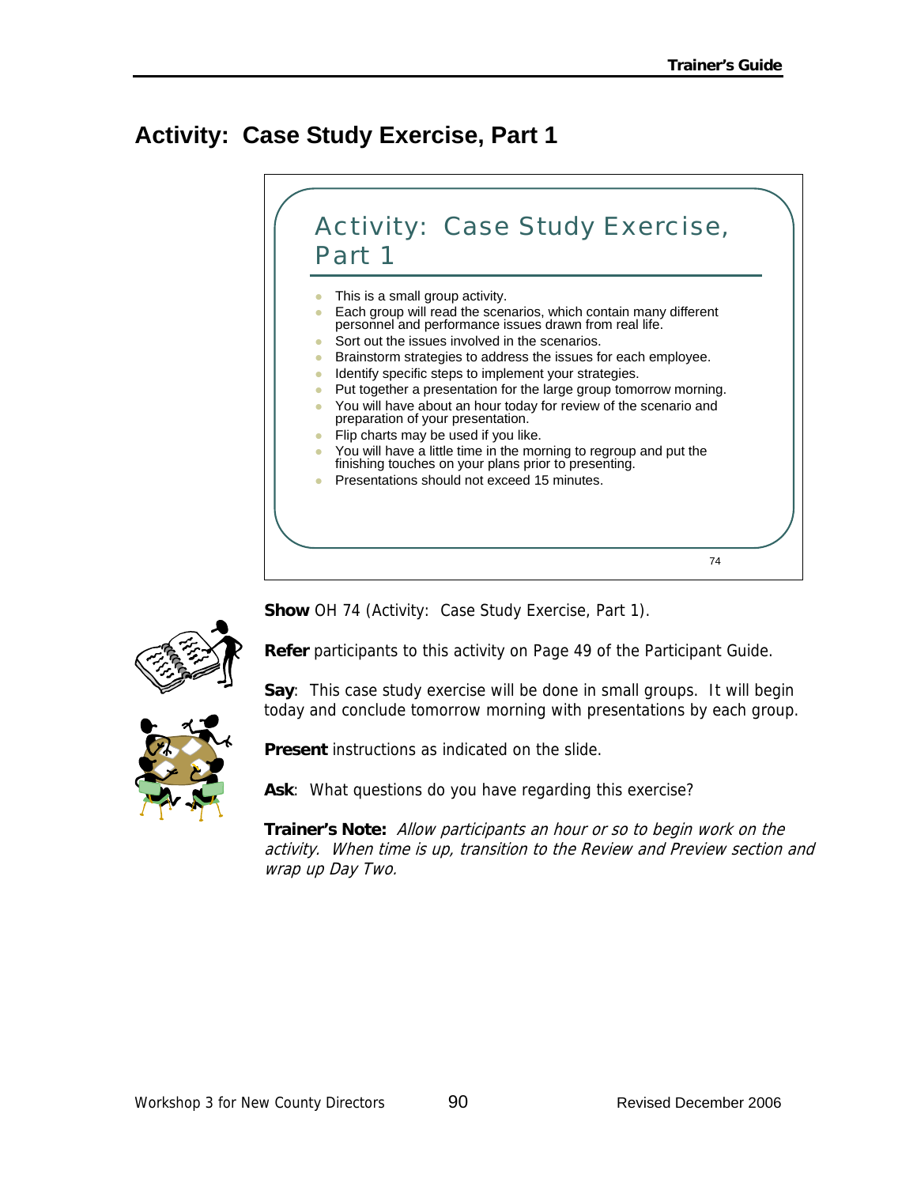## Activity: Case Study Exercise, Part 1

### Activity: Case Study Exercise, Part 1

- This is a small group activity.
- Each group will read the scenarios, which contain many different personnel and performance issues drawn from real life.
- Sort out the issues involved in the scenarios.
- Brainstorm strategies to address the issues for each employee.
- Identify specific steps to implement your strategies.
- Put together a presentation for the large group tomorrow morning.
- You will have about an hour today for review of the scenario and preparation of your presentation.
- Flip charts may be used if you like.
- You will have a little time in the morning to regroup and put the finishing touches on your plans prior to presenting.
- Presentations should not exceed 15 minutes.

74

**Show** OH 74 (Activity: Case Study Exercise, Part 1).

**Refer** participants to this activity on Page 49 of the Participant Guide.

**Say**: This case study exercise will be done in small groups. It will begin today and conclude tomorrow morning with presentations by each group.

**Present** instructions as indicated on the slide.

**Ask**: What questions do you have regarding this exercise?

**Trainer's Note:** *Allow participants an hour or so to begin work on the activity. When time is up, transition to the Review and Preview section and wrap up Day Two.*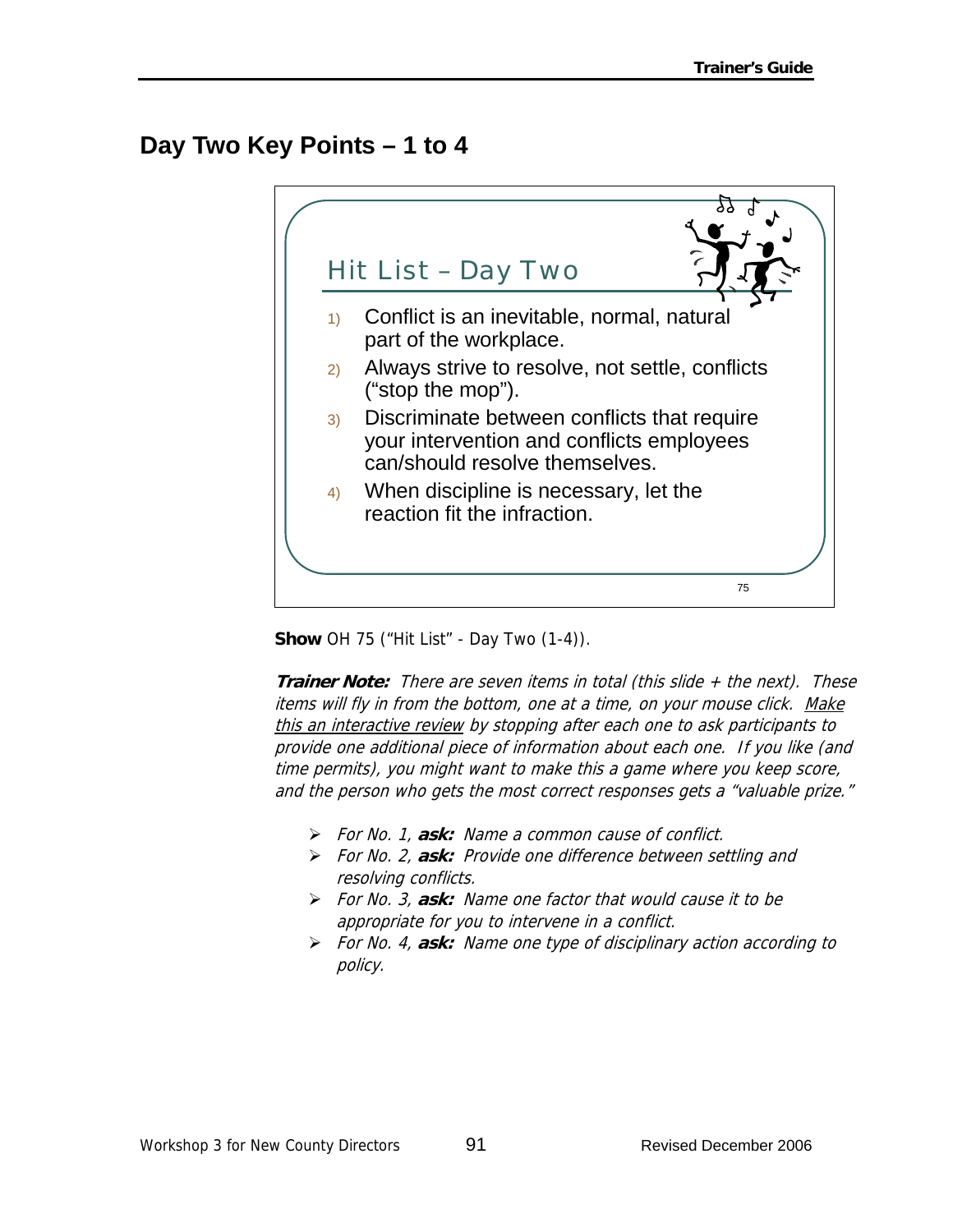## Day Two Key Points – 1 to 4

Hit List – Day Two

1) Conflict is an inevitable, normal, natural part of the workplace.
2) Always strive to resolve, not settle, conflicts ("stop the mop").
3) Discriminate between conflicts that require your intervention and conflicts employees can/should resolve themselves.
4) When discipline is necessary, let the reaction fit the infraction.

75

**Show** OH 75 ("Hit List" - Day Two (1-4)).

***Trainer Note:*** *There are seven items in total (this slide + the next). These items will fly in from the bottom, one at a time, on your mouse click. Make this an interactive review by stopping after each one to ask participants to provide one additional piece of information about each one. If you like (and time permits), you might want to make this a game where you keep score, and the person who gets the most correct responses gets a "valuable prize."*

- *For No. 1,* ***ask:*** *Name a common cause of conflict.*
- *For No. 2,* ***ask:*** *Provide one difference between settling and resolving conflicts.*
- *For No. 3,* ***ask:*** *Name one factor that would cause it to be appropriate for you to intervene in a conflict.*
- *For No. 4,* ***ask:*** *Name one type of disciplinary action according to policy.*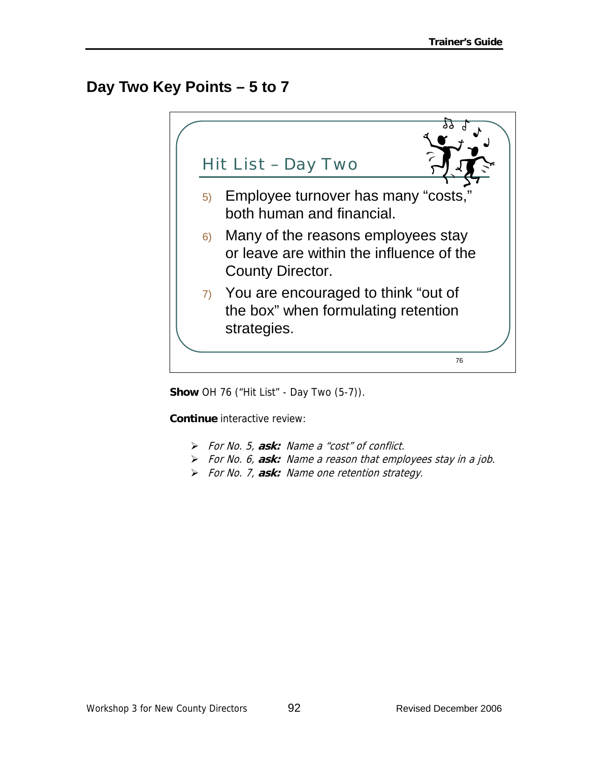## Day Two Key Points – 5 to 7

Hit List – Day Two

5) Employee turnover has many "costs," both human and financial.
6) Many of the reasons employees stay or leave are within the influence of the County Director.
7) You are encouraged to think "out of the box" when formulating retention strategies.

76

**Show** OH 76 ("Hit List" - Day Two (5-7)).

**Continue** interactive review:

- *For No. 5,* ***ask:*** *Name a "cost" of conflict.*
- *For No. 6,* ***ask:*** *Name a reason that employees stay in a job.*
- *For No. 7,* ***ask:*** *Name one retention strategy.*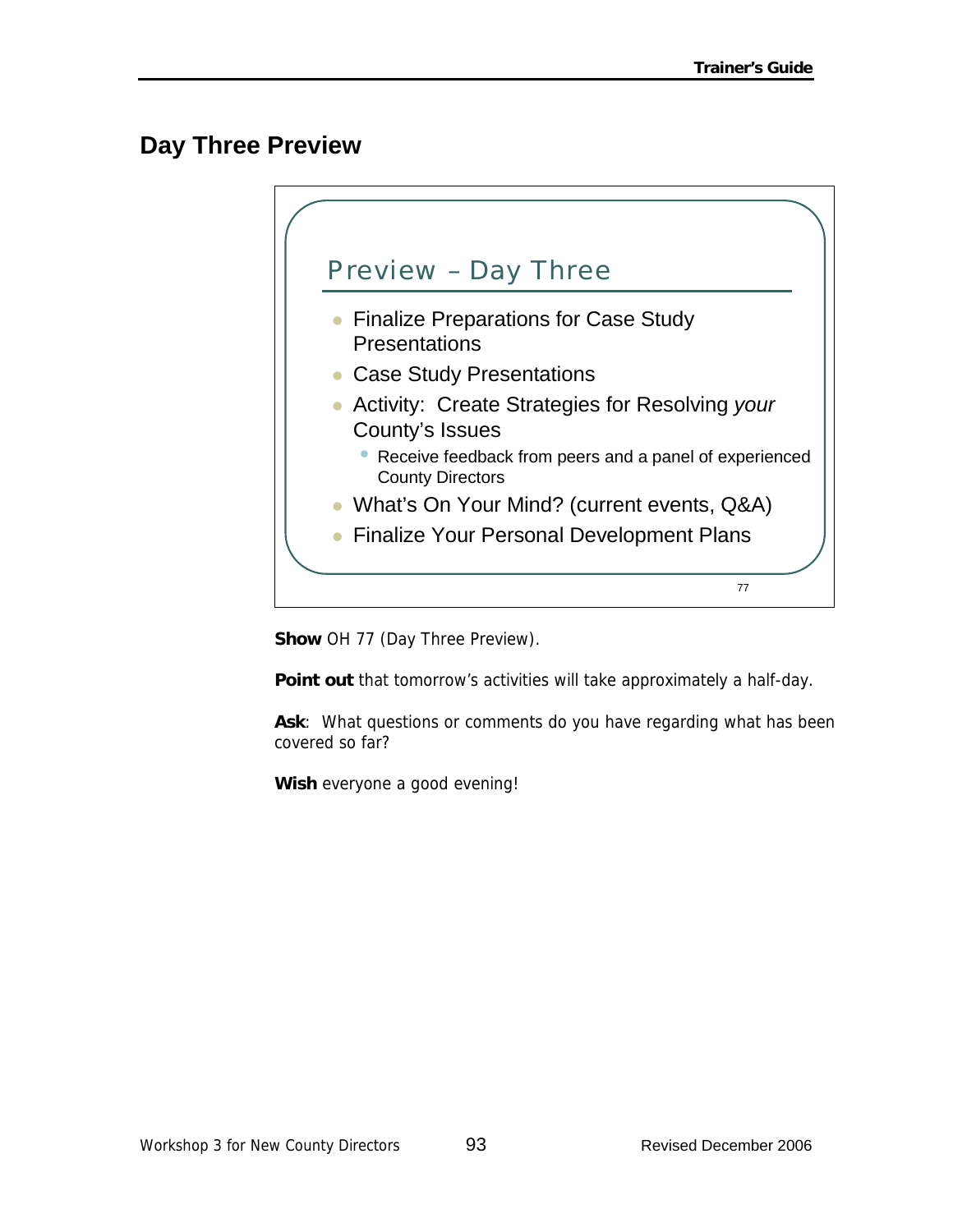## Day Three Preview

**Preview – Day Three**

- Finalize Preparations for Case Study Presentations
- Case Study Presentations
- Activity: Create Strategies for Resolving *your* County's Issues
  - Receive feedback from peers and a panel of experienced County Directors
- What's On Your Mind? (current events, Q&A)
- Finalize Your Personal Development Plans

77

**Show** OH 77 (Day Three Preview).

**Point out** that tomorrow's activities will take approximately a half-day.

**Ask**: What questions or comments do you have regarding what has been covered so far?

**Wish** everyone a good evening!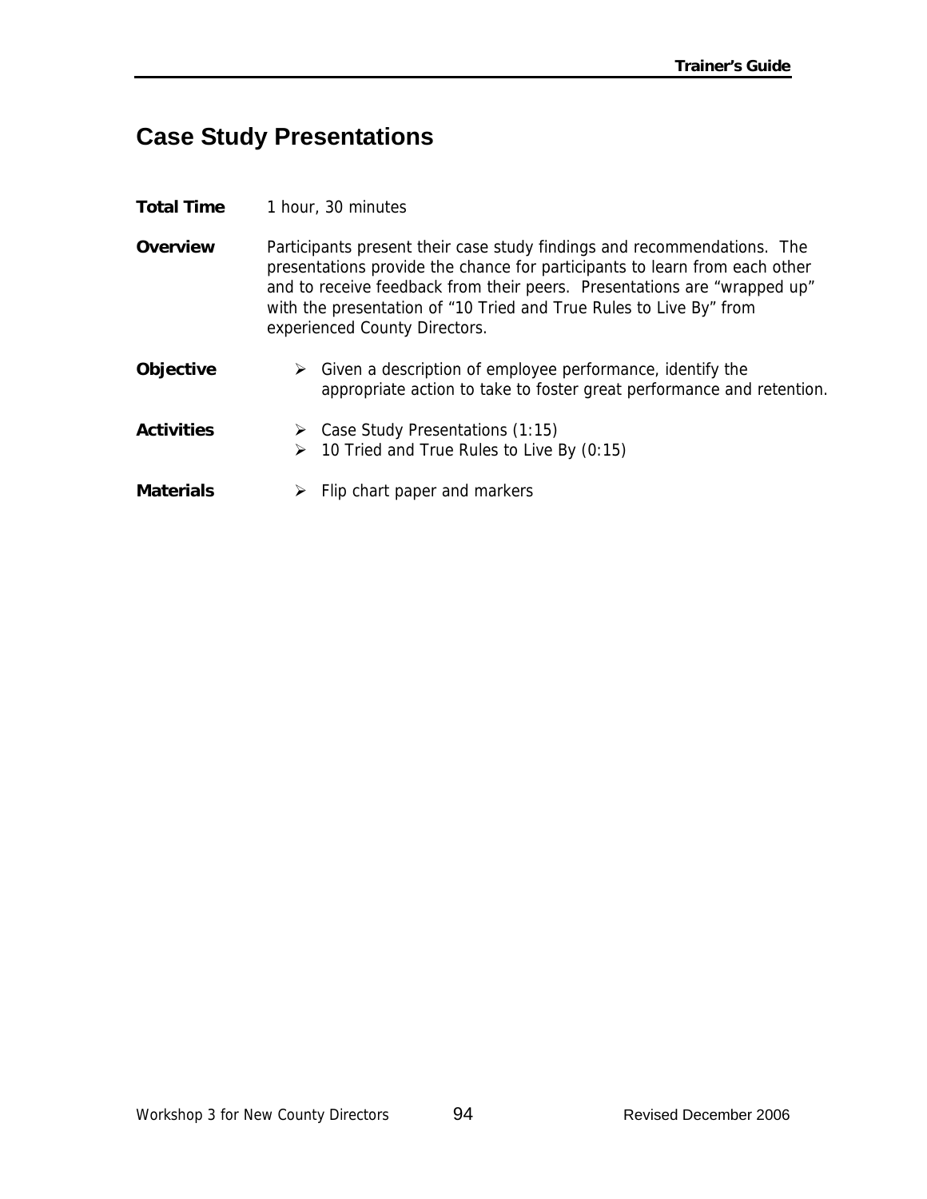# Case Study Presentations

**Total Time** 1 hour, 30 minutes

**Overview** Participants present their case study findings and recommendations. The presentations provide the chance for participants to learn from each other and to receive feedback from their peers. Presentations are "wrapped up" with the presentation of "10 Tried and True Rules to Live By" from experienced County Directors.

**Objective**

- Given a description of employee performance, identify the appropriate action to take to foster great performance and retention.

**Activities**

- Case Study Presentations (1:15)
- 10 Tried and True Rules to Live By (0:15)

**Materials**

- Flip chart paper and markers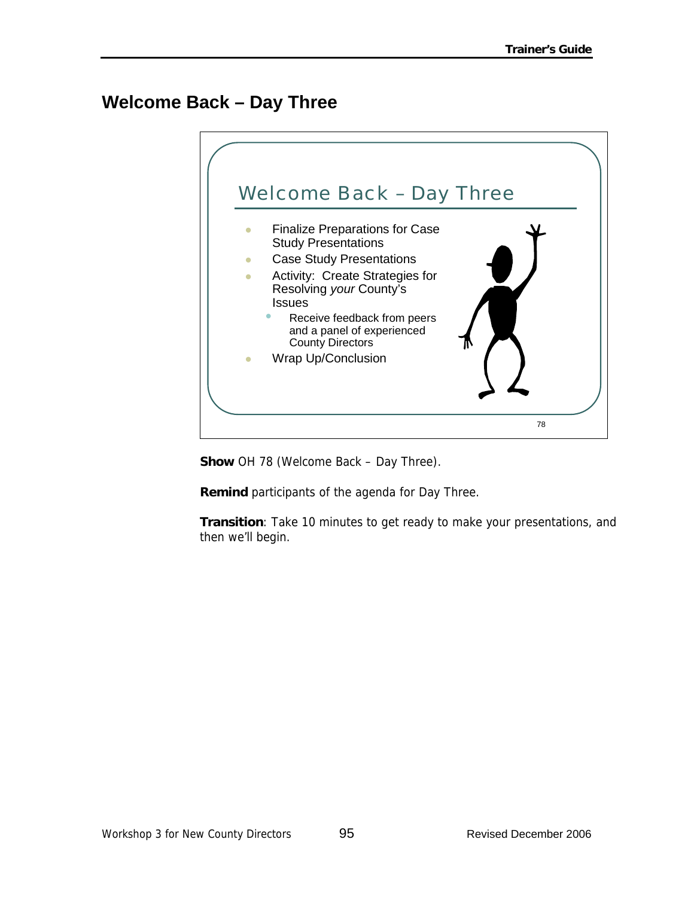## Welcome Back – Day Three

Welcome Back – Day Three

- Finalize Preparations for Case Study Presentations
- Case Study Presentations
- Activity: Create Strategies for Resolving *your* County's Issues
  - Receive feedback from peers and a panel of experienced County Directors
- Wrap Up/Conclusion

78

**Show** OH 78 (Welcome Back – Day Three).

**Remind** participants of the agenda for Day Three.

**Transition**: Take 10 minutes to get ready to make your presentations, and then we'll begin.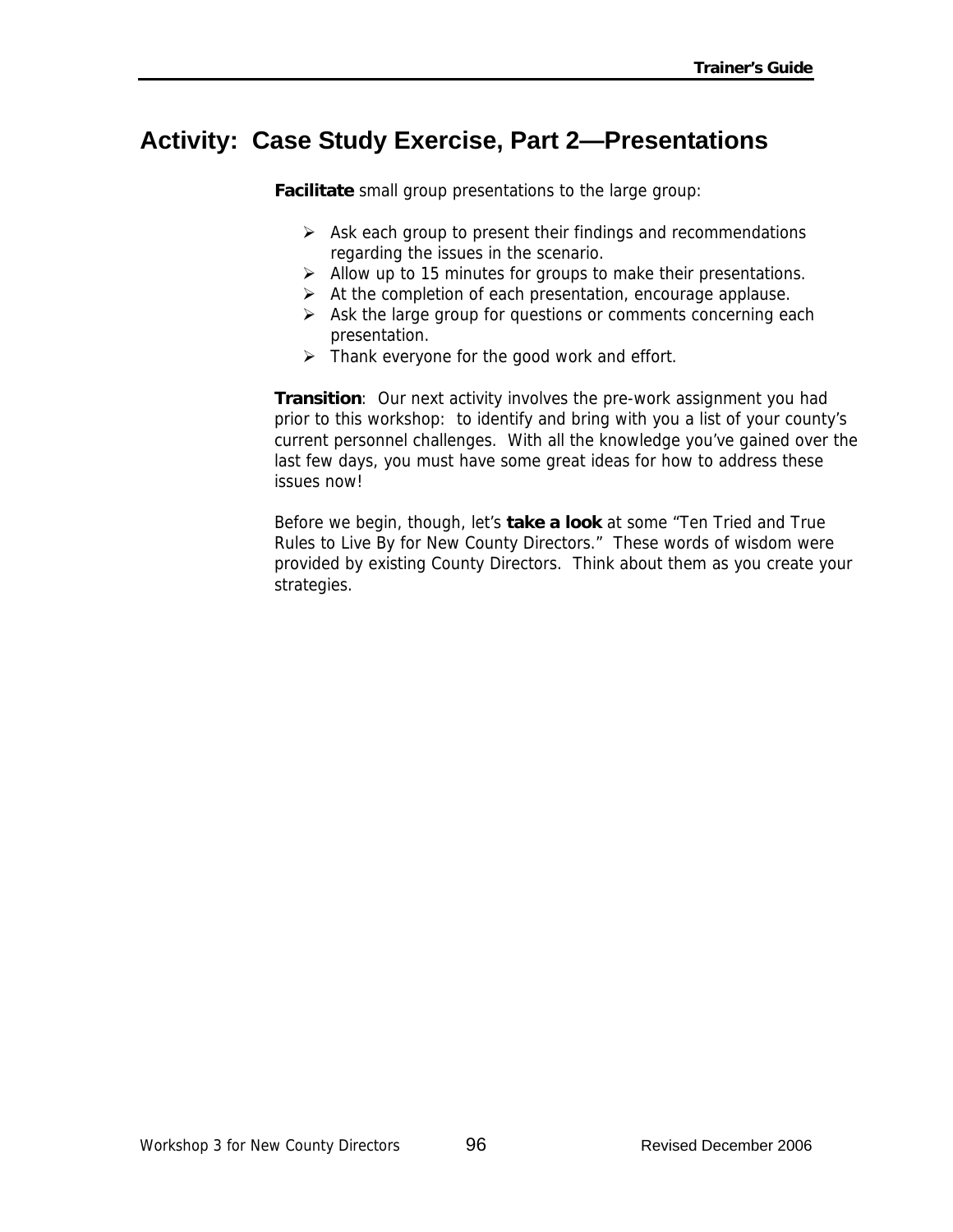## Activity: Case Study Exercise, Part 2—Presentations

**Facilitate** small group presentations to the large group:

- Ask each group to present their findings and recommendations regarding the issues in the scenario.
- Allow up to 15 minutes for groups to make their presentations.
- At the completion of each presentation, encourage applause.
- Ask the large group for questions or comments concerning each presentation.
- Thank everyone for the good work and effort.

**Transition**: Our next activity involves the pre-work assignment you had prior to this workshop: to identify and bring with you a list of your county's current personnel challenges. With all the knowledge you've gained over the last few days, you must have some great ideas for how to address these issues now!

Before we begin, though, let's **take a look** at some "Ten Tried and True Rules to Live By for New County Directors." These words of wisdom were provided by existing County Directors. Think about them as you create your strategies.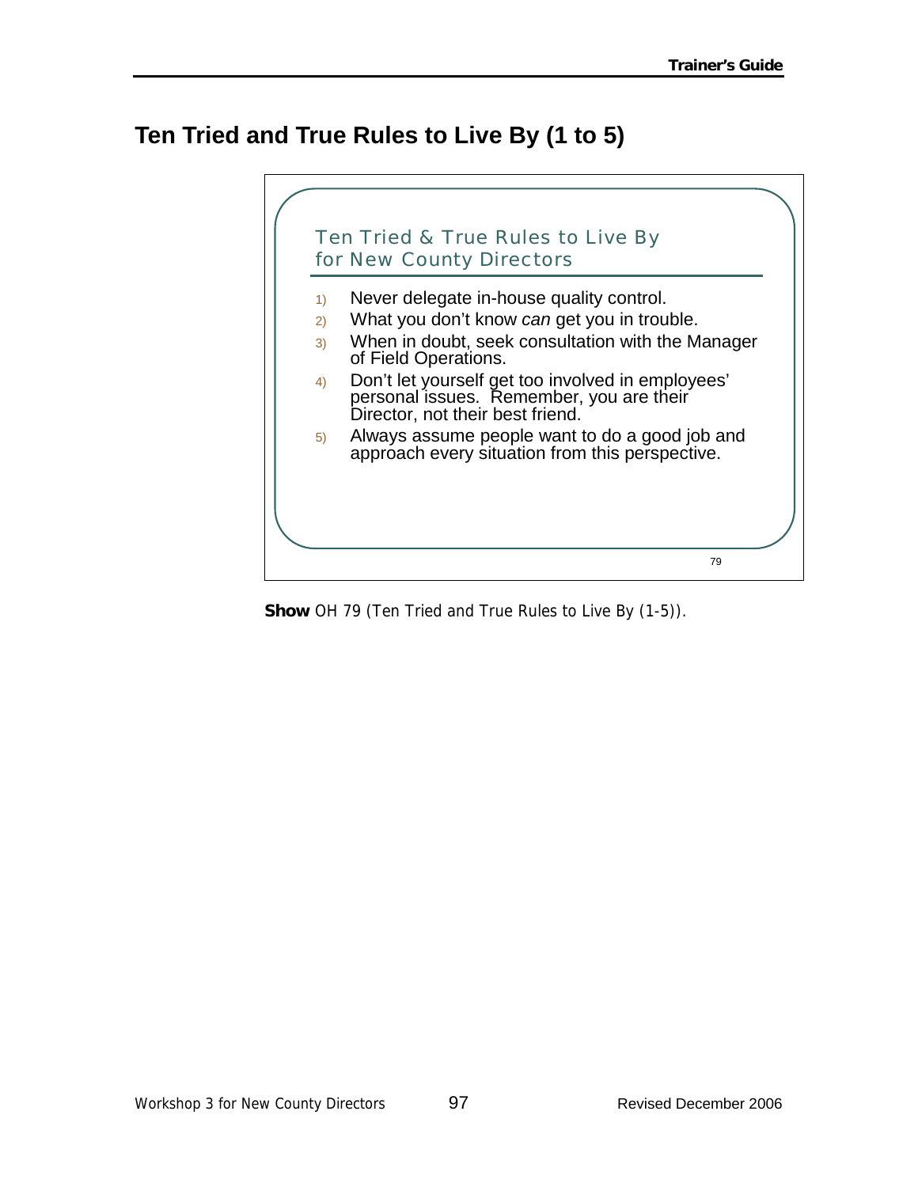# Ten Tried and True Rules to Live By (1 to 5)

## Ten Tried & True Rules to Live By for New County Directors

1) Never delegate in-house quality control.
2) What you don't know *can* get you in trouble.
3) When in doubt, seek consultation with the Manager of Field Operations.
4) Don't let yourself get too involved in employees' personal issues. Remember, you are their Director, not their best friend.
5) Always assume people want to do a good job and approach every situation from this perspective.

79

**Show** OH 79 (Ten Tried and True Rules to Live By (1-5)).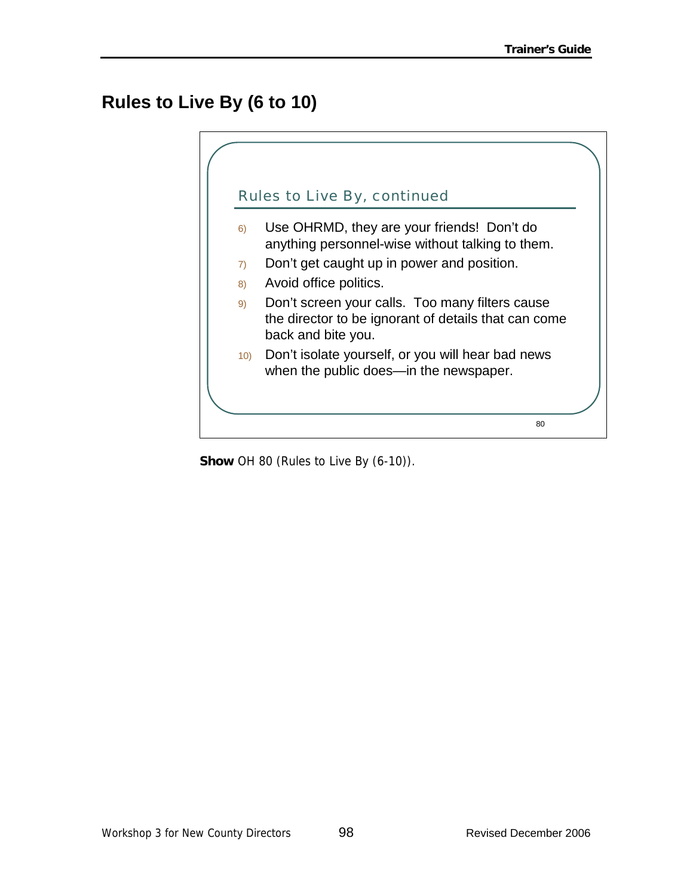## Rules to Live By (6 to 10)

Rules to Live By, continued

6) Use OHRMD, they are your friends! Don't do anything personnel-wise without talking to them.
7) Don't get caught up in power and position.
8) Avoid office politics.
9) Don't screen your calls. Too many filters cause the director to be ignorant of details that can come back and bite you.
10) Don't isolate yourself, or you will hear bad news when the public does—in the newspaper.

80

**Show** OH 80 (Rules to Live By (6-10)).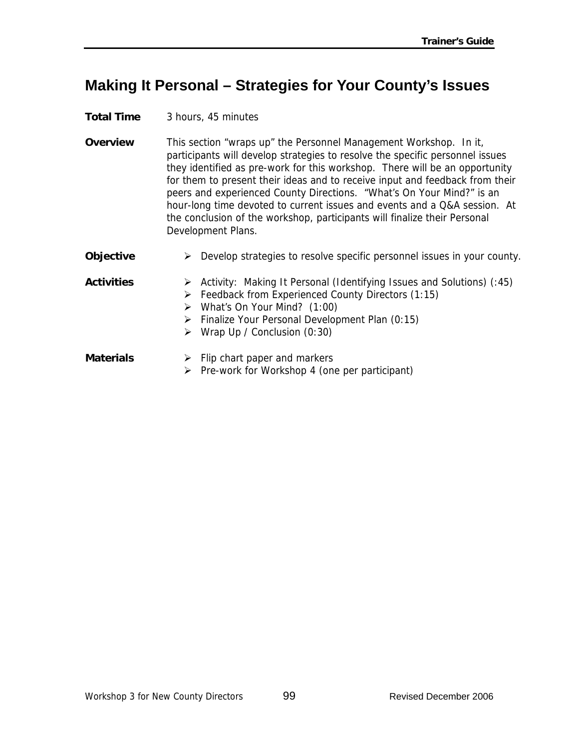# Making It Personal – Strategies for Your County's Issues

**Total Time** 3 hours, 45 minutes

**Overview** This section "wraps up" the Personnel Management Workshop. In it, participants will develop strategies to resolve the specific personnel issues they identified as pre-work for this workshop. There will be an opportunity for them to present their ideas and to receive input and feedback from their peers and experienced County Directions. "What's On Your Mind?" is an hour-long time devoted to current issues and events and a Q&A session. At the conclusion of the workshop, participants will finalize their Personal Development Plans.

**Objective**

- Develop strategies to resolve specific personnel issues in your county.

**Activities**

- Activity: Making It Personal (Identifying Issues and Solutions) (:45)
- Feedback from Experienced County Directors (1:15)
- What's On Your Mind? (1:00)
- Finalize Your Personal Development Plan (0:15)
- Wrap Up / Conclusion (0:30)

**Materials**

- Flip chart paper and markers
- Pre-work for Workshop 4 (one per participant)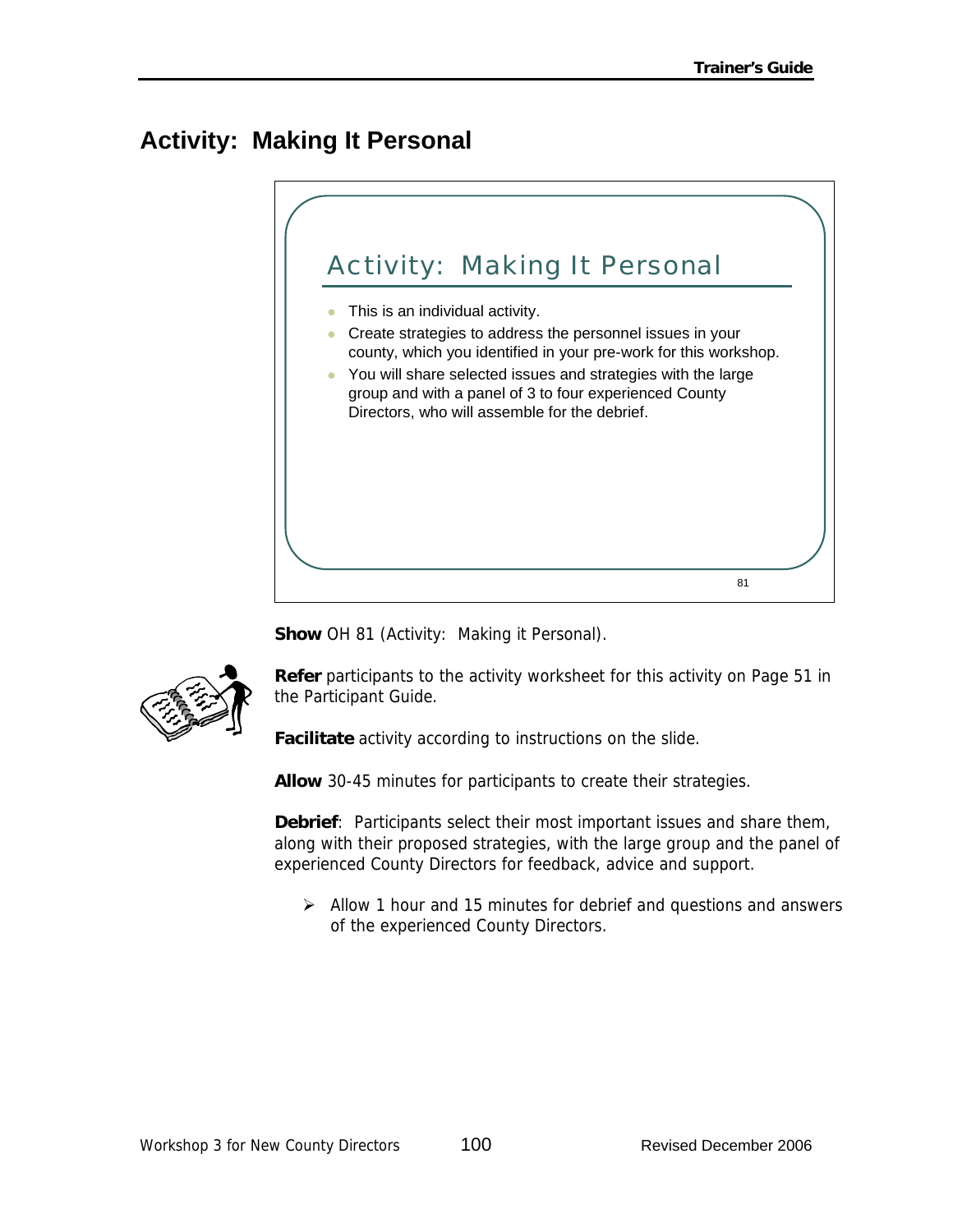# Activity: Making It Personal

## Activity: Making It Personal

- This is an individual activity.
- Create strategies to address the personnel issues in your county, which you identified in your pre-work for this workshop.
- You will share selected issues and strategies with the large group and with a panel of 3 to four experienced County Directors, who will assemble for the debrief.

81

**Show** OH 81 (Activity: Making it Personal).

**Refer** participants to the activity worksheet for this activity on Page 51 in the Participant Guide.

**Facilitate** activity according to instructions on the slide.

**Allow** 30-45 minutes for participants to create their strategies.

**Debrief**: Participants select their most important issues and share them, along with their proposed strategies, with the large group and the panel of experienced County Directors for feedback, advice and support.

- Allow 1 hour and 15 minutes for debrief and questions and answers of the experienced County Directors.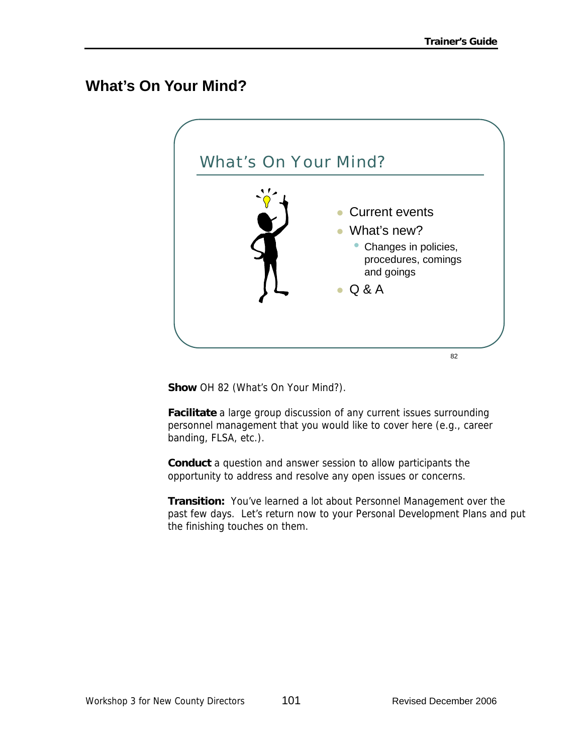## What's On Your Mind?

What's On Your Mind?

- Current events
- What's new?
  - Changes in policies, procedures, comings and goings
- Q & A

82

**Show** OH 82 (What's On Your Mind?).

**Facilitate** a large group discussion of any current issues surrounding personnel management that you would like to cover here (e.g., career banding, FLSA, etc.).

**Conduct** a question and answer session to allow participants the opportunity to address and resolve any open issues or concerns.

**Transition:** You've learned a lot about Personnel Management over the past few days. Let's return now to your Personal Development Plans and put the finishing touches on them.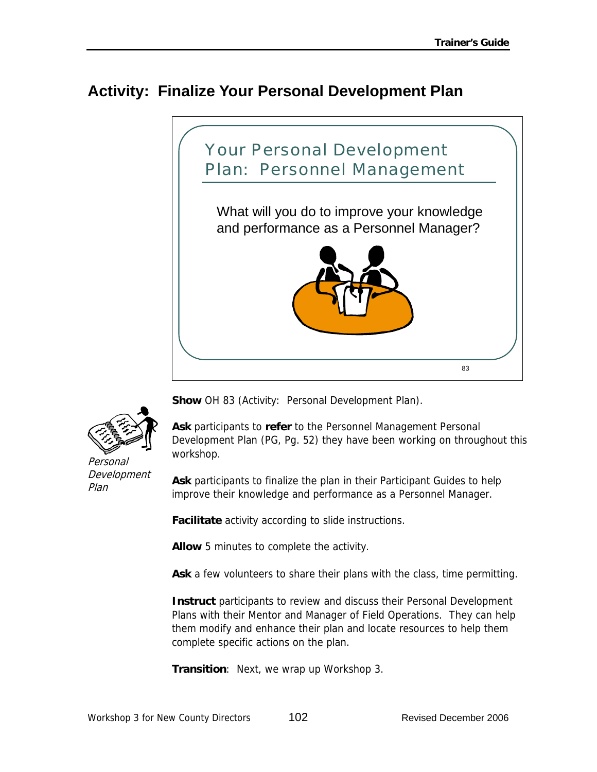## Activity: Finalize Your Personal Development Plan

Your Personal Development Plan: Personnel Management

What will you do to improve your knowledge and performance as a Personnel Manager?

83

*Personal Development Plan*

**Show** OH 83 (Activity: Personal Development Plan).

**Ask** participants to **refer** to the Personnel Management Personal Development Plan (PG, Pg. 52) they have been working on throughout this workshop.

**Ask** participants to finalize the plan in their Participant Guides to help improve their knowledge and performance as a Personnel Manager.

**Facilitate** activity according to slide instructions.

**Allow** 5 minutes to complete the activity.

**Ask** a few volunteers to share their plans with the class, time permitting.

**Instruct** participants to review and discuss their Personal Development Plans with their Mentor and Manager of Field Operations. They can help them modify and enhance their plan and locate resources to help them complete specific actions on the plan.

**Transition**: Next, we wrap up Workshop 3.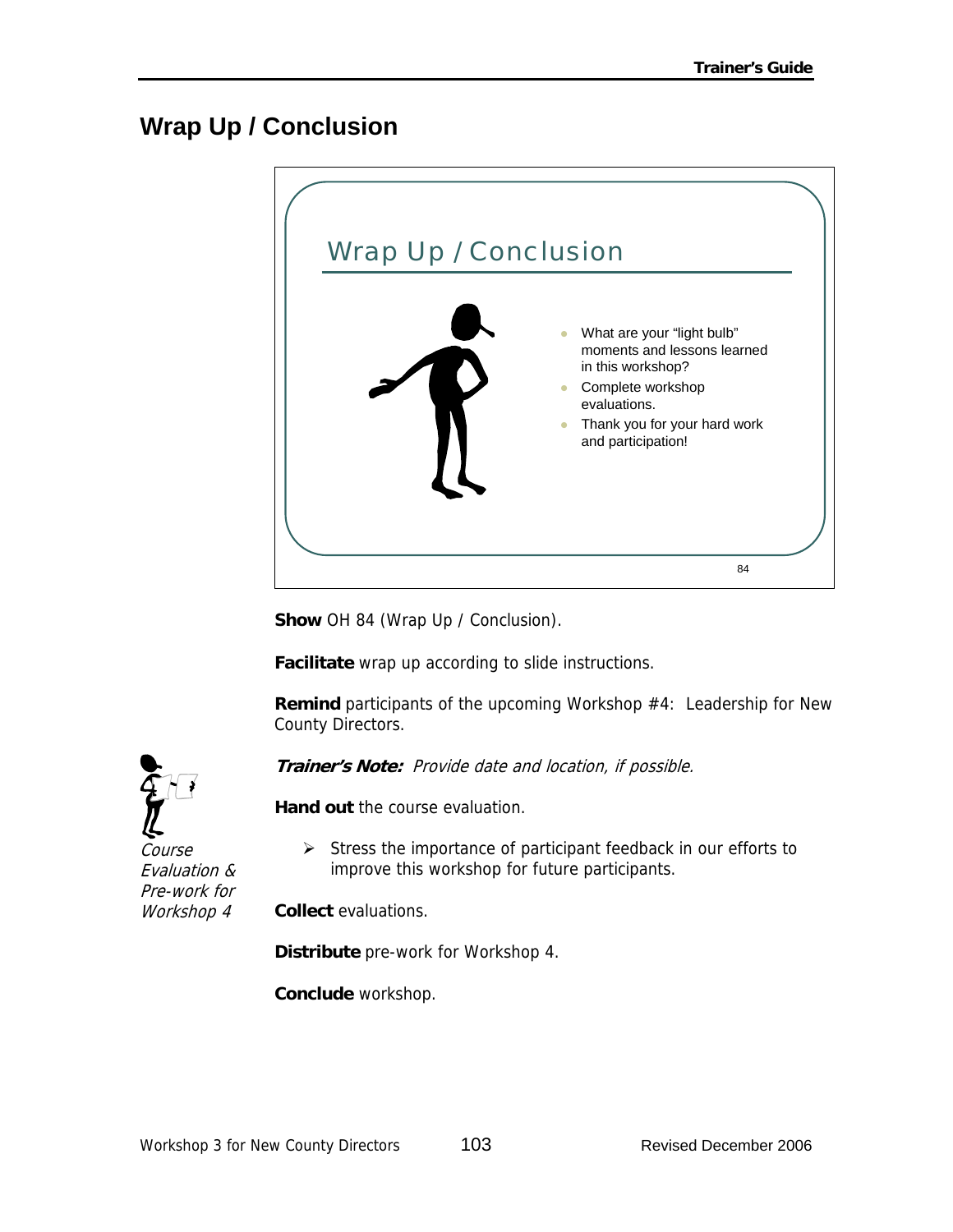# Wrap Up / Conclusion

Wrap Up / Conclusion

- What are your "light bulb" moments and lessons learned in this workshop?
- Complete workshop evaluations.
- Thank you for your hard work and participation!

84

**Show** OH 84 (Wrap Up / Conclusion).

**Facilitate** wrap up according to slide instructions.

**Remind** participants of the upcoming Workshop #4: Leadership for New County Directors.

*Course Evaluation & Pre-work for Workshop 4*

***Trainer's Note:*** *Provide date and location, if possible.*

**Hand out** the course evaluation.

- Stress the importance of participant feedback in our efforts to improve this workshop for future participants.

**Collect** evaluations.

**Distribute** pre-work for Workshop 4.

**Conclude** workshop.